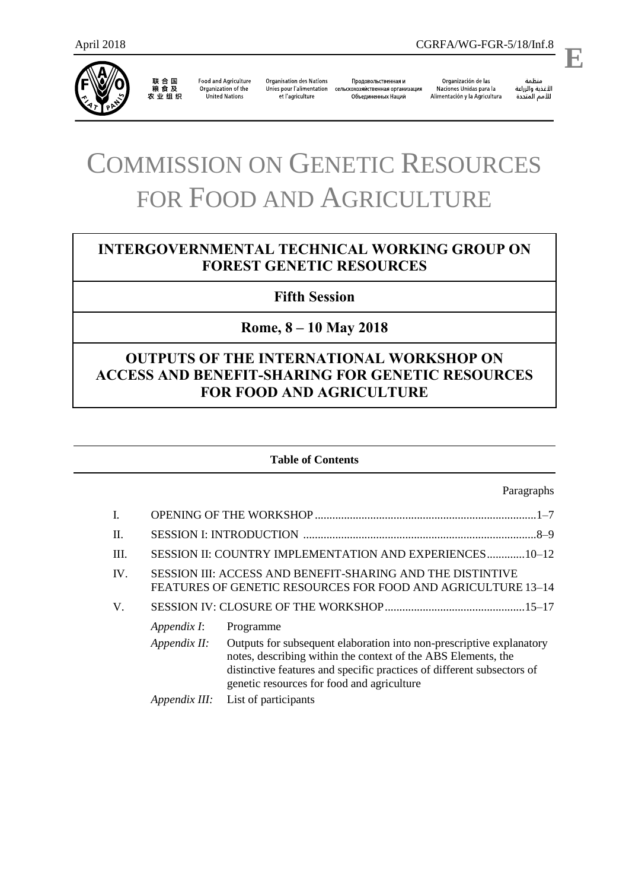April 2018 CGRFA/WG-FGR-5/18/Inf.8

**E**

联合国粮食及农业组织 | Food and Agriculture Organization of the United Nations | Organisation des Nations Unies pour l'alimentation et l'agriculture | Продовольственная и сельскохозяйственная организация Объединенных Наций | Organización de las Naciones Unidas para la Alimentación y la Agricultura | منظمة الأغذية والزراعة للأمم المتحدة

# COMMISSION ON GENETIC RESOURCES FOR FOOD AND AGRICULTURE

## INTERGOVERNMENTAL TECHNICAL WORKING GROUP ON FOREST GENETIC RESOURCES

## Fifth Session

## Rome, 8 – 10 May 2018

## OUTPUTS OF THE INTERNATIONAL WORKSHOP ON ACCESS AND BENEFIT-SHARING FOR GENETIC RESOURCES FOR FOOD AND AGRICULTURE

**Table of Contents**

| | | Paragraphs |
|---|---|---|
| I. | OPENING OF THE WORKSHOP | 1–7 |
| II. | SESSION I: INTRODUCTION | 8–9 |
| III. | SESSION II: COUNTRY IMPLEMENTATION AND EXPERIENCES | 10–12 |
| IV. | SESSION III: ACCESS AND BENEFIT-SHARING AND THE DISTINTIVE FEATURES OF GENETIC RESOURCES FOR FOOD AND AGRICULTURE | 13–14 |
| V. | SESSION IV: CLOSURE OF THE WORKSHOP | 15–17 |

*Appendix I*: Programme

*Appendix II:* Outputs for subsequent elaboration into non-prescriptive explanatory notes, describing within the context of the ABS Elements, the distinctive features and specific practices of different subsectors of genetic resources for food and agriculture

*Appendix III:* List of participants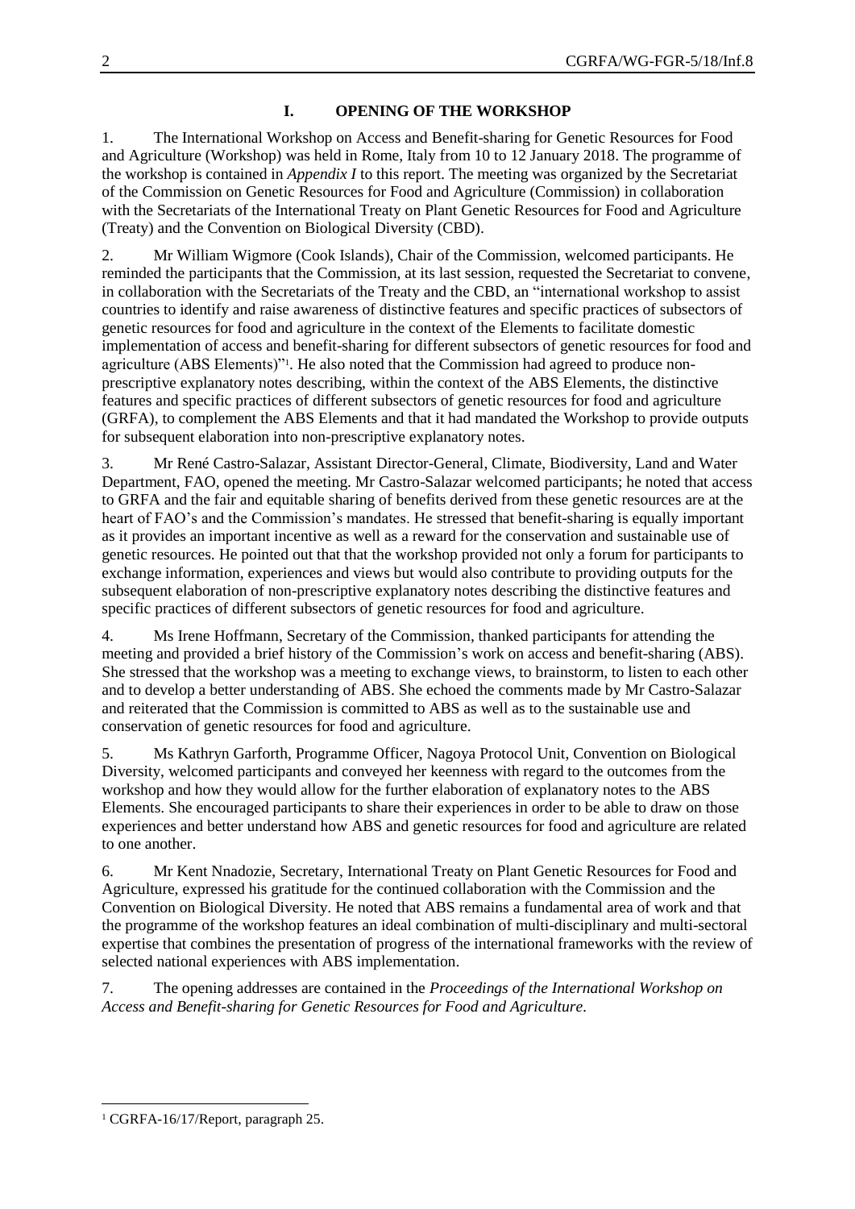## I. OPENING OF THE WORKSHOP

1. The International Workshop on Access and Benefit-sharing for Genetic Resources for Food and Agriculture (Workshop) was held in Rome, Italy from 10 to 12 January 2018. The programme of the workshop is contained in *Appendix I* to this report. The meeting was organized by the Secretariat of the Commission on Genetic Resources for Food and Agriculture (Commission) in collaboration with the Secretariats of the International Treaty on Plant Genetic Resources for Food and Agriculture (Treaty) and the Convention on Biological Diversity (CBD).

2. Mr William Wigmore (Cook Islands), Chair of the Commission, welcomed participants. He reminded the participants that the Commission, at its last session, requested the Secretariat to convene, in collaboration with the Secretariats of the Treaty and the CBD, an "international workshop to assist countries to identify and raise awareness of distinctive features and specific practices of subsectors of genetic resources for food and agriculture in the context of the Elements to facilitate domestic implementation of access and benefit-sharing for different subsectors of genetic resources for food and agriculture (ABS Elements)"[1]. He also noted that the Commission had agreed to produce non-prescriptive explanatory notes describing, within the context of the ABS Elements, the distinctive features and specific practices of different subsectors of genetic resources for food and agriculture (GRFA), to complement the ABS Elements and that it had mandated the Workshop to provide outputs for subsequent elaboration into non-prescriptive explanatory notes.

3. Mr René Castro-Salazar, Assistant Director-General, Climate, Biodiversity, Land and Water Department, FAO, opened the meeting. Mr Castro-Salazar welcomed participants; he noted that access to GRFA and the fair and equitable sharing of benefits derived from these genetic resources are at the heart of FAO's and the Commission's mandates. He stressed that benefit-sharing is equally important as it provides an important incentive as well as a reward for the conservation and sustainable use of genetic resources. He pointed out that that the workshop provided not only a forum for participants to exchange information, experiences and views but would also contribute to providing outputs for the subsequent elaboration of non-prescriptive explanatory notes describing the distinctive features and specific practices of different subsectors of genetic resources for food and agriculture.

4. Ms Irene Hoffmann, Secretary of the Commission, thanked participants for attending the meeting and provided a brief history of the Commission's work on access and benefit-sharing (ABS). She stressed that the workshop was a meeting to exchange views, to brainstorm, to listen to each other and to develop a better understanding of ABS. She echoed the comments made by Mr Castro-Salazar and reiterated that the Commission is committed to ABS as well as to the sustainable use and conservation of genetic resources for food and agriculture.

5. Ms Kathryn Garforth, Programme Officer, Nagoya Protocol Unit, Convention on Biological Diversity, welcomed participants and conveyed her keenness with regard to the outcomes from the workshop and how they would allow for the further elaboration of explanatory notes to the ABS Elements. She encouraged participants to share their experiences in order to be able to draw on those experiences and better understand how ABS and genetic resources for food and agriculture are related to one another.

6. Mr Kent Nnadozie, Secretary, International Treaty on Plant Genetic Resources for Food and Agriculture, expressed his gratitude for the continued collaboration with the Commission and the Convention on Biological Diversity. He noted that ABS remains a fundamental area of work and that the programme of the workshop features an ideal combination of multi-disciplinary and multi-sectoral expertise that combines the presentation of progress of the international frameworks with the review of selected national experiences with ABS implementation.

7. The opening addresses are contained in the *Proceedings of the International Workshop on Access and Benefit-sharing for Genetic Resources for Food and Agriculture*.

[1] CGRFA-16/17/Report, paragraph 25.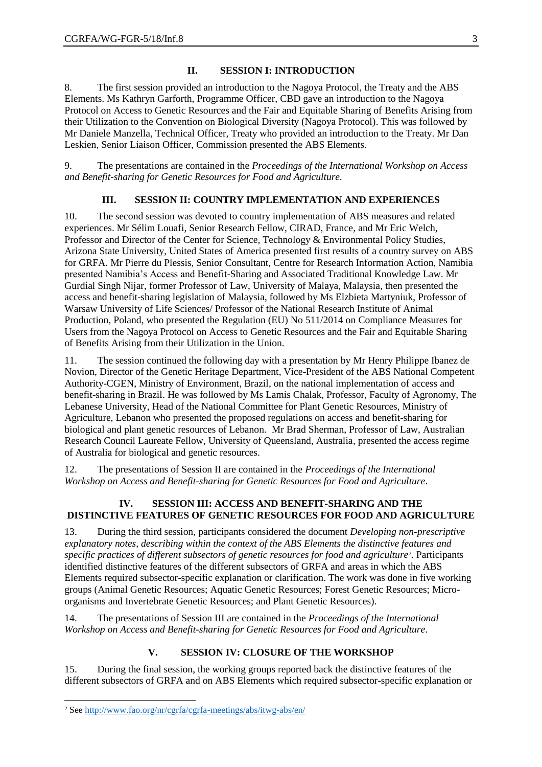## II. SESSION I: INTRODUCTION

8. The first session provided an introduction to the Nagoya Protocol, the Treaty and the ABS Elements. Ms Kathryn Garforth, Programme Officer, CBD gave an introduction to the Nagoya Protocol on Access to Genetic Resources and the Fair and Equitable Sharing of Benefits Arising from their Utilization to the Convention on Biological Diversity (Nagoya Protocol). This was followed by Mr Daniele Manzella, Technical Officer, Treaty who provided an introduction to the Treaty. Mr Dan Leskien, Senior Liaison Officer, Commission presented the ABS Elements.

9. The presentations are contained in the *Proceedings of the International Workshop on Access and Benefit-sharing for Genetic Resources for Food and Agriculture.*

## III. SESSION II: COUNTRY IMPLEMENTATION AND EXPERIENCES

10. The second session was devoted to country implementation of ABS measures and related experiences. Mr Sélim Louafi, Senior Research Fellow, CIRAD, France, and Mr Eric Welch, Professor and Director of the Center for Science, Technology & Environmental Policy Studies, Arizona State University, United States of America presented first results of a country survey on ABS for GRFA. Mr Pierre du Plessis, Senior Consultant, Centre for Research Information Action, Namibia presented Namibia's Access and Benefit-Sharing and Associated Traditional Knowledge Law. Mr Gurdial Singh Nijar, former Professor of Law, University of Malaya, Malaysia, then presented the access and benefit-sharing legislation of Malaysia, followed by Ms Elzbieta Martyniuk, Professor of Warsaw University of Life Sciences/ Professor of the National Research Institute of Animal Production, Poland, who presented the Regulation (EU) No 511/2014 on Compliance Measures for Users from the Nagoya Protocol on Access to Genetic Resources and the Fair and Equitable Sharing of Benefits Arising from their Utilization in the Union.

11. The session continued the following day with a presentation by Mr Henry Philippe Ibanez de Novion, Director of the Genetic Heritage Department, Vice-President of the ABS National Competent Authority-CGEN, Ministry of Environment, Brazil, on the national implementation of access and benefit-sharing in Brazil. He was followed by Ms Lamis Chalak, Professor, Faculty of Agronomy, The Lebanese University, Head of the National Committee for Plant Genetic Resources, Ministry of Agriculture, Lebanon who presented the proposed regulations on access and benefit-sharing for biological and plant genetic resources of Lebanon. Mr Brad Sherman, Professor of Law, Australian Research Council Laureate Fellow, University of Queensland, Australia, presented the access regime of Australia for biological and genetic resources.

12. The presentations of Session II are contained in the *Proceedings of the International Workshop on Access and Benefit-sharing for Genetic Resources for Food and Agriculture*.

## IV. SESSION III: ACCESS AND BENEFIT-SHARING AND THE DISTINCTIVE FEATURES OF GENETIC RESOURCES FOR FOOD AND AGRICULTURE

13. During the third session, participants considered the document *Developing non-prescriptive explanatory notes, describing within the context of the ABS Elements the distinctive features and specific practices of different subsectors of genetic resources for food and agriculture*[2]. Participants identified distinctive features of the different subsectors of GRFA and areas in which the ABS Elements required subsector-specific explanation or clarification. The work was done in five working groups (Animal Genetic Resources; Aquatic Genetic Resources; Forest Genetic Resources; Micro-organisms and Invertebrate Genetic Resources; and Plant Genetic Resources).

14. The presentations of Session III are contained in the *Proceedings of the International Workshop on Access and Benefit-sharing for Genetic Resources for Food and Agriculture*.

## V. SESSION IV: CLOSURE OF THE WORKSHOP

15. During the final session, the working groups reported back the distinctive features of the different subsectors of GRFA and on ABS Elements which required subsector-specific explanation or

---

[2] See http://www.fao.org/nr/cgrfa/cgrfa-meetings/abs/itwg-abs/en/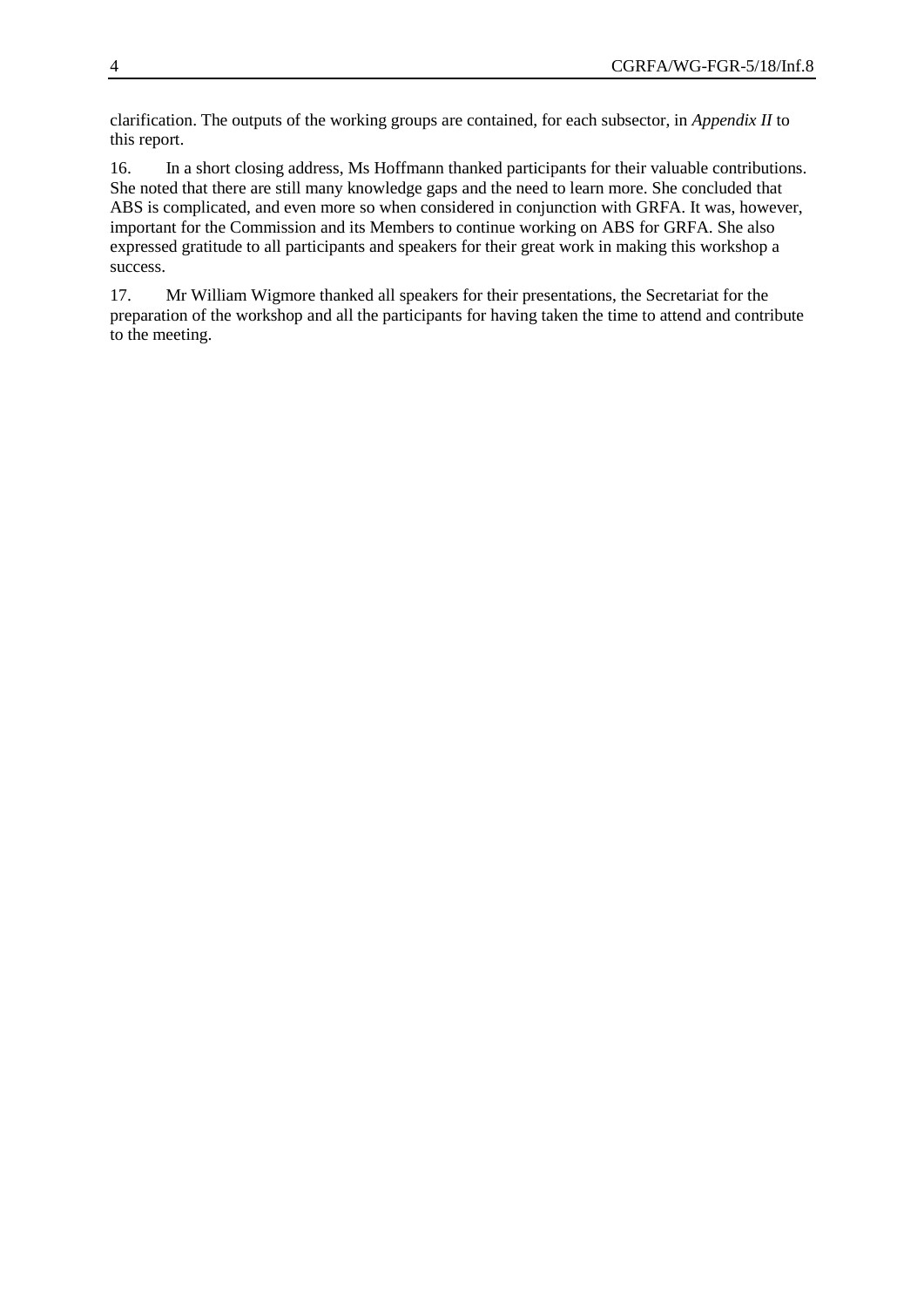clarification. The outputs of the working groups are contained, for each subsector, in *Appendix II* to this report.

16. In a short closing address, Ms Hoffmann thanked participants for their valuable contributions. She noted that there are still many knowledge gaps and the need to learn more. She concluded that ABS is complicated, and even more so when considered in conjunction with GRFA. It was, however, important for the Commission and its Members to continue working on ABS for GRFA. She also expressed gratitude to all participants and speakers for their great work in making this workshop a success.

17. Mr William Wigmore thanked all speakers for their presentations, the Secretariat for the preparation of the workshop and all the participants for having taken the time to attend and contribute to the meeting.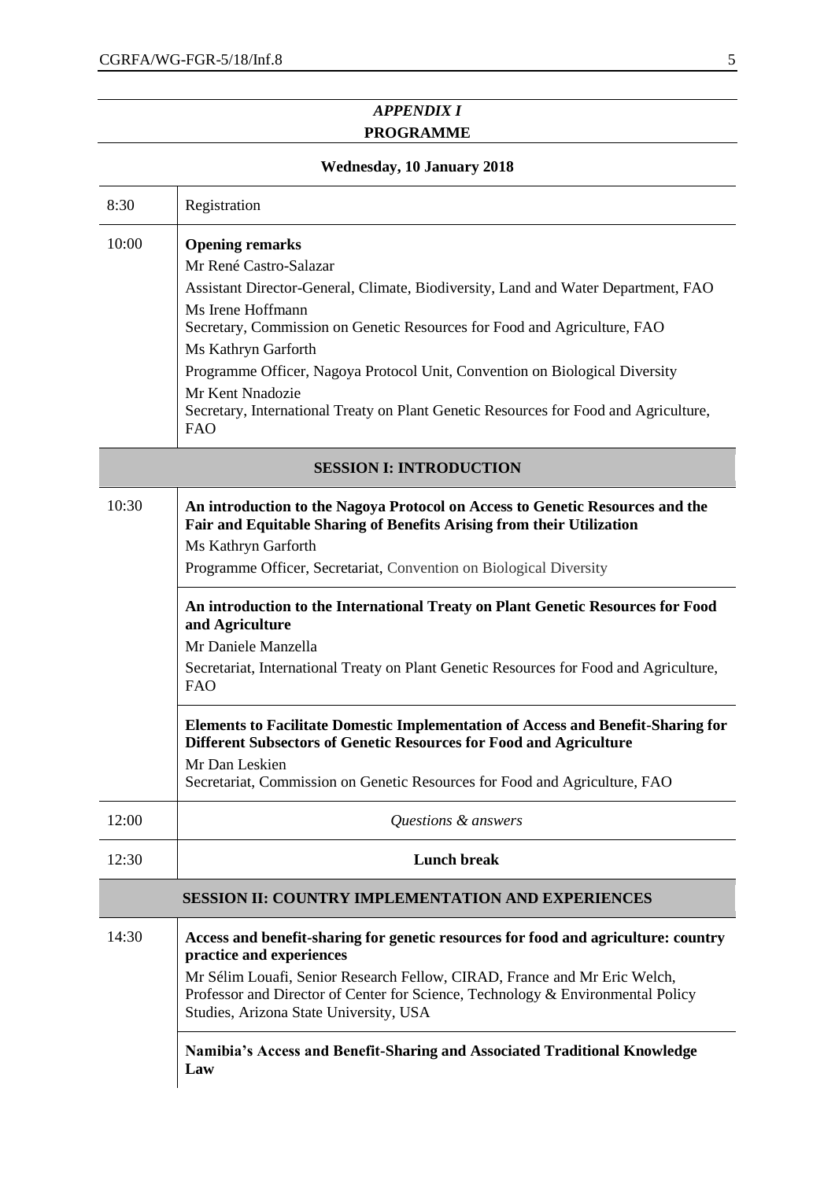## *APPENDIX I*
## PROGRAMME

### Wednesday, 10 January 2018

| Time | Programme |
|---|---|
| 8:30 | Registration |
| 10:00 | **Opening remarks**<br>Mr René Castro-Salazar<br>Assistant Director-General, Climate, Biodiversity, Land and Water Department, FAO<br>Ms Irene Hoffmann<br>Secretary, Commission on Genetic Resources for Food and Agriculture, FAO<br>Ms Kathryn Garforth<br>Programme Officer, Nagoya Protocol Unit, Convention on Biological Diversity<br>Mr Kent Nnadozie<br>Secretary, International Treaty on Plant Genetic Resources for Food and Agriculture, FAO |
| | **SESSION I: INTRODUCTION** |
| 10:30 | **An introduction to the Nagoya Protocol on Access to Genetic Resources and the Fair and Equitable Sharing of Benefits Arising from their Utilization**<br>Ms Kathryn Garforth<br>Programme Officer, Secretariat, Convention on Biological Diversity |
| | **An introduction to the International Treaty on Plant Genetic Resources for Food and Agriculture**<br>Mr Daniele Manzella<br>Secretariat, International Treaty on Plant Genetic Resources for Food and Agriculture, FAO |
| | **Elements to Facilitate Domestic Implementation of Access and Benefit-Sharing for Different Subsectors of Genetic Resources for Food and Agriculture**<br>Mr Dan Leskien<br>Secretariat, Commission on Genetic Resources for Food and Agriculture, FAO |
| 12:00 | *Questions & answers* |
| 12:30 | **Lunch break** |
| | **SESSION II: COUNTRY IMPLEMENTATION AND EXPERIENCES** |
| 14:30 | **Access and benefit-sharing for genetic resources for food and agriculture: country practice and experiences**<br>Mr Sélim Louafi, Senior Research Fellow, CIRAD, France and Mr Eric Welch, Professor and Director of Center for Science, Technology & Environmental Policy Studies, Arizona State University, USA |
| | **Namibia's Access and Benefit-Sharing and Associated Traditional Knowledge Law** |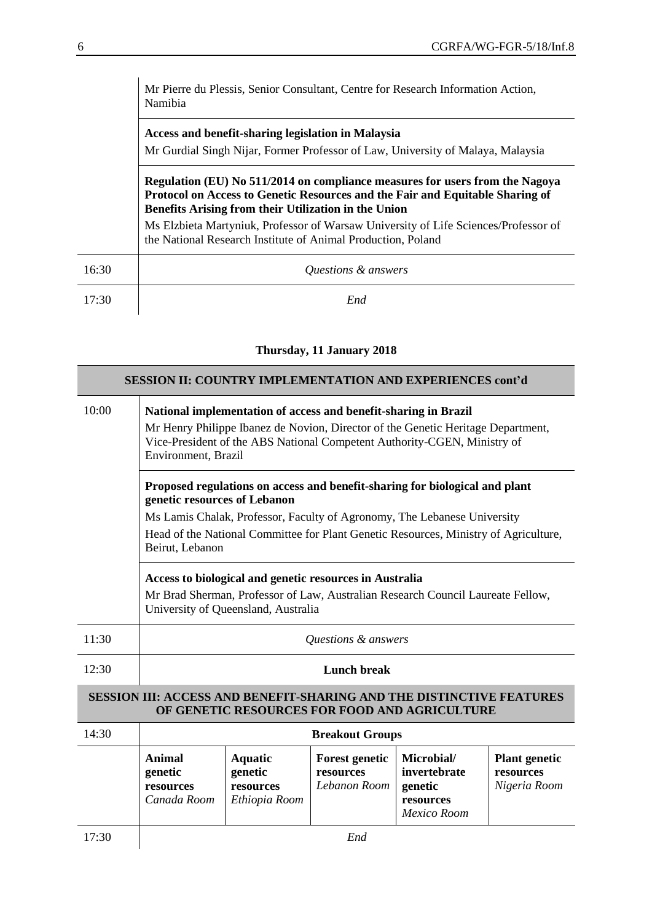| | |
|---|---|
| | Mr Pierre du Plessis, Senior Consultant, Centre for Research Information Action, Namibia |
| | **Access and benefit-sharing legislation in Malaysia**<br>Mr Gurdial Singh Nijar, Former Professor of Law, University of Malaya, Malaysia |
| | **Regulation (EU) No 511/2014 on compliance measures for users from the Nagoya Protocol on Access to Genetic Resources and the Fair and Equitable Sharing of Benefits Arising from their Utilization in the Union**<br>Ms Elzbieta Martyniuk, Professor of Warsaw University of Life Sciences/Professor of the National Research Institute of Animal Production, Poland |
| 16:30 | *Questions & answers* |
| 17:30 | *End* |

**Thursday, 11 January 2018**

**SESSION II: COUNTRY IMPLEMENTATION AND EXPERIENCES cont'd**

| | |
|---|---|
| 10:00 | **National implementation of access and benefit-sharing in Brazil**<br>Mr Henry Philippe Ibanez de Novion, Director of the Genetic Heritage Department, Vice-President of the ABS National Competent Authority-CGEN, Ministry of Environment, Brazil |
| | **Proposed regulations on access and benefit-sharing for biological and plant genetic resources of Lebanon**<br>Ms Lamis Chalak, Professor, Faculty of Agronomy, The Lebanese University<br>Head of the National Committee for Plant Genetic Resources, Ministry of Agriculture, Beirut, Lebanon |
| | **Access to biological and genetic resources in Australia**<br>Mr Brad Sherman, Professor of Law, Australian Research Council Laureate Fellow, University of Queensland, Australia |
| 11:30 | *Questions & answers* |
| 12:30 | **Lunch break** |

**SESSION III: ACCESS AND BENEFIT-SHARING AND THE DISTINCTIVE FEATURES OF GENETIC RESOURCES FOR FOOD AND AGRICULTURE**

| | | | | | |
|---|---|---|---|---|---|
| 14:30 | **Breakout Groups** | | | | |
| | **Animal genetic resources**<br>*Canada Room* | **Aquatic genetic resources**<br>*Ethiopia Room* | **Forest genetic resources**<br>*Lebanon Room* | **Microbial/ invertebrate genetic resources**<br>*Mexico Room* | **Plant genetic resources**<br>*Nigeria Room* |
| 17:30 | *End* | | | | |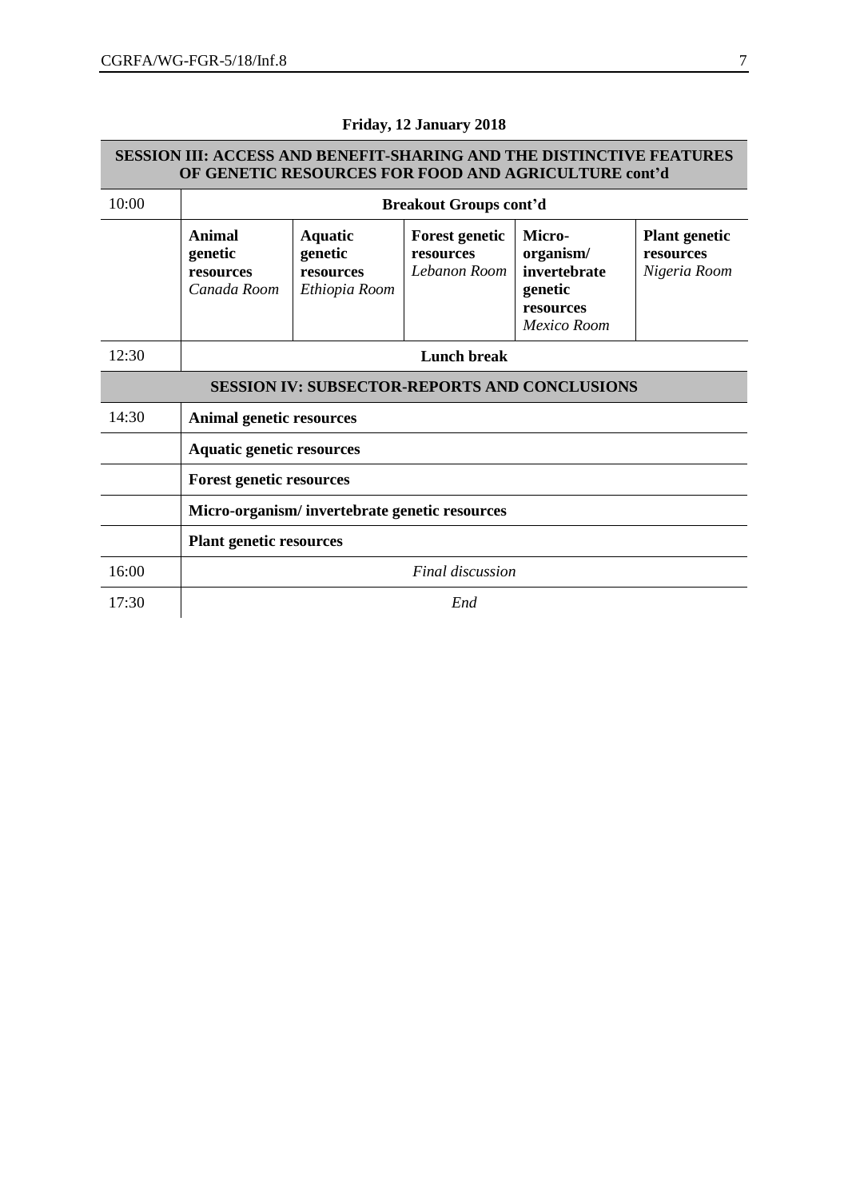**Friday, 12 January 2018**

| SESSION III: ACCESS AND BENEFIT-SHARING AND THE DISTINCTIVE FEATURES OF GENETIC RESOURCES FOR FOOD AND AGRICULTURE cont'd | | | | | |
|---|---|---|---|---|---|
| 10:00 | **Breakout Groups cont'd** | | | | |
| | **Animal genetic resources** *Canada Room* | **Aquatic genetic resources** *Ethiopia Room* | **Forest genetic resources** *Lebanon Room* | **Micro-organism/ invertebrate genetic resources** *Mexico Room* | **Plant genetic resources** *Nigeria Room* |
| 12:30 | **Lunch break** | | | | |
| **SESSION IV: SUBSECTOR-REPORTS AND CONCLUSIONS** | | | | | |
| 14:30 | **Animal genetic resources** | | | | |
| | **Aquatic genetic resources** | | | | |
| | **Forest genetic resources** | | | | |
| | **Micro-organism/ invertebrate genetic resources** | | | | |
| | **Plant genetic resources** | | | | |
| 16:00 | *Final discussion* | | | | |
| 17:30 | *End* | | | | |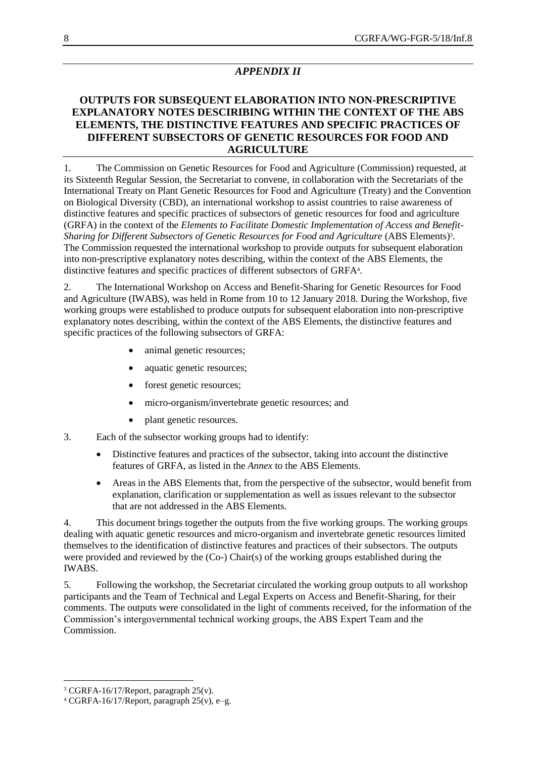*APPENDIX II*

## OUTPUTS FOR SUBSEQUENT ELABORATION INTO NON-PRESCRIPTIVE EXPLANATORY NOTES DESCRIBING WITHIN THE CONTEXT OF THE ABS ELEMENTS, THE DISTINCTIVE FEATURES AND SPECIFIC PRACTICES OF DIFFERENT SUBSECTORS OF GENETIC RESOURCES FOR FOOD AND AGRICULTURE

1. The Commission on Genetic Resources for Food and Agriculture (Commission) requested, at its Sixteenth Regular Session, the Secretariat to convene, in collaboration with the Secretariats of the International Treaty on Plant Genetic Resources for Food and Agriculture (Treaty) and the Convention on Biological Diversity (CBD), an international workshop to assist countries to raise awareness of distinctive features and specific practices of subsectors of genetic resources for food and agriculture (GRFA) in the context of the *Elements to Facilitate Domestic Implementation of Access and Benefit-Sharing for Different Subsectors of Genetic Resources for Food and Agriculture* (ABS Elements)[3]. The Commission requested the international workshop to provide outputs for subsequent elaboration into non-prescriptive explanatory notes describing, within the context of the ABS Elements, the distinctive features and specific practices of different subsectors of GRFA[4].

2. The International Workshop on Access and Benefit-Sharing for Genetic Resources for Food and Agriculture (IWABS), was held in Rome from 10 to 12 January 2018. During the Workshop, five working groups were established to produce outputs for subsequent elaboration into non-prescriptive explanatory notes describing, within the context of the ABS Elements, the distinctive features and specific practices of the following subsectors of GRFA:

- animal genetic resources;
- aquatic genetic resources;
- forest genetic resources;
- micro-organism/invertebrate genetic resources; and
- plant genetic resources.

3. Each of the subsector working groups had to identify:

- Distinctive features and practices of the subsector, taking into account the distinctive features of GRFA, as listed in the *Annex* to the ABS Elements.
- Areas in the ABS Elements that, from the perspective of the subsector, would benefit from explanation, clarification or supplementation as well as issues relevant to the subsector that are not addressed in the ABS Elements.

4. This document brings together the outputs from the five working groups. The working groups dealing with aquatic genetic resources and micro-organism and invertebrate genetic resources limited themselves to the identification of distinctive features and practices of their subsectors. The outputs were provided and reviewed by the (Co-) Chair(s) of the working groups established during the IWABS.

5. Following the workshop, the Secretariat circulated the working group outputs to all workshop participants and the Team of Technical and Legal Experts on Access and Benefit-Sharing, for their comments. The outputs were consolidated in the light of comments received, for the information of the Commission's intergovernmental technical working groups, the ABS Expert Team and the Commission.

---

[3] CGRFA-16/17/Report, paragraph 25(v).

[4] CGRFA-16/17/Report, paragraph 25(v), e–g.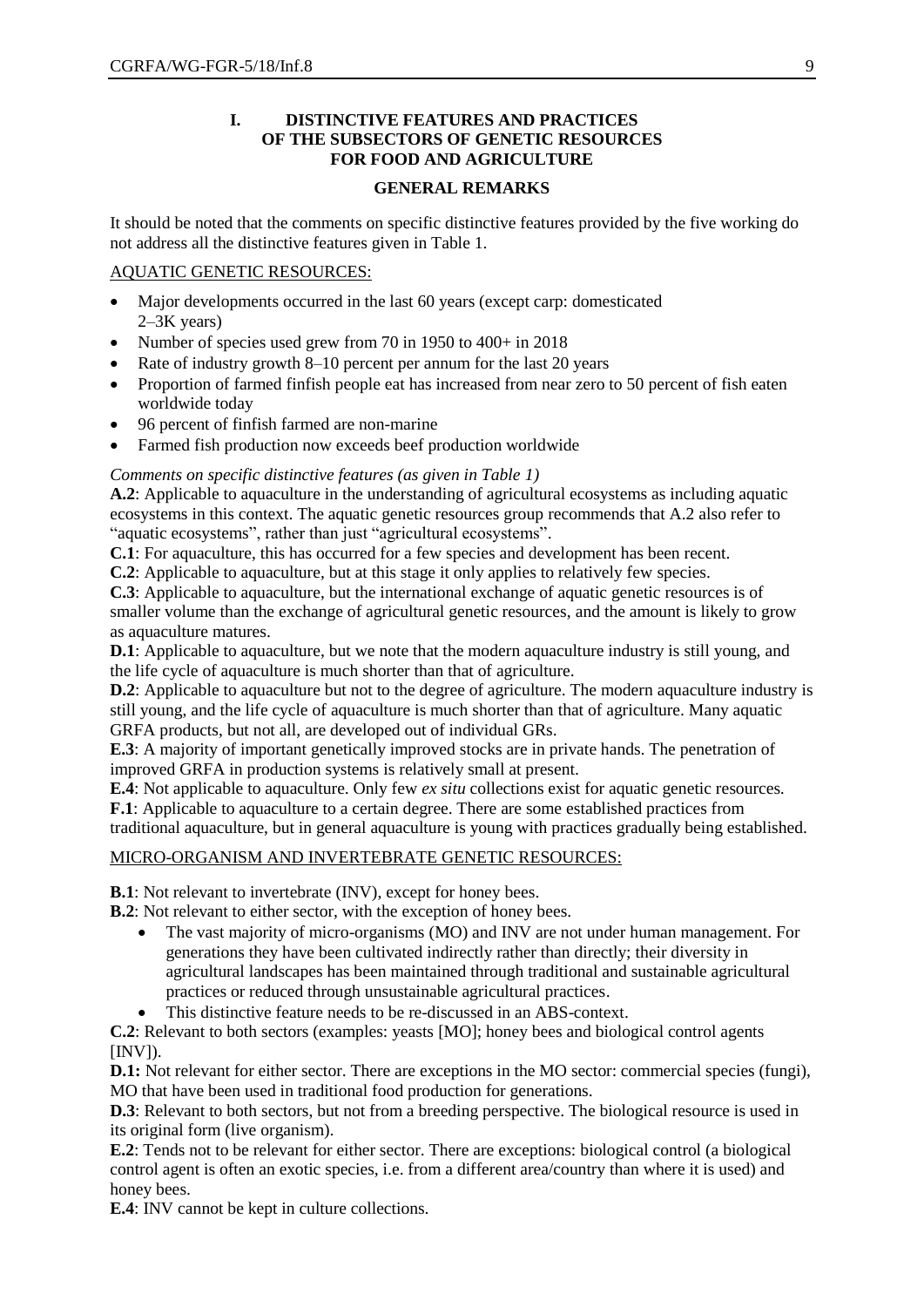## I. DISTINCTIVE FEATURES AND PRACTICES OF THE SUBSECTORS OF GENETIC RESOURCES FOR FOOD AND AGRICULTURE

### GENERAL REMARKS

It should be noted that the comments on specific distinctive features provided by the five working do not address all the distinctive features given in Table 1.

AQUATIC GENETIC RESOURCES:

- Major developments occurred in the last 60 years (except carp: domesticated 2–3K years)
- Number of species used grew from 70 in 1950 to 400+ in 2018
- Rate of industry growth 8–10 percent per annum for the last 20 years
- Proportion of farmed finfish people eat has increased from near zero to 50 percent of fish eaten worldwide today
- 96 percent of finfish farmed are non-marine
- Farmed fish production now exceeds beef production worldwide

*Comments on specific distinctive features (as given in Table 1)*

**A.2**: Applicable to aquaculture in the understanding of agricultural ecosystems as including aquatic ecosystems in this context. The aquatic genetic resources group recommends that A.2 also refer to "aquatic ecosystems", rather than just "agricultural ecosystems".

**C.1**: For aquaculture, this has occurred for a few species and development has been recent.

**C.2**: Applicable to aquaculture, but at this stage it only applies to relatively few species.

**C.3**: Applicable to aquaculture, but the international exchange of aquatic genetic resources is of smaller volume than the exchange of agricultural genetic resources, and the amount is likely to grow as aquaculture matures.

**D.1**: Applicable to aquaculture, but we note that the modern aquaculture industry is still young, and the life cycle of aquaculture is much shorter than that of agriculture.

**D.2**: Applicable to aquaculture but not to the degree of agriculture. The modern aquaculture industry is still young, and the life cycle of aquaculture is much shorter than that of agriculture. Many aquatic GRFA products, but not all, are developed out of individual GRs.

**E.3**: A majority of important genetically improved stocks are in private hands. The penetration of improved GRFA in production systems is relatively small at present.

**E.4**: Not applicable to aquaculture. Only few *ex situ* collections exist for aquatic genetic resources.

**F.1**: Applicable to aquaculture to a certain degree. There are some established practices from traditional aquaculture, but in general aquaculture is young with practices gradually being established.

MICRO-ORGANISM AND INVERTEBRATE GENETIC RESOURCES:

**B.1**: Not relevant to invertebrate (INV), except for honey bees.

**B.2**: Not relevant to either sector, with the exception of honey bees.

- The vast majority of micro-organisms (MO) and INV are not under human management. For generations they have been cultivated indirectly rather than directly; their diversity in agricultural landscapes has been maintained through traditional and sustainable agricultural practices or reduced through unsustainable agricultural practices.
- This distinctive feature needs to be re-discussed in an ABS-context.

**C.2**: Relevant to both sectors (examples: yeasts [MO]; honey bees and biological control agents [INV]).

**D.1:** Not relevant for either sector. There are exceptions in the MO sector: commercial species (fungi), MO that have been used in traditional food production for generations.

**D.3**: Relevant to both sectors, but not from a breeding perspective. The biological resource is used in its original form (live organism).

**E.2**: Tends not to be relevant for either sector. There are exceptions: biological control (a biological control agent is often an exotic species, i.e. from a different area/country than where it is used) and honey bees.

**E.4**: INV cannot be kept in culture collections.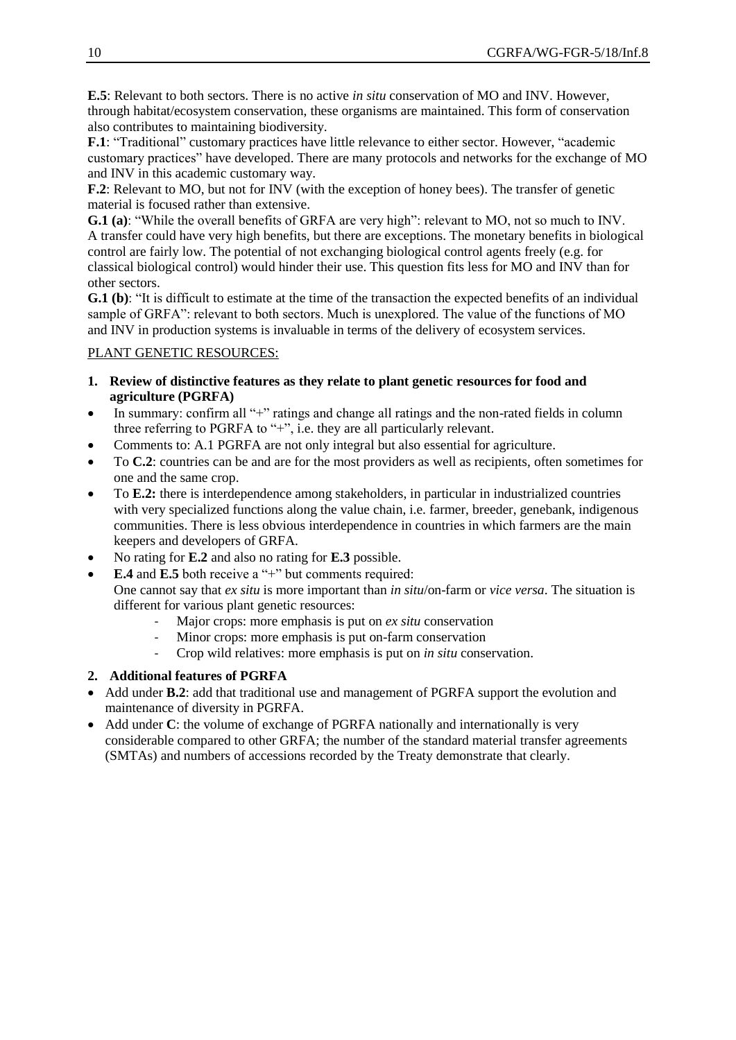**E.5**: Relevant to both sectors. There is no active *in situ* conservation of MO and INV. However, through habitat/ecosystem conservation, these organisms are maintained. This form of conservation also contributes to maintaining biodiversity.

**F.1**: "Traditional" customary practices have little relevance to either sector. However, "academic customary practices" have developed. There are many protocols and networks for the exchange of MO and INV in this academic customary way.

**F.2**: Relevant to MO, but not for INV (with the exception of honey bees). The transfer of genetic material is focused rather than extensive.

**G.1 (a)**: "While the overall benefits of GRFA are very high": relevant to MO, not so much to INV. A transfer could have very high benefits, but there are exceptions. The monetary benefits in biological control are fairly low. The potential of not exchanging biological control agents freely (e.g. for classical biological control) would hinder their use. This question fits less for MO and INV than for other sectors.

**G.1 (b)**: "It is difficult to estimate at the time of the transaction the expected benefits of an individual sample of GRFA": relevant to both sectors. Much is unexplored. The value of the functions of MO and INV in production systems is invaluable in terms of the delivery of ecosystem services.

<u>PLANT GENETIC RESOURCES:</u>

1. **Review of distinctive features as they relate to plant genetic resources for food and agriculture (PGRFA)**

- In summary: confirm all "+" ratings and change all ratings and the non-rated fields in column three referring to PGRFA to "+", i.e. they are all particularly relevant.
- Comments to: A.1 PGRFA are not only integral but also essential for agriculture.
- To **C.2**: countries can be and are for the most providers as well as recipients, often sometimes for one and the same crop.
- To **E.2:** there is interdependence among stakeholders, in particular in industrialized countries with very specialized functions along the value chain, i.e. farmer, breeder, genebank, indigenous communities. There is less obvious interdependence in countries in which farmers are the main keepers and developers of GRFA.
- No rating for **E.2** and also no rating for **E.3** possible.
- **E.4** and **E.5** both receive a "+" but comments required:
  One cannot say that *ex situ* is more important than *in situ*/on-farm or *vice versa*. The situation is different for various plant genetic resources:
  - Major crops: more emphasis is put on *ex situ* conservation
  - Minor crops: more emphasis is put on-farm conservation
  - Crop wild relatives: more emphasis is put on *in situ* conservation.

2. **Additional features of PGRFA**

- Add under **B.2**: add that traditional use and management of PGRFA support the evolution and maintenance of diversity in PGRFA.
- Add under **C**: the volume of exchange of PGRFA nationally and internationally is very considerable compared to other GRFA; the number of the standard material transfer agreements (SMTAs) and numbers of accessions recorded by the Treaty demonstrate that clearly.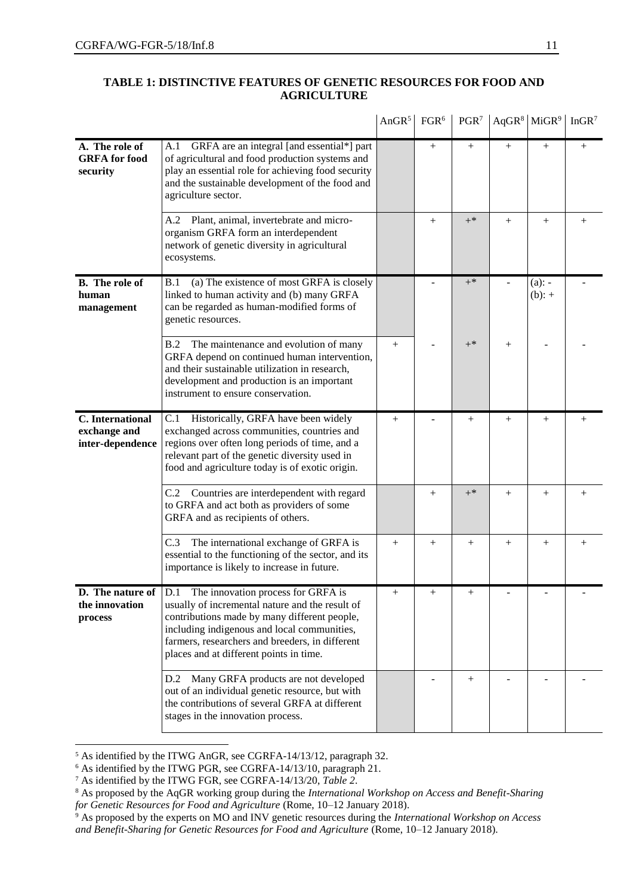**TABLE 1: DISTINCTIVE FEATURES OF GENETIC RESOURCES FOR FOOD AND AGRICULTURE**

| | | AnGR[5] | FGR[6] | PGR[7] | AqGR[8] | MiGR[9] | InGR[7] |
|---|---|---|---|---|---|---|---|
| **A. The role of GRFA for food security** | A.1 GRFA are an integral [and essential*] part of agricultural and food production systems and play an essential role for achieving food security and the sustainable development of the food and agriculture sector. | | + | + | + | + | + |
| | A.2 Plant, animal, invertebrate and micro-organism GRFA form an interdependent network of genetic diversity in agricultural ecosystems. | | + | +* | + | + | + |
| **B. The role of human management** | B.1 (a) The existence of most GRFA is closely linked to human activity and (b) many GRFA can be regarded as human-modified forms of genetic resources. | | - | +* | - | (a): - (b): + | - |
| | B.2 The maintenance and evolution of many GRFA depend on continued human intervention, and their sustainable utilization in research, development and production is an important instrument to ensure conservation. | + | - | +* | + | - | - |
| **C. International exchange and inter-dependence** | C.1 Historically, GRFA have been widely exchanged across communities, countries and regions over often long periods of time, and a relevant part of the genetic diversity used in food and agriculture today is of exotic origin. | + | - | + | + | + | + |
| | C.2 Countries are interdependent with regard to GRFA and act both as providers of some GRFA and as recipients of others. | | + | +* | + | + | + |
| | C.3 The international exchange of GRFA is essential to the functioning of the sector, and its importance is likely to increase in future. | + | + | + | + | + | + |
| **D. The nature of the innovation process** | D.1 The innovation process for GRFA is usually of incremental nature and the result of contributions made by many different people, including indigenous and local communities, farmers, researchers and breeders, in different places and at different points in time. | + | + | + | - | - | - |
| | D.2 Many GRFA products are not developed out of an individual genetic resource, but with the contributions of several GRFA at different stages in the innovation process. | | - | + | - | - | - |

[5] As identified by the ITWG AnGR, see CGRFA-14/13/12, paragraph 32.
[6] As identified by the ITWG PGR, see CGRFA-14/13/10, paragraph 21.
[7] As identified by the ITWG FGR, see CGRFA-14/13/20, *Table 2*.
[8] As proposed by the AqGR working group during the *International Workshop on Access and Benefit-Sharing for Genetic Resources for Food and Agriculture* (Rome, 10–12 January 2018).
[9] As proposed by the experts on MO and INV genetic resources during the *International Workshop on Access and Benefit-Sharing for Genetic Resources for Food and Agriculture* (Rome, 10–12 January 2018).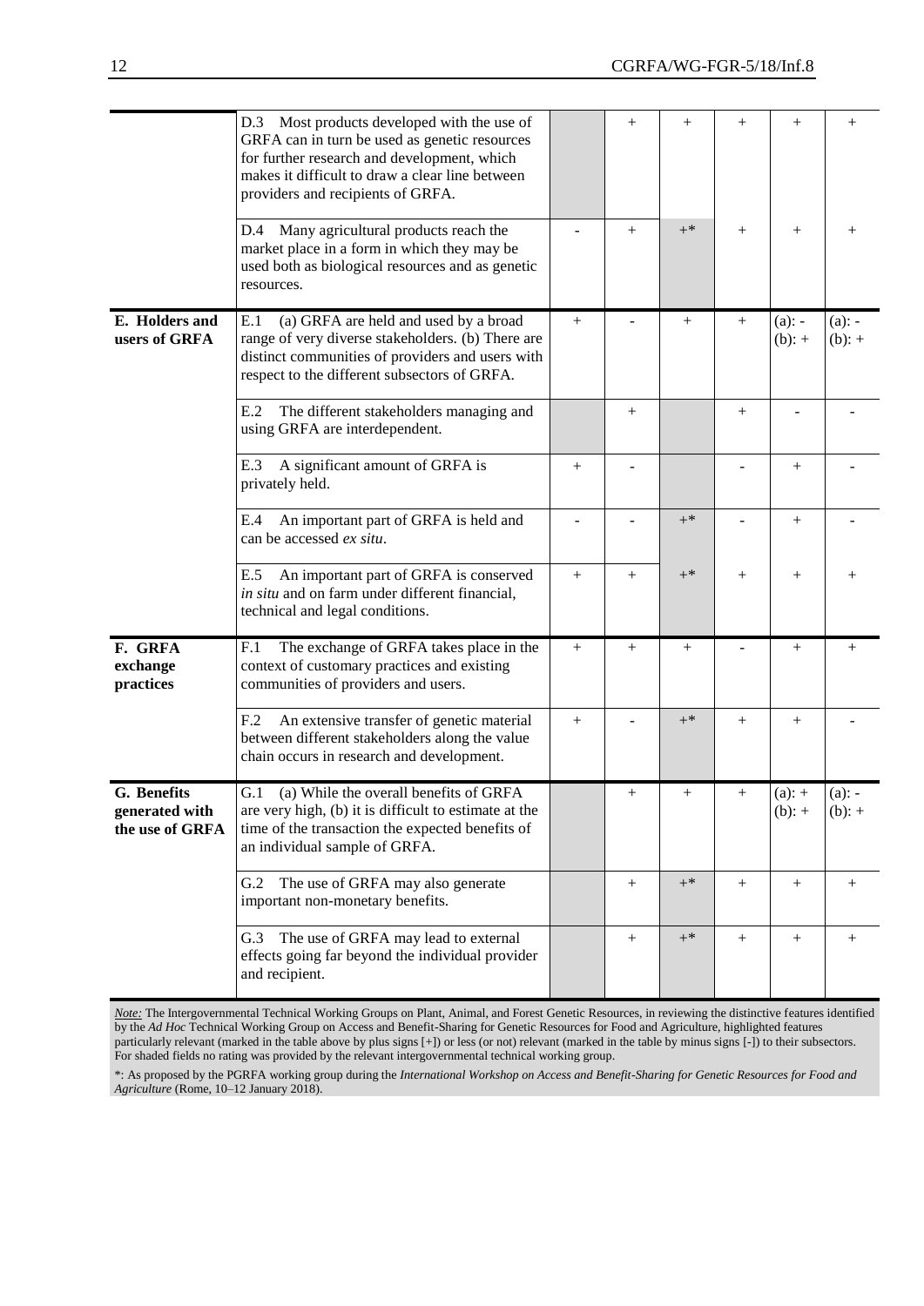| | | | | | | | |
|---|---|---|---|---|---|---|---|
| | D.3 Most products developed with the use of GRFA can in turn be used as genetic resources for further research and development, which makes it difficult to draw a clear line between providers and recipients of GRFA. | | + | + | + | + | + |
| | D.4 Many agricultural products reach the market place in a form in which they may be used both as biological resources and as genetic resources. | - | + | +* | + | + | + |
| **E. Holders and users of GRFA** | E.1 (a) GRFA are held and used by a broad range of very diverse stakeholders. (b) There are distinct communities of providers and users with respect to the different subsectors of GRFA. | + | - | + | + | (a): - (b): + | (a): - (b): + |
| | E.2 The different stakeholders managing and using GRFA are interdependent. | | + | | + | - | - |
| | E.3 A significant amount of GRFA is privately held. | + | - | | - | + | - |
| | E.4 An important part of GRFA is held and can be accessed *ex situ*. | - | - | +* | - | + | - |
| | E.5 An important part of GRFA is conserved *in situ* and on farm under different financial, technical and legal conditions. | + | + | +* | + | + | + |
| **F. GRFA exchange practices** | F.1 The exchange of GRFA takes place in the context of customary practices and existing communities of providers and users. | + | + | + | - | + | + |
| | F.2 An extensive transfer of genetic material between different stakeholders along the value chain occurs in research and development. | + | - | +* | + | + | - |
| **G. Benefits generated with the use of GRFA** | G.1 (a) While the overall benefits of GRFA are very high, (b) it is difficult to estimate at the time of the transaction the expected benefits of an individual sample of GRFA. | | + | + | + | (a): + (b): + | (a): - (b): + |
| | G.2 The use of GRFA may also generate important non-monetary benefits. | | + | +* | + | + | + |
| | G.3 The use of GRFA may lead to external effects going far beyond the individual provider and recipient. | | + | +* | + | + | + |

*Note:* The Intergovernmental Technical Working Groups on Plant, Animal, and Forest Genetic Resources, in reviewing the distinctive features identified by the *Ad Hoc* Technical Working Group on Access and Benefit-Sharing for Genetic Resources for Food and Agriculture, highlighted features particularly relevant (marked in the table above by plus signs [+]) or less (or not) relevant (marked in the table by minus signs [-]) to their subsectors. For shaded fields no rating was provided by the relevant intergovernmental technical working group.

*: As proposed by the PGRFA working group during the *International Workshop on Access and Benefit-Sharing for Genetic Resources for Food and Agriculture* (Rome, 10–12 January 2018).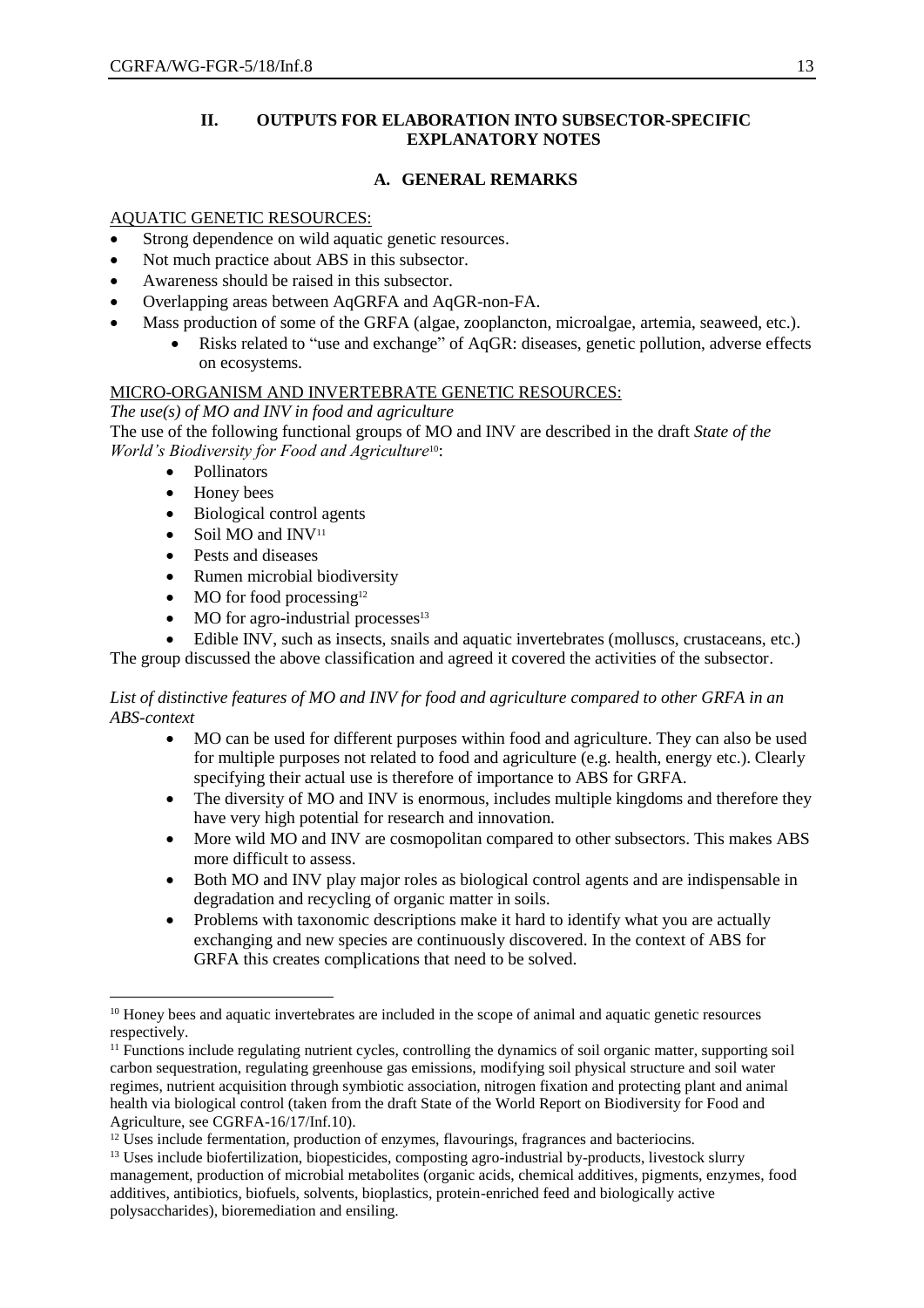## II. OUTPUTS FOR ELABORATION INTO SUBSECTOR-SPECIFIC EXPLANATORY NOTES

### A. GENERAL REMARKS

AQUATIC GENETIC RESOURCES:

- Strong dependence on wild aquatic genetic resources.
- Not much practice about ABS in this subsector.
- Awareness should be raised in this subsector.
- Overlapping areas between AqGRFA and AqGR-non-FA.
- Mass production of some of the GRFA (algae, zooplancton, microalgae, artemia, seaweed, etc.).
    - Risks related to "use and exchange" of AqGR: diseases, genetic pollution, adverse effects on ecosystems.

MICRO-ORGANISM AND INVERTEBRATE GENETIC RESOURCES:

*The use(s) of MO and INV in food and agriculture*

The use of the following functional groups of MO and INV are described in the draft *State of the World's Biodiversity for Food and Agriculture*[10]:

- Pollinators
- Honey bees
- Biological control agents
- Soil MO and INV[11]
- Pests and diseases
- Rumen microbial biodiversity
- MO for food processing[12]
- MO for agro-industrial processes[13]
- Edible INV, such as insects, snails and aquatic invertebrates (molluscs, crustaceans, etc.)

The group discussed the above classification and agreed it covered the activities of the subsector.

*List of distinctive features of MO and INV for food and agriculture compared to other GRFA in an ABS-context*

- MO can be used for different purposes within food and agriculture. They can also be used for multiple purposes not related to food and agriculture (e.g. health, energy etc.). Clearly specifying their actual use is therefore of importance to ABS for GRFA.
- The diversity of MO and INV is enormous, includes multiple kingdoms and therefore they have very high potential for research and innovation.
- More wild MO and INV are cosmopolitan compared to other subsectors. This makes ABS more difficult to assess.
- Both MO and INV play major roles as biological control agents and are indispensable in degradation and recycling of organic matter in soils.
- Problems with taxonomic descriptions make it hard to identify what you are actually exchanging and new species are continuously discovered. In the context of ABS for GRFA this creates complications that need to be solved.

---

[10] Honey bees and aquatic invertebrates are included in the scope of animal and aquatic genetic resources respectively.

[11] Functions include regulating nutrient cycles, controlling the dynamics of soil organic matter, supporting soil carbon sequestration, regulating greenhouse gas emissions, modifying soil physical structure and soil water regimes, nutrient acquisition through symbiotic association, nitrogen fixation and protecting plant and animal health via biological control (taken from the draft State of the World Report on Biodiversity for Food and Agriculture, see CGRFA-16/17/Inf.10).

[12] Uses include fermentation, production of enzymes, flavourings, fragrances and bacteriocins.

[13] Uses include biofertilization, biopesticides, composting agro-industrial by-products, livestock slurry management, production of microbial metabolites (organic acids, chemical additives, pigments, enzymes, food additives, antibiotics, biofuels, solvents, bioplastics, protein-enriched feed and biologically active polysaccharides), bioremediation and ensiling.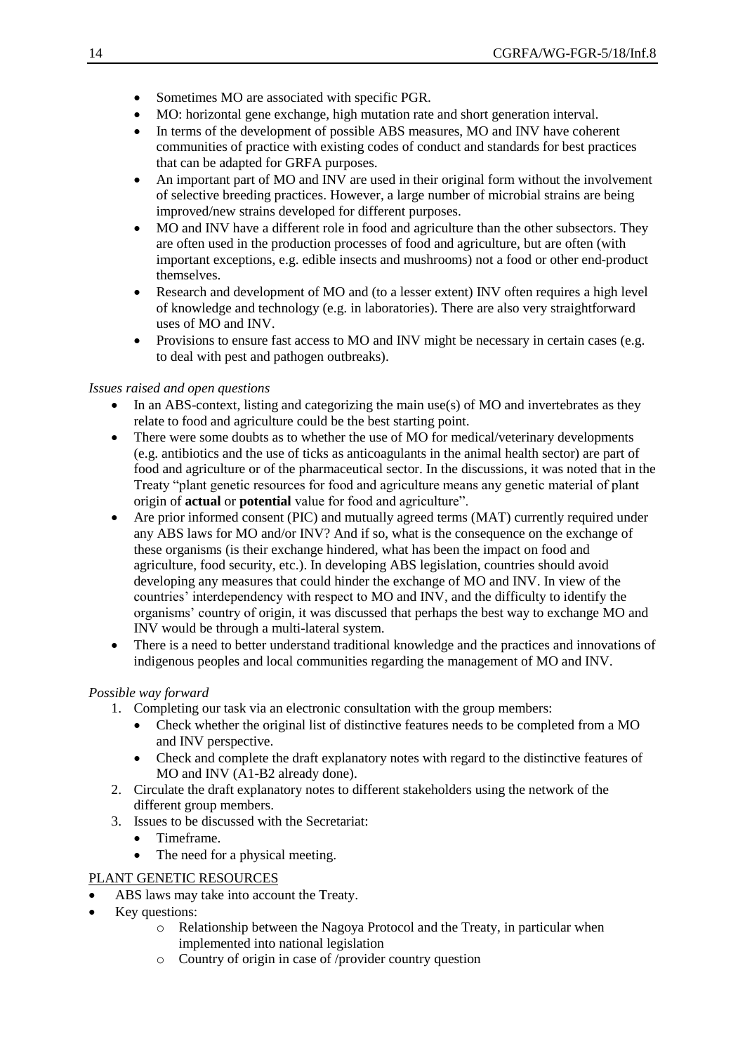- Sometimes MO are associated with specific PGR.
- MO: horizontal gene exchange, high mutation rate and short generation interval.
- In terms of the development of possible ABS measures, MO and INV have coherent communities of practice with existing codes of conduct and standards for best practices that can be adapted for GRFA purposes.
- An important part of MO and INV are used in their original form without the involvement of selective breeding practices. However, a large number of microbial strains are being improved/new strains developed for different purposes.
- MO and INV have a different role in food and agriculture than the other subsectors. They are often used in the production processes of food and agriculture, but are often (with important exceptions, e.g. edible insects and mushrooms) not a food or other end-product themselves.
- Research and development of MO and (to a lesser extent) INV often requires a high level of knowledge and technology (e.g. in laboratories). There are also very straightforward uses of MO and INV.
- Provisions to ensure fast access to MO and INV might be necessary in certain cases (e.g. to deal with pest and pathogen outbreaks).

*Issues raised and open questions*

- In an ABS-context, listing and categorizing the main use(s) of MO and invertebrates as they relate to food and agriculture could be the best starting point.
- There were some doubts as to whether the use of MO for medical/veterinary developments (e.g. antibiotics and the use of ticks as anticoagulants in the animal health sector) are part of food and agriculture or of the pharmaceutical sector. In the discussions, it was noted that in the Treaty "plant genetic resources for food and agriculture means any genetic material of plant origin of **actual** or **potential** value for food and agriculture".
- Are prior informed consent (PIC) and mutually agreed terms (MAT) currently required under any ABS laws for MO and/or INV? And if so, what is the consequence on the exchange of these organisms (is their exchange hindered, what has been the impact on food and agriculture, food security, etc.). In developing ABS legislation, countries should avoid developing any measures that could hinder the exchange of MO and INV. In view of the countries' interdependency with respect to MO and INV, and the difficulty to identify the organisms' country of origin, it was discussed that perhaps the best way to exchange MO and INV would be through a multi-lateral system.
- There is a need to better understand traditional knowledge and the practices and innovations of indigenous peoples and local communities regarding the management of MO and INV.

*Possible way forward*

1. Completing our task via an electronic consultation with the group members:
   - Check whether the original list of distinctive features needs to be completed from a MO and INV perspective.
   - Check and complete the draft explanatory notes with regard to the distinctive features of MO and INV (A1-B2 already done).
2. Circulate the draft explanatory notes to different stakeholders using the network of the different group members.
3. Issues to be discussed with the Secretariat:
   - Timeframe.
   - The need for a physical meeting.

PLANT GENETIC RESOURCES

- ABS laws may take into account the Treaty.
- Key questions:
  - Relationship between the Nagoya Protocol and the Treaty, in particular when implemented into national legislation
  - Country of origin in case of /provider country question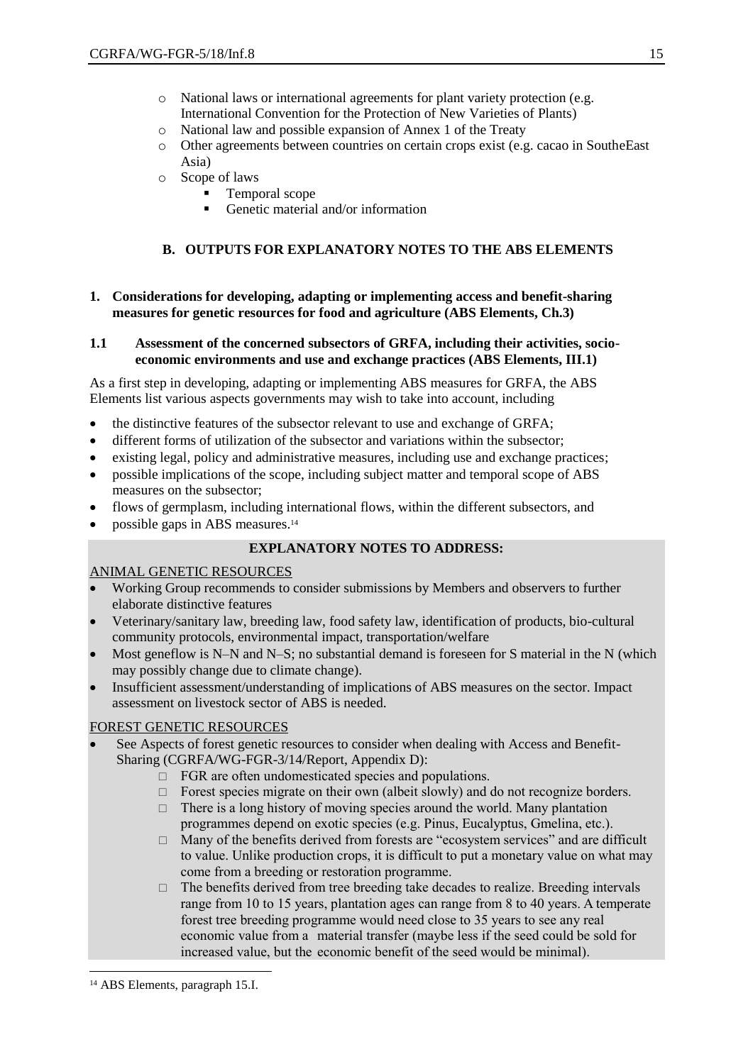- National laws or international agreements for plant variety protection (e.g. International Convention for the Protection of New Varieties of Plants)
- National law and possible expansion of Annex 1 of the Treaty
- Other agreements between countries on certain crops exist (e.g. cacao in SoutheEast Asia)
- Scope of laws
  - Temporal scope
  - Genetic material and/or information

## B. OUTPUTS FOR EXPLANATORY NOTES TO THE ABS ELEMENTS

### 1. Considerations for developing, adapting or implementing access and benefit-sharing measures for genetic resources for food and agriculture (ABS Elements, Ch.3)

#### 1.1 Assessment of the concerned subsectors of GRFA, including their activities, socio-economic environments and use and exchange practices (ABS Elements, III.1)

As a first step in developing, adapting or implementing ABS measures for GRFA, the ABS Elements list various aspects governments may wish to take into account, including

- the distinctive features of the subsector relevant to use and exchange of GRFA;
- different forms of utilization of the subsector and variations within the subsector;
- existing legal, policy and administrative measures, including use and exchange practices;
- possible implications of the scope, including subject matter and temporal scope of ABS measures on the subsector;
- flows of germplasm, including international flows, within the different subsectors, and
- possible gaps in ABS measures.[14]

**EXPLANATORY NOTES TO ADDRESS:**

ANIMAL GENETIC RESOURCES

- Working Group recommends to consider submissions by Members and observers to further elaborate distinctive features
- Veterinary/sanitary law, breeding law, food safety law, identification of products, bio-cultural community protocols, environmental impact, transportation/welfare
- Most geneflow is N–N and N–S; no substantial demand is foreseen for S material in the N (which may possibly change due to climate change).
- Insufficient assessment/understanding of implications of ABS measures on the sector. Impact assessment on livestock sector of ABS is needed.

FOREST GENETIC RESOURCES

- See Aspects of forest genetic resources to consider when dealing with Access and Benefit-Sharing (CGRFA/WG-FGR-3/14/Report, Appendix D):
  - FGR are often undomesticated species and populations.
  - Forest species migrate on their own (albeit slowly) and do not recognize borders.
  - There is a long history of moving species around the world. Many plantation programmes depend on exotic species (e.g. Pinus, Eucalyptus, Gmelina, etc.).
  - Many of the benefits derived from forests are "ecosystem services" and are difficult to value. Unlike production crops, it is difficult to put a monetary value on what may come from a breeding or restoration programme.
  - The benefits derived from tree breeding take decades to realize. Breeding intervals range from 10 to 15 years, plantation ages can range from 8 to 40 years. A temperate forest tree breeding programme would need close to 35 years to see any real economic value from a material transfer (maybe less if the seed could be sold for increased value, but the economic benefit of the seed would be minimal).

[14] ABS Elements, paragraph 15.I.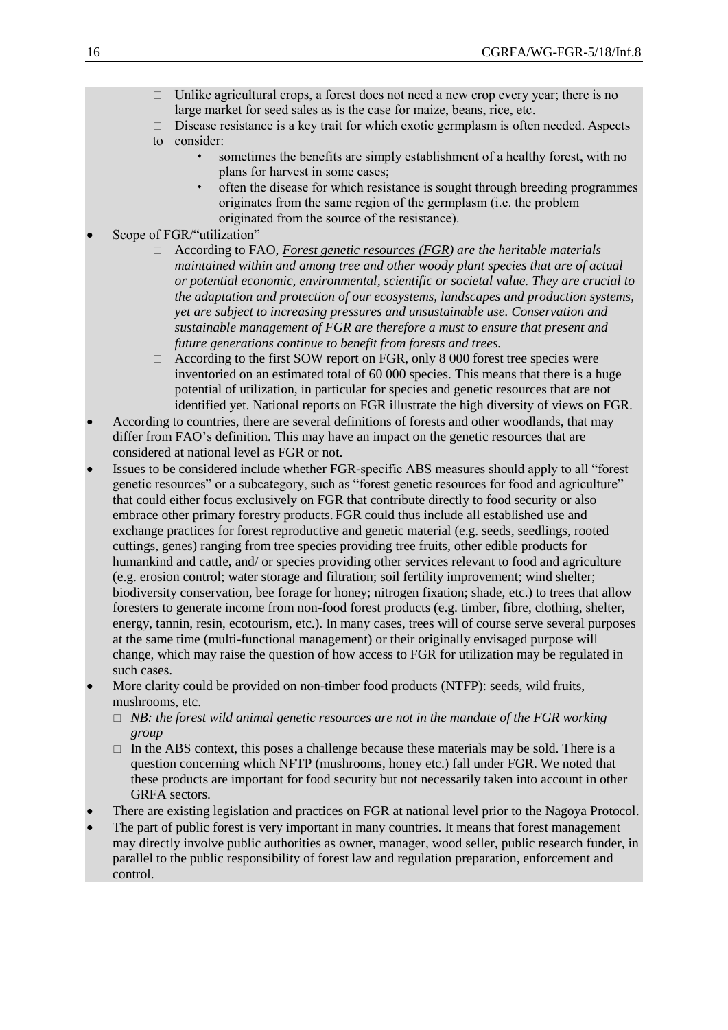- Unlike agricultural crops, a forest does not need a new crop every year; there is no large market for seed sales as is the case for maize, beans, rice, etc.
    - Disease resistance is a key trait for which exotic germplasm is often needed. Aspects to consider:
        - sometimes the benefits are simply establishment of a healthy forest, with no plans for harvest in some cases;
        - often the disease for which resistance is sought through breeding programmes originates from the same region of the germplasm (i.e. the problem originated from the source of the resistance).
- Scope of FGR/"utilization"
    - According to FAO, *Forest genetic resources (FGR) are the heritable materials maintained within and among tree and other woody plant species that are of actual or potential economic, environmental, scientific or societal value. They are crucial to the adaptation and protection of our ecosystems, landscapes and production systems, yet are subject to increasing pressures and unsustainable use. Conservation and sustainable management of FGR are therefore a must to ensure that present and future generations continue to benefit from forests and trees.*
    - According to the first SOW report on FGR, only 8 000 forest tree species were inventoried on an estimated total of 60 000 species. This means that there is a huge potential of utilization, in particular for species and genetic resources that are not identified yet. National reports on FGR illustrate the high diversity of views on FGR.
- According to countries, there are several definitions of forests and other woodlands, that may differ from FAO's definition. This may have an impact on the genetic resources that are considered at national level as FGR or not.
- Issues to be considered include whether FGR-specific ABS measures should apply to all "forest genetic resources" or a subcategory, such as "forest genetic resources for food and agriculture" that could either focus exclusively on FGR that contribute directly to food security or also embrace other primary forestry products. FGR could thus include all established use and exchange practices for forest reproductive and genetic material (e.g. seeds, seedlings, rooted cuttings, genes) ranging from tree species providing tree fruits, other edible products for humankind and cattle, and/ or species providing other services relevant to food and agriculture (e.g. erosion control; water storage and filtration; soil fertility improvement; wind shelter; biodiversity conservation, bee forage for honey; nitrogen fixation; shade, etc.) to trees that allow foresters to generate income from non-food forest products (e.g. timber, fibre, clothing, shelter, energy, tannin, resin, ecotourism, etc.). In many cases, trees will of course serve several purposes at the same time (multi-functional management) or their originally envisaged purpose will change, which may raise the question of how access to FGR for utilization may be regulated in such cases.
- More clarity could be provided on non-timber food products (NTFP): seeds, wild fruits, mushrooms, etc.
    - *NB: the forest wild animal genetic resources are not in the mandate of the FGR working group*
    - In the ABS context, this poses a challenge because these materials may be sold. There is a question concerning which NFTP (mushrooms, honey etc.) fall under FGR. We noted that these products are important for food security but not necessarily taken into account in other GRFA sectors.
- There are existing legislation and practices on FGR at national level prior to the Nagoya Protocol.
- The part of public forest is very important in many countries. It means that forest management may directly involve public authorities as owner, manager, wood seller, public research funder, in parallel to the public responsibility of forest law and regulation preparation, enforcement and control.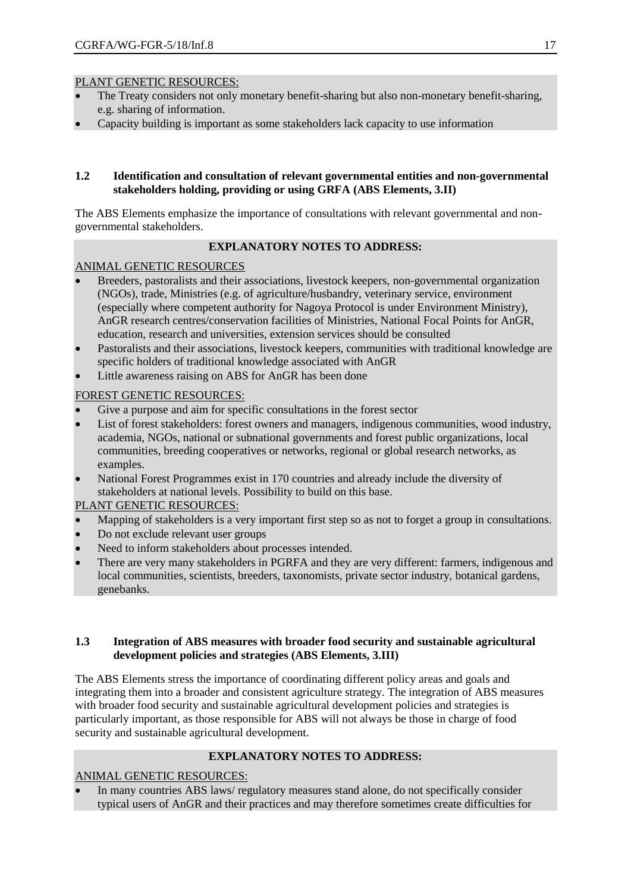PLANT GENETIC RESOURCES:

- The Treaty considers not only monetary benefit-sharing but also non-monetary benefit-sharing, e.g. sharing of information.
- Capacity building is important as some stakeholders lack capacity to use information

### 1.2 Identification and consultation of relevant governmental entities and non-governmental stakeholders holding, providing or using GRFA (ABS Elements, 3.II)

The ABS Elements emphasize the importance of consultations with relevant governmental and non-governmental stakeholders.

**EXPLANATORY NOTES TO ADDRESS:**

ANIMAL GENETIC RESOURCES

- Breeders, pastoralists and their associations, livestock keepers, non-governmental organization (NGOs), trade, Ministries (e.g. of agriculture/husbandry, veterinary service, environment (especially where competent authority for Nagoya Protocol is under Environment Ministry), AnGR research centres/conservation facilities of Ministries, National Focal Points for AnGR, education, research and universities, extension services should be consulted
- Pastoralists and their associations, livestock keepers, communities with traditional knowledge are specific holders of traditional knowledge associated with AnGR
- Little awareness raising on ABS for AnGR has been done

FOREST GENETIC RESOURCES:

- Give a purpose and aim for specific consultations in the forest sector
- List of forest stakeholders: forest owners and managers, indigenous communities, wood industry, academia, NGOs, national or subnational governments and forest public organizations, local communities, breeding cooperatives or networks, regional or global research networks, as examples.
- National Forest Programmes exist in 170 countries and already include the diversity of stakeholders at national levels. Possibility to build on this base.

PLANT GENETIC RESOURCES:

- Mapping of stakeholders is a very important first step so as not to forget a group in consultations.
- Do not exclude relevant user groups
- Need to inform stakeholders about processes intended.
- There are very many stakeholders in PGRFA and they are very different: farmers, indigenous and local communities, scientists, breeders, taxonomists, private sector industry, botanical gardens, genebanks.

### 1.3 Integration of ABS measures with broader food security and sustainable agricultural development policies and strategies (ABS Elements, 3.III)

The ABS Elements stress the importance of coordinating different policy areas and goals and integrating them into a broader and consistent agriculture strategy. The integration of ABS measures with broader food security and sustainable agricultural development policies and strategies is particularly important, as those responsible for ABS will not always be those in charge of food security and sustainable agricultural development.

**EXPLANATORY NOTES TO ADDRESS:**

ANIMAL GENETIC RESOURCES:

- In many countries ABS laws/ regulatory measures stand alone, do not specifically consider typical users of AnGR and their practices and may therefore sometimes create difficulties for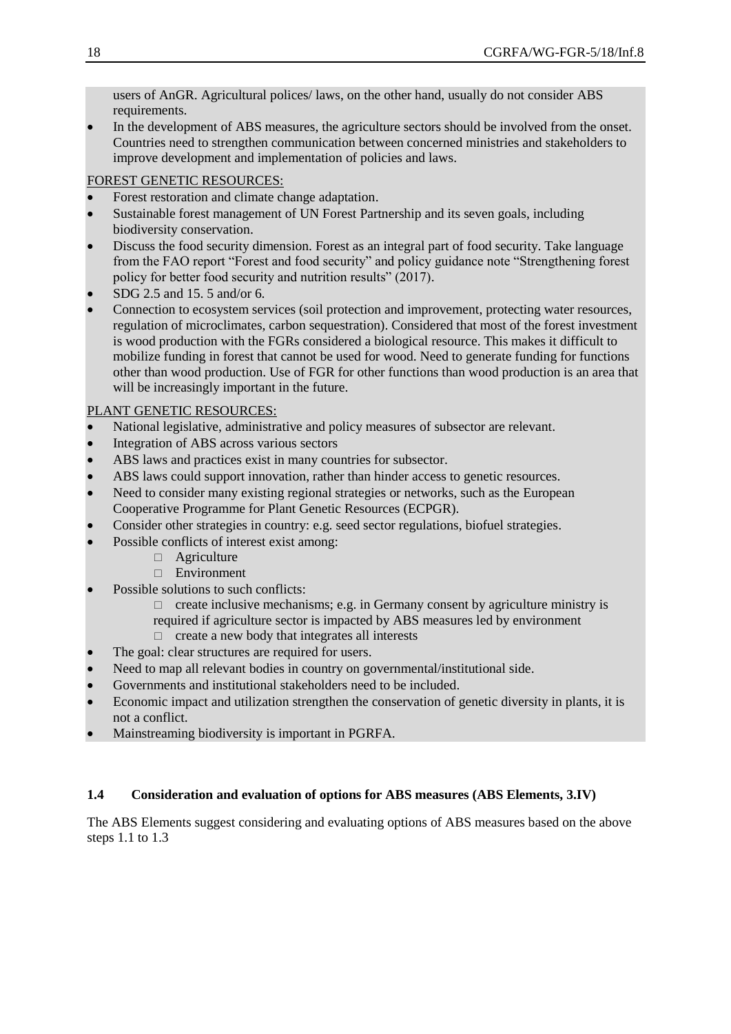users of AnGR. Agricultural polices/ laws, on the other hand, usually do not consider ABS requirements.

- In the development of ABS measures, the agriculture sectors should be involved from the onset. Countries need to strengthen communication between concerned ministries and stakeholders to improve development and implementation of policies and laws.

<u>FOREST GENETIC RESOURCES:</u>

- Forest restoration and climate change adaptation.
- Sustainable forest management of UN Forest Partnership and its seven goals, including biodiversity conservation.
- Discuss the food security dimension. Forest as an integral part of food security. Take language from the FAO report "Forest and food security" and policy guidance note "Strengthening forest policy for better food security and nutrition results" (2017).
- SDG 2.5 and 15. 5 and/or 6.
- Connection to ecosystem services (soil protection and improvement, protecting water resources, regulation of microclimates, carbon sequestration). Considered that most of the forest investment is wood production with the FGRs considered a biological resource. This makes it difficult to mobilize funding in forest that cannot be used for wood. Need to generate funding for functions other than wood production. Use of FGR for other functions than wood production is an area that will be increasingly important in the future.

<u>PLANT GENETIC RESOURCES:</u>

- National legislative, administrative and policy measures of subsector are relevant.
- Integration of ABS across various sectors
- ABS laws and practices exist in many countries for subsector.
- ABS laws could support innovation, rather than hinder access to genetic resources.
- Need to consider many existing regional strategies or networks, such as the European Cooperative Programme for Plant Genetic Resources (ECPGR).
- Consider other strategies in country: e.g. seed sector regulations, biofuel strategies.
- Possible conflicts of interest exist among:
    - Agriculture
    - Environment
- Possible solutions to such conflicts:
    - create inclusive mechanisms; e.g. in Germany consent by agriculture ministry is required if agriculture sector is impacted by ABS measures led by environment
    - create a new body that integrates all interests
- The goal: clear structures are required for users.
- Need to map all relevant bodies in country on governmental/institutional side.
- Governments and institutional stakeholders need to be included.
- Economic impact and utilization strengthen the conservation of genetic diversity in plants, it is not a conflict.
- Mainstreaming biodiversity is important in PGRFA.

### 1.4 Consideration and evaluation of options for ABS measures (ABS Elements, 3.IV)

The ABS Elements suggest considering and evaluating options of ABS measures based on the above steps 1.1 to 1.3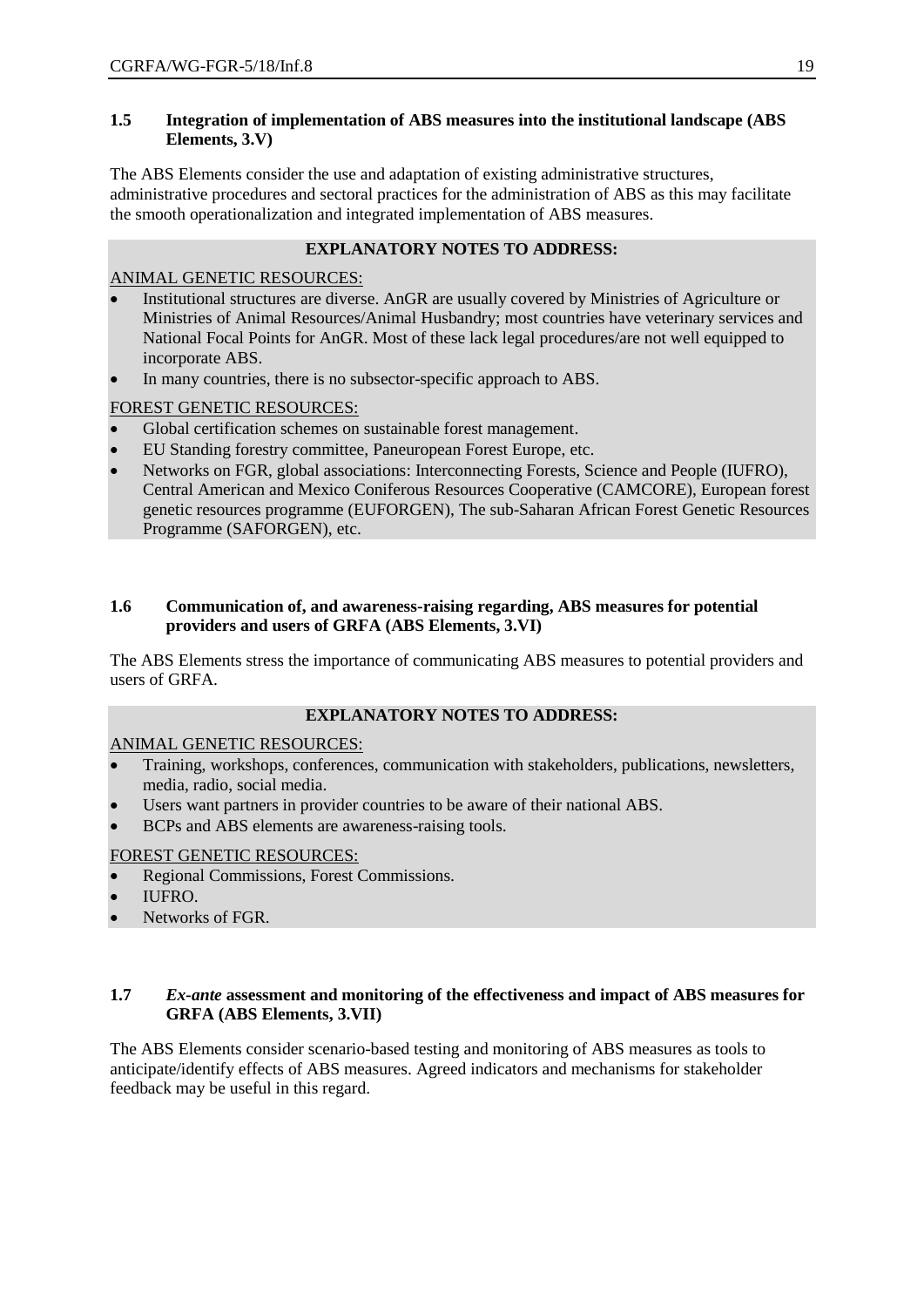### 1.5 Integration of implementation of ABS measures into the institutional landscape (ABS Elements, 3.V)

The ABS Elements consider the use and adaptation of existing administrative structures, administrative procedures and sectoral practices for the administration of ABS as this may facilitate the smooth operationalization and integrated implementation of ABS measures.

**EXPLANATORY NOTES TO ADDRESS:**

ANIMAL GENETIC RESOURCES:

- Institutional structures are diverse. AnGR are usually covered by Ministries of Agriculture or Ministries of Animal Resources/Animal Husbandry; most countries have veterinary services and National Focal Points for AnGR. Most of these lack legal procedures/are not well equipped to incorporate ABS.
- In many countries, there is no subsector-specific approach to ABS.

FOREST GENETIC RESOURCES:

- Global certification schemes on sustainable forest management.
- EU Standing forestry committee, Paneuropean Forest Europe, etc.
- Networks on FGR, global associations: Interconnecting Forests, Science and People (IUFRO), Central American and Mexico Coniferous Resources Cooperative (CAMCORE), European forest genetic resources programme (EUFORGEN), The sub-Saharan African Forest Genetic Resources Programme (SAFORGEN), etc.

### 1.6 Communication of, and awareness-raising regarding, ABS measures for potential providers and users of GRFA (ABS Elements, 3.VI)

The ABS Elements stress the importance of communicating ABS measures to potential providers and users of GRFA.

**EXPLANATORY NOTES TO ADDRESS:**

ANIMAL GENETIC RESOURCES:

- Training, workshops, conferences, communication with stakeholders, publications, newsletters, media, radio, social media.
- Users want partners in provider countries to be aware of their national ABS.
- BCPs and ABS elements are awareness-raising tools.

FOREST GENETIC RESOURCES:

- Regional Commissions, Forest Commissions.
- IUFRO.
- Networks of FGR.

### 1.7 *Ex-ante* assessment and monitoring of the effectiveness and impact of ABS measures for GRFA (ABS Elements, 3.VII)

The ABS Elements consider scenario-based testing and monitoring of ABS measures as tools to anticipate/identify effects of ABS measures. Agreed indicators and mechanisms for stakeholder feedback may be useful in this regard.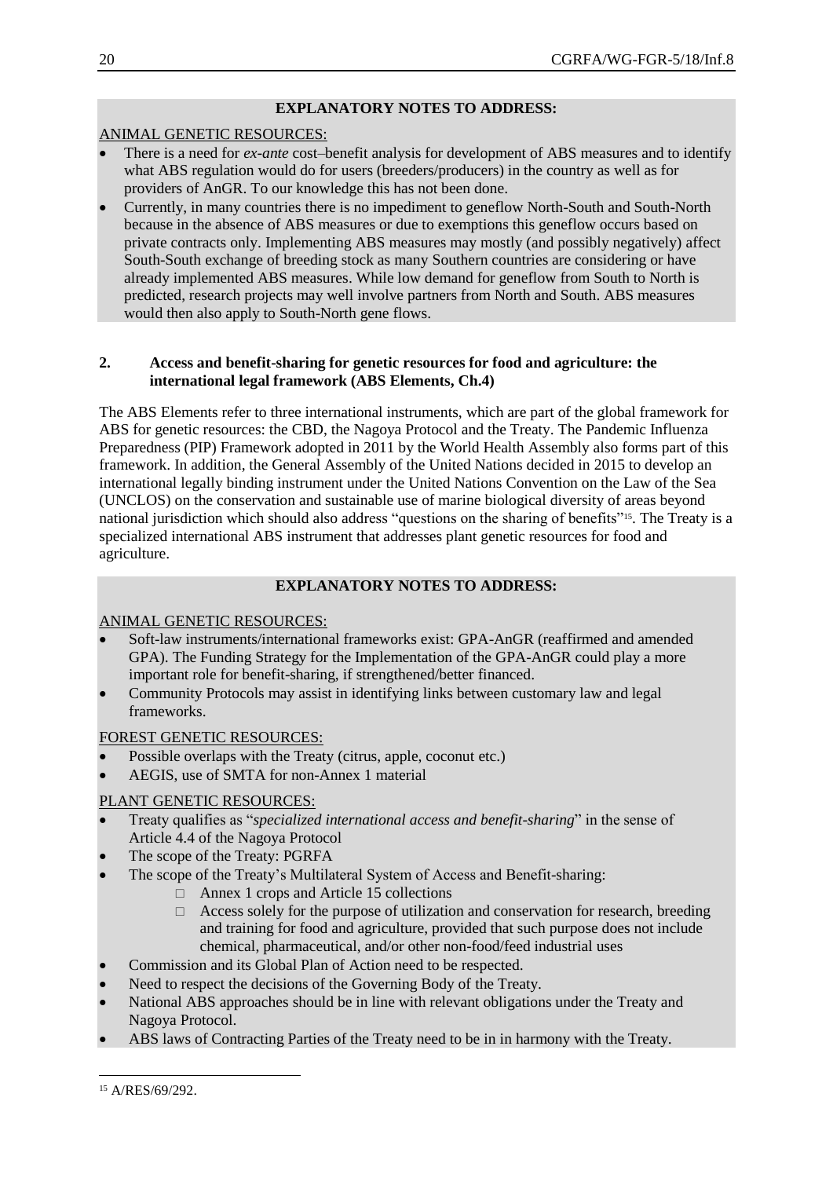**EXPLANATORY NOTES TO ADDRESS:**

ANIMAL GENETIC RESOURCES:

- There is a need for *ex-ante* cost–benefit analysis for development of ABS measures and to identify what ABS regulation would do for users (breeders/producers) in the country as well as for providers of AnGR. To our knowledge this has not been done.
- Currently, in many countries there is no impediment to geneflow North-South and South-North because in the absence of ABS measures or due to exemptions this geneflow occurs based on private contracts only. Implementing ABS measures may mostly (and possibly negatively) affect South-South exchange of breeding stock as many Southern countries are considering or have already implemented ABS measures. While low demand for geneflow from South to North is predicted, research projects may well involve partners from North and South. ABS measures would then also apply to South-North gene flows.

## 2. Access and benefit-sharing for genetic resources for food and agriculture: the international legal framework (ABS Elements, Ch.4)

The ABS Elements refer to three international instruments, which are part of the global framework for ABS for genetic resources: the CBD, the Nagoya Protocol and the Treaty. The Pandemic Influenza Preparedness (PIP) Framework adopted in 2011 by the World Health Assembly also forms part of this framework. In addition, the General Assembly of the United Nations decided in 2015 to develop an international legally binding instrument under the United Nations Convention on the Law of the Sea (UNCLOS) on the conservation and sustainable use of marine biological diversity of areas beyond national jurisdiction which should also address "questions on the sharing of benefits"[15]. The Treaty is a specialized international ABS instrument that addresses plant genetic resources for food and agriculture.

**EXPLANATORY NOTES TO ADDRESS:**

ANIMAL GENETIC RESOURCES:

- Soft-law instruments/international frameworks exist: GPA-AnGR (reaffirmed and amended GPA). The Funding Strategy for the Implementation of the GPA-AnGR could play a more important role for benefit-sharing, if strengthened/better financed.
- Community Protocols may assist in identifying links between customary law and legal frameworks.

FOREST GENETIC RESOURCES:

- Possible overlaps with the Treaty (citrus, apple, coconut etc.)
- AEGIS, use of SMTA for non-Annex 1 material

PLANT GENETIC RESOURCES:

- Treaty qualifies as "*specialized international access and benefit-sharing*" in the sense of Article 4.4 of the Nagoya Protocol
- The scope of the Treaty: PGRFA
- The scope of the Treaty's Multilateral System of Access and Benefit-sharing:
  - Annex 1 crops and Article 15 collections
  - Access solely for the purpose of utilization and conservation for research, breeding and training for food and agriculture, provided that such purpose does not include chemical, pharmaceutical, and/or other non-food/feed industrial uses
- Commission and its Global Plan of Action need to be respected.
- Need to respect the decisions of the Governing Body of the Treaty.
- National ABS approaches should be in line with relevant obligations under the Treaty and Nagoya Protocol.
- ABS laws of Contracting Parties of the Treaty need to be in in harmony with the Treaty.

---

[15] A/RES/69/292.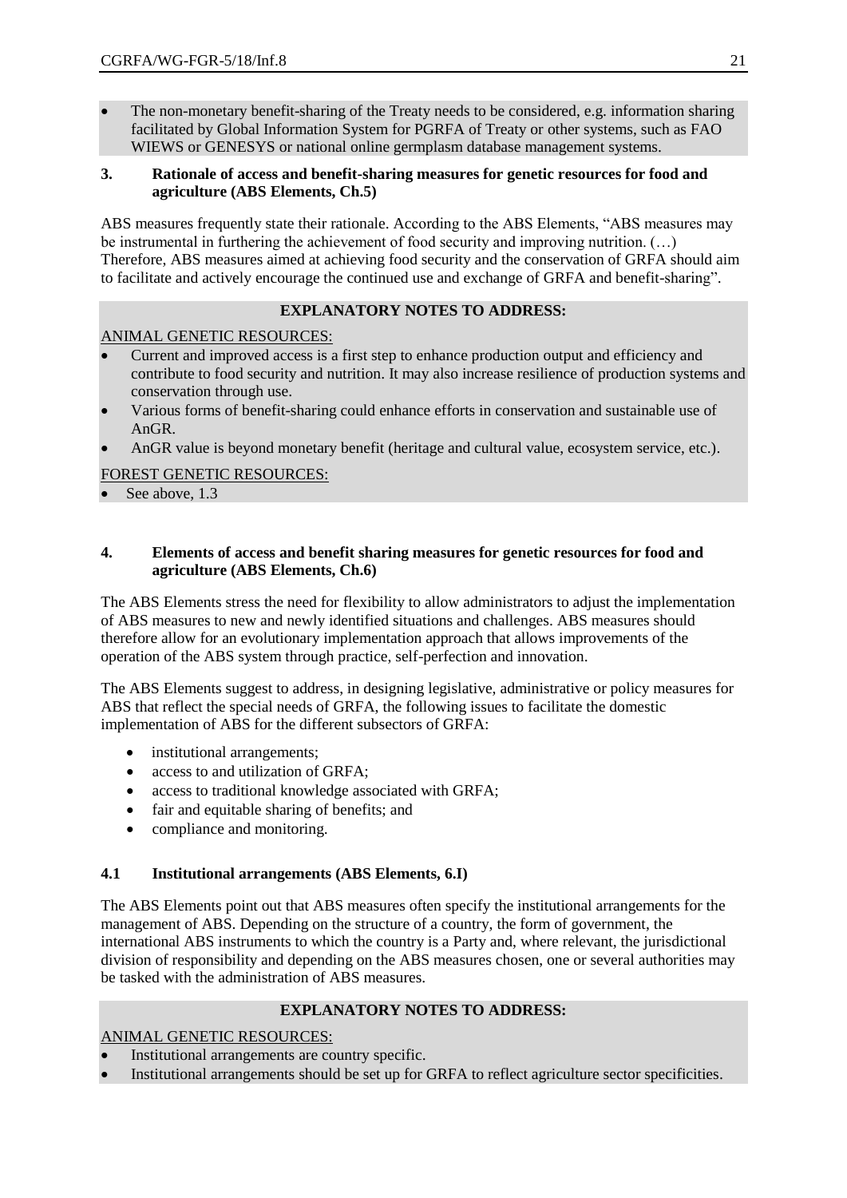- The non-monetary benefit-sharing of the Treaty needs to be considered, e.g. information sharing facilitated by Global Information System for PGRFA of Treaty or other systems, such as FAO WIEWS or GENESYS or national online germplasm database management systems.

### 3. Rationale of access and benefit-sharing measures for genetic resources for food and agriculture (ABS Elements, Ch.5)

ABS measures frequently state their rationale. According to the ABS Elements, "ABS measures may be instrumental in furthering the achievement of food security and improving nutrition. (…) Therefore, ABS measures aimed at achieving food security and the conservation of GRFA should aim to facilitate and actively encourage the continued use and exchange of GRFA and benefit-sharing".

**EXPLANATORY NOTES TO ADDRESS:**

ANIMAL GENETIC RESOURCES:

- Current and improved access is a first step to enhance production output and efficiency and contribute to food security and nutrition. It may also increase resilience of production systems and conservation through use.
- Various forms of benefit-sharing could enhance efforts in conservation and sustainable use of AnGR.
- AnGR value is beyond monetary benefit (heritage and cultural value, ecosystem service, etc.).

FOREST GENETIC RESOURCES:

- See above, 1.3

### 4. Elements of access and benefit sharing measures for genetic resources for food and agriculture (ABS Elements, Ch.6)

The ABS Elements stress the need for flexibility to allow administrators to adjust the implementation of ABS measures to new and newly identified situations and challenges. ABS measures should therefore allow for an evolutionary implementation approach that allows improvements of the operation of the ABS system through practice, self-perfection and innovation.

The ABS Elements suggest to address, in designing legislative, administrative or policy measures for ABS that reflect the special needs of GRFA, the following issues to facilitate the domestic implementation of ABS for the different subsectors of GRFA:

- institutional arrangements;
- access to and utilization of GRFA;
- access to traditional knowledge associated with GRFA;
- fair and equitable sharing of benefits; and
- compliance and monitoring.

### 4.1 Institutional arrangements (ABS Elements, 6.I)

The ABS Elements point out that ABS measures often specify the institutional arrangements for the management of ABS. Depending on the structure of a country, the form of government, the international ABS instruments to which the country is a Party and, where relevant, the jurisdictional division of responsibility and depending on the ABS measures chosen, one or several authorities may be tasked with the administration of ABS measures.

**EXPLANATORY NOTES TO ADDRESS:**

ANIMAL GENETIC RESOURCES:

- Institutional arrangements are country specific.
- Institutional arrangements should be set up for GRFA to reflect agriculture sector specificities.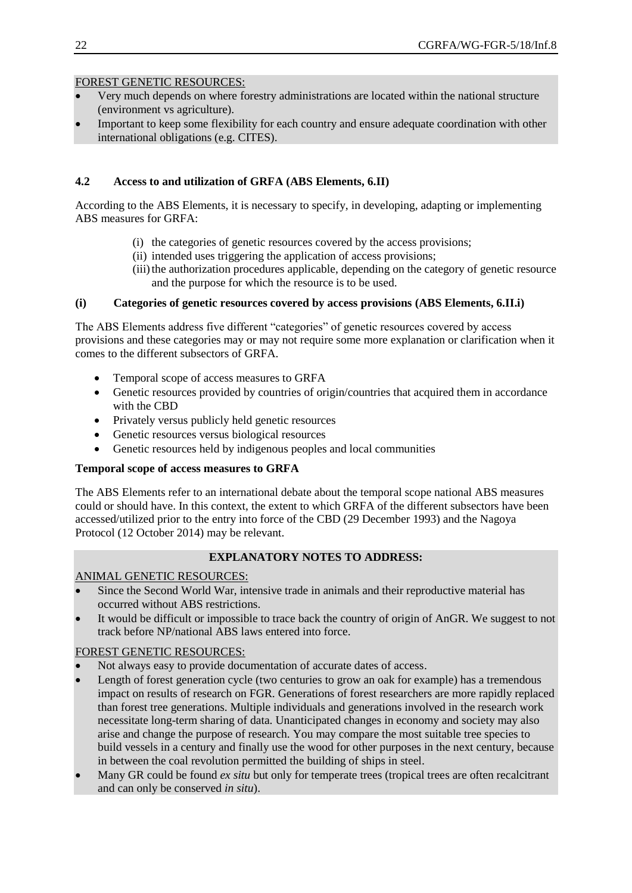FOREST GENETIC RESOURCES:

- Very much depends on where forestry administrations are located within the national structure (environment vs agriculture).
- Important to keep some flexibility for each country and ensure adequate coordination with other international obligations (e.g. CITES).

### 4.2 Access to and utilization of GRFA (ABS Elements, 6.II)

According to the ABS Elements, it is necessary to specify, in developing, adapting or implementing ABS measures for GRFA:

(i) the categories of genetic resources covered by the access provisions;
(ii) intended uses triggering the application of access provisions;
(iii) the authorization procedures applicable, depending on the category of genetic resource and the purpose for which the resource is to be used.

#### (i) Categories of genetic resources covered by access provisions (ABS Elements, 6.II.i)

The ABS Elements address five different "categories" of genetic resources covered by access provisions and these categories may or may not require some more explanation or clarification when it comes to the different subsectors of GRFA.

- Temporal scope of access measures to GRFA
- Genetic resources provided by countries of origin/countries that acquired them in accordance with the CBD
- Privately versus publicly held genetic resources
- Genetic resources versus biological resources
- Genetic resources held by indigenous peoples and local communities

**Temporal scope of access measures to GRFA**

The ABS Elements refer to an international debate about the temporal scope national ABS measures could or should have. In this context, the extent to which GRFA of the different subsectors have been accessed/utilized prior to the entry into force of the CBD (29 December 1993) and the Nagoya Protocol (12 October 2014) may be relevant.

**EXPLANATORY NOTES TO ADDRESS:**

ANIMAL GENETIC RESOURCES:

- Since the Second World War, intensive trade in animals and their reproductive material has occurred without ABS restrictions.
- It would be difficult or impossible to trace back the country of origin of AnGR. We suggest to not track before NP/national ABS laws entered into force.

FOREST GENETIC RESOURCES:

- Not always easy to provide documentation of accurate dates of access.
- Length of forest generation cycle (two centuries to grow an oak for example) has a tremendous impact on results of research on FGR. Generations of forest researchers are more rapidly replaced than forest tree generations. Multiple individuals and generations involved in the research work necessitate long-term sharing of data. Unanticipated changes in economy and society may also arise and change the purpose of research. You may compare the most suitable tree species to build vessels in a century and finally use the wood for other purposes in the next century, because in between the coal revolution permitted the building of ships in steel.
- Many GR could be found *ex situ* but only for temperate trees (tropical trees are often recalcitrant and can only be conserved *in situ*).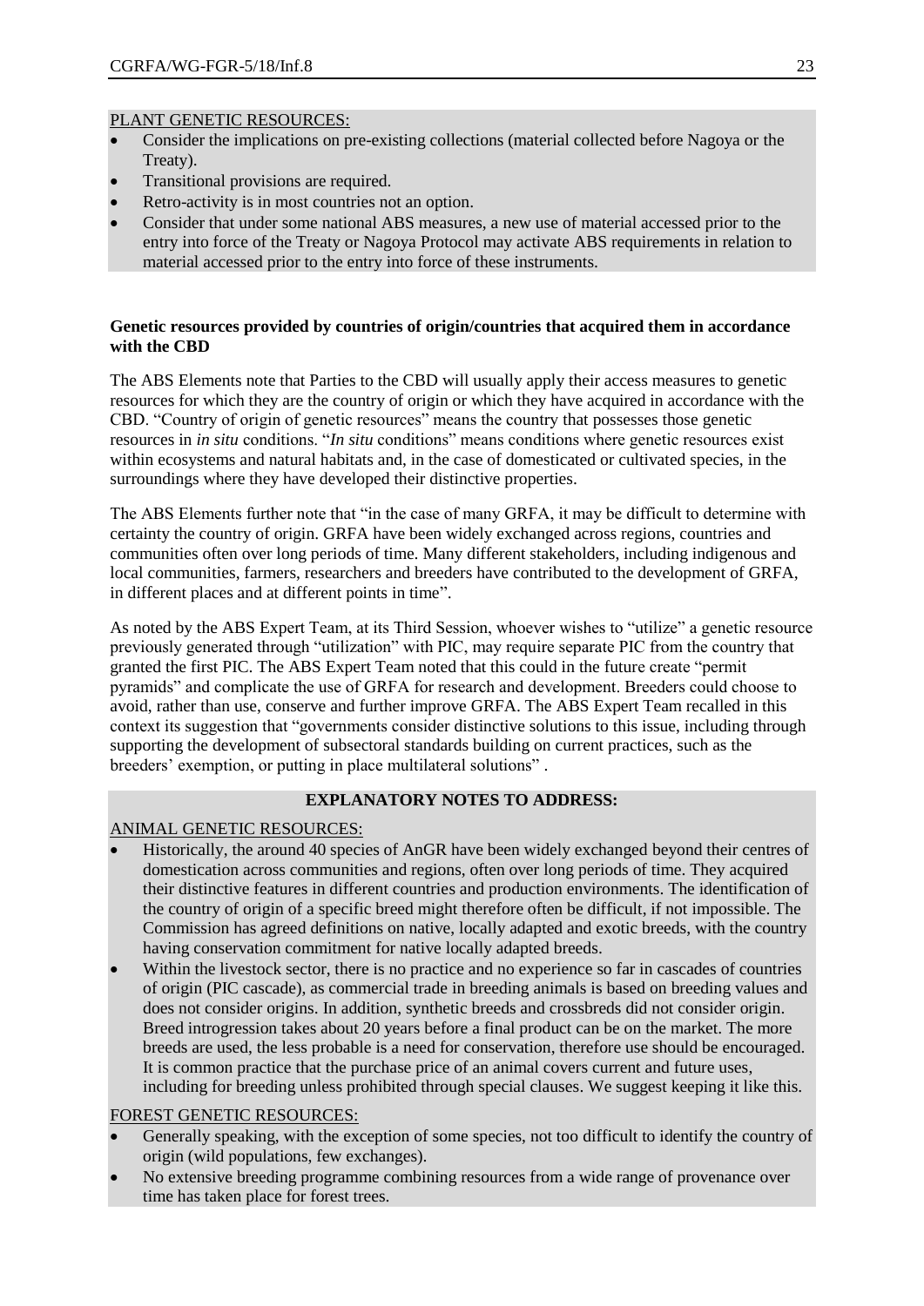PLANT GENETIC RESOURCES:

- Consider the implications on pre-existing collections (material collected before Nagoya or the Treaty).
- Transitional provisions are required.
- Retro-activity is in most countries not an option.
- Consider that under some national ABS measures, a new use of material accessed prior to the entry into force of the Treaty or Nagoya Protocol may activate ABS requirements in relation to material accessed prior to the entry into force of these instruments.

**Genetic resources provided by countries of origin/countries that acquired them in accordance with the CBD**

The ABS Elements note that Parties to the CBD will usually apply their access measures to genetic resources for which they are the country of origin or which they have acquired in accordance with the CBD. "Country of origin of genetic resources" means the country that possesses those genetic resources in *in situ* conditions. "*In situ* conditions" means conditions where genetic resources exist within ecosystems and natural habitats and, in the case of domesticated or cultivated species, in the surroundings where they have developed their distinctive properties.

The ABS Elements further note that "in the case of many GRFA, it may be difficult to determine with certainty the country of origin. GRFA have been widely exchanged across regions, countries and communities often over long periods of time. Many different stakeholders, including indigenous and local communities, farmers, researchers and breeders have contributed to the development of GRFA, in different places and at different points in time".

As noted by the ABS Expert Team, at its Third Session, whoever wishes to "utilize" a genetic resource previously generated through "utilization" with PIC, may require separate PIC from the country that granted the first PIC. The ABS Expert Team noted that this could in the future create "permit pyramids" and complicate the use of GRFA for research and development. Breeders could choose to avoid, rather than use, conserve and further improve GRFA. The ABS Expert Team recalled in this context its suggestion that "governments consider distinctive solutions to this issue, including through supporting the development of subsectoral standards building on current practices, such as the breeders' exemption, or putting in place multilateral solutions" .

**EXPLANATORY NOTES TO ADDRESS:**

ANIMAL GENETIC RESOURCES:

- Historically, the around 40 species of AnGR have been widely exchanged beyond their centres of domestication across communities and regions, often over long periods of time. They acquired their distinctive features in different countries and production environments. The identification of the country of origin of a specific breed might therefore often be difficult, if not impossible. The Commission has agreed definitions on native, locally adapted and exotic breeds, with the country having conservation commitment for native locally adapted breeds.
- Within the livestock sector, there is no practice and no experience so far in cascades of countries of origin (PIC cascade), as commercial trade in breeding animals is based on breeding values and does not consider origins. In addition, synthetic breeds and crossbreds did not consider origin. Breed introgression takes about 20 years before a final product can be on the market. The more breeds are used, the less probable is a need for conservation, therefore use should be encouraged. It is common practice that the purchase price of an animal covers current and future uses, including for breeding unless prohibited through special clauses. We suggest keeping it like this.

FOREST GENETIC RESOURCES:

- Generally speaking, with the exception of some species, not too difficult to identify the country of origin (wild populations, few exchanges).
- No extensive breeding programme combining resources from a wide range of provenance over time has taken place for forest trees.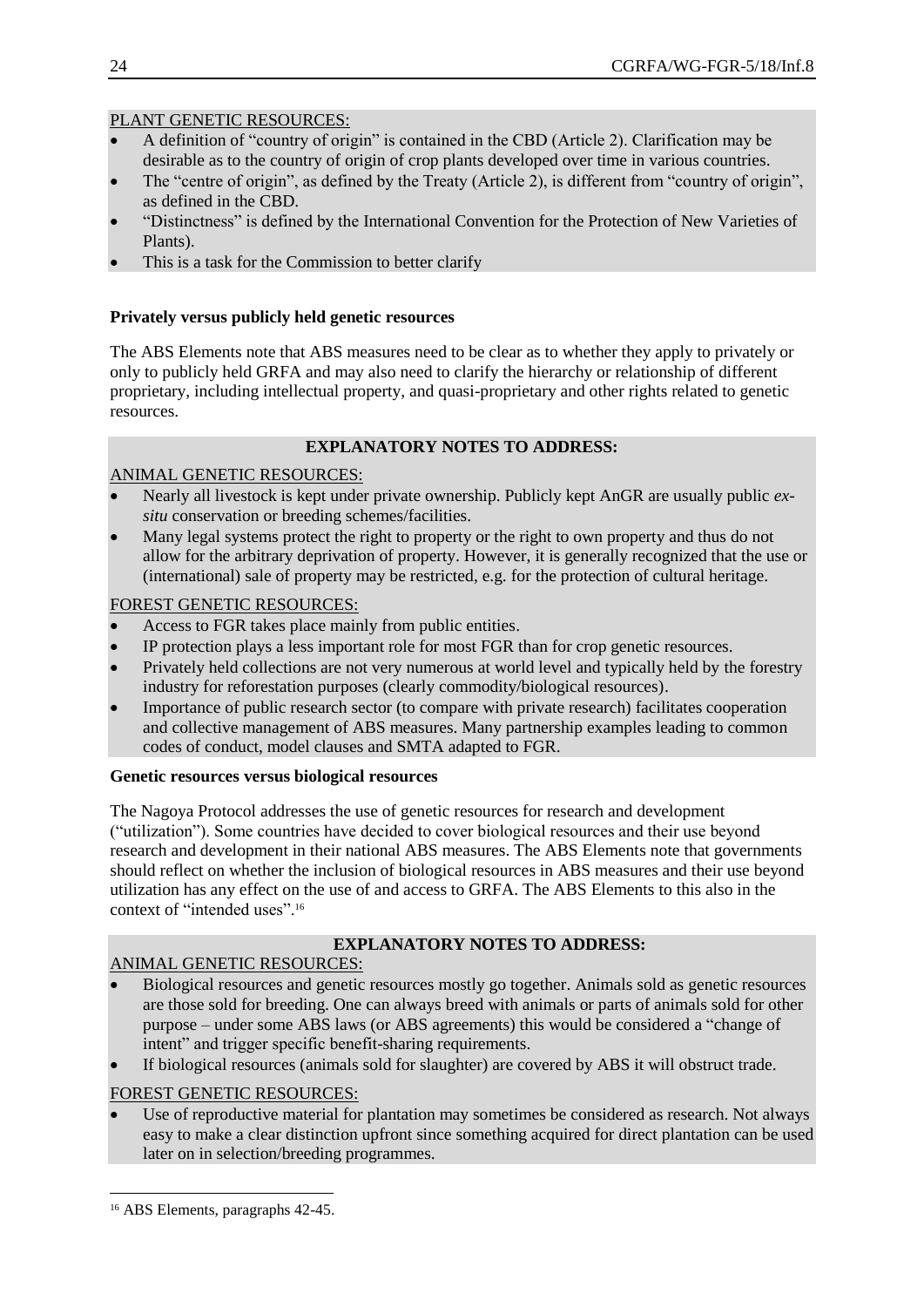PLANT GENETIC RESOURCES:

- A definition of "country of origin" is contained in the CBD (Article 2). Clarification may be desirable as to the country of origin of crop plants developed over time in various countries.
- The "centre of origin", as defined by the Treaty (Article 2), is different from "country of origin", as defined in the CBD.
- "Distinctness" is defined by the International Convention for the Protection of New Varieties of Plants).
- This is a task for the Commission to better clarify

**Privately versus publicly held genetic resources**

The ABS Elements note that ABS measures need to be clear as to whether they apply to privately or only to publicly held GRFA and may also need to clarify the hierarchy or relationship of different proprietary, including intellectual property, and quasi-proprietary and other rights related to genetic resources.

**EXPLANATORY NOTES TO ADDRESS:**

ANIMAL GENETIC RESOURCES:

- Nearly all livestock is kept under private ownership. Publicly kept AnGR are usually public *ex-situ* conservation or breeding schemes/facilities.
- Many legal systems protect the right to property or the right to own property and thus do not allow for the arbitrary deprivation of property. However, it is generally recognized that the use or (international) sale of property may be restricted, e.g. for the protection of cultural heritage.

FOREST GENETIC RESOURCES:

- Access to FGR takes place mainly from public entities.
- IP protection plays a less important role for most FGR than for crop genetic resources.
- Privately held collections are not very numerous at world level and typically held by the forestry industry for reforestation purposes (clearly commodity/biological resources).
- Importance of public research sector (to compare with private research) facilitates cooperation and collective management of ABS measures. Many partnership examples leading to common codes of conduct, model clauses and SMTA adapted to FGR.

**Genetic resources versus biological resources**

The Nagoya Protocol addresses the use of genetic resources for research and development ("utilization"). Some countries have decided to cover biological resources and their use beyond research and development in their national ABS measures. The ABS Elements note that governments should reflect on whether the inclusion of biological resources in ABS measures and their use beyond utilization has any effect on the use of and access to GRFA. The ABS Elements to this also in the context of "intended uses".[16]

**EXPLANATORY NOTES TO ADDRESS:**

ANIMAL GENETIC RESOURCES:

- Biological resources and genetic resources mostly go together. Animals sold as genetic resources are those sold for breeding. One can always breed with animals or parts of animals sold for other purpose – under some ABS laws (or ABS agreements) this would be considered a "change of intent" and trigger specific benefit-sharing requirements.
- If biological resources (animals sold for slaughter) are covered by ABS it will obstruct trade.

FOREST GENETIC RESOURCES:

- Use of reproductive material for plantation may sometimes be considered as research. Not always easy to make a clear distinction upfront since something acquired for direct plantation can be used later on in selection/breeding programmes.

[16] ABS Elements, paragraphs 42-45.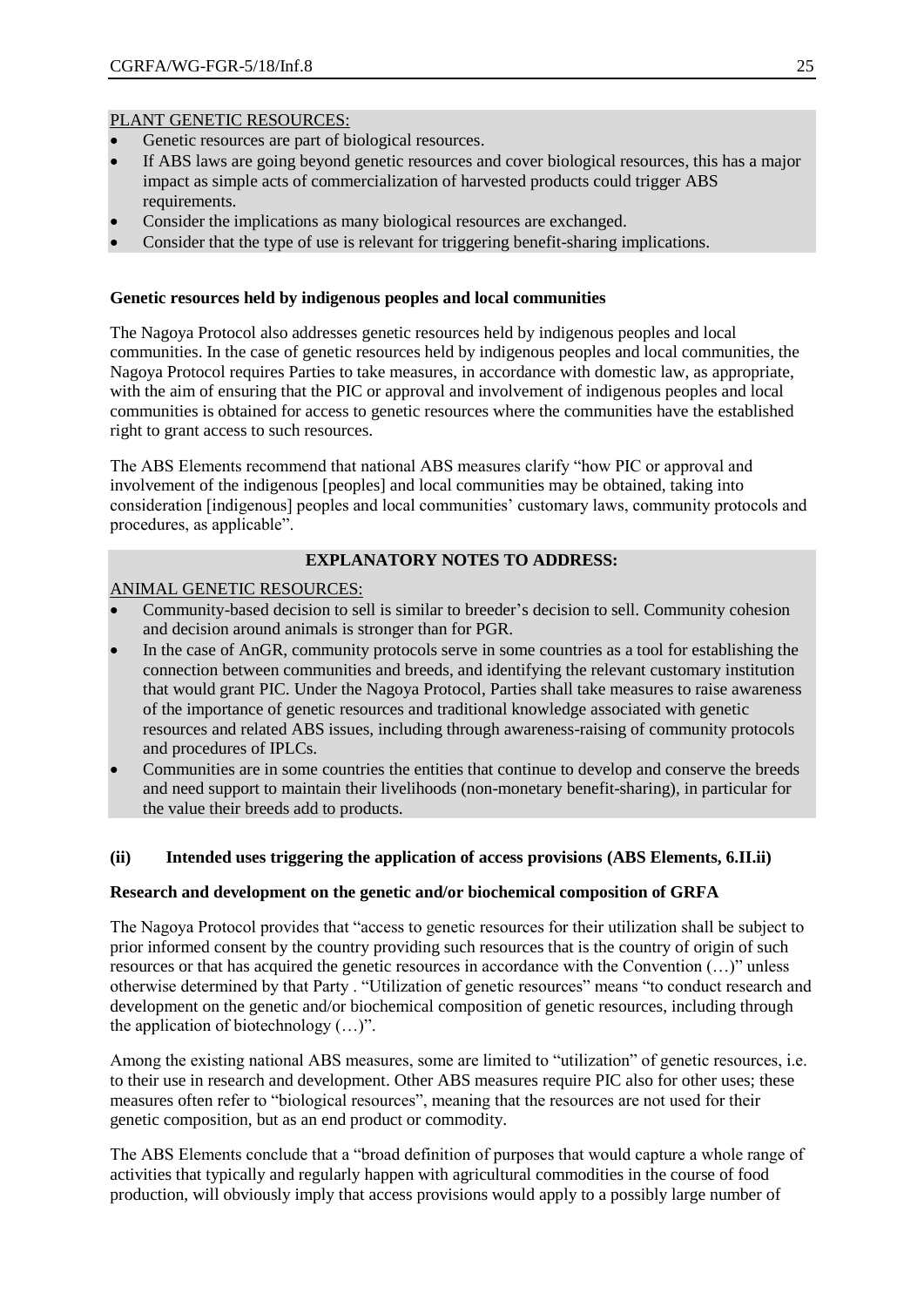PLANT GENETIC RESOURCES:

- Genetic resources are part of biological resources.
- If ABS laws are going beyond genetic resources and cover biological resources, this has a major impact as simple acts of commercialization of harvested products could trigger ABS requirements.
- Consider the implications as many biological resources are exchanged.
- Consider that the type of use is relevant for triggering benefit-sharing implications.

**Genetic resources held by indigenous peoples and local communities**

The Nagoya Protocol also addresses genetic resources held by indigenous peoples and local communities. In the case of genetic resources held by indigenous peoples and local communities, the Nagoya Protocol requires Parties to take measures, in accordance with domestic law, as appropriate, with the aim of ensuring that the PIC or approval and involvement of indigenous peoples and local communities is obtained for access to genetic resources where the communities have the established right to grant access to such resources.

The ABS Elements recommend that national ABS measures clarify "how PIC or approval and involvement of the indigenous [peoples] and local communities may be obtained, taking into consideration [indigenous] peoples and local communities' customary laws, community protocols and procedures, as applicable".

**EXPLANATORY NOTES TO ADDRESS:**

ANIMAL GENETIC RESOURCES:

- Community-based decision to sell is similar to breeder's decision to sell. Community cohesion and decision around animals is stronger than for PGR.
- In the case of AnGR, community protocols serve in some countries as a tool for establishing the connection between communities and breeds, and identifying the relevant customary institution that would grant PIC. Under the Nagoya Protocol, Parties shall take measures to raise awareness of the importance of genetic resources and traditional knowledge associated with genetic resources and related ABS issues, including through awareness-raising of community protocols and procedures of IPLCs.
- Communities are in some countries the entities that continue to develop and conserve the breeds and need support to maintain their livelihoods (non-monetary benefit-sharing), in particular for the value their breeds add to products.

**(ii) Intended uses triggering the application of access provisions (ABS Elements, 6.II.ii)**

**Research and development on the genetic and/or biochemical composition of GRFA**

The Nagoya Protocol provides that "access to genetic resources for their utilization shall be subject to prior informed consent by the country providing such resources that is the country of origin of such resources or that has acquired the genetic resources in accordance with the Convention (…)" unless otherwise determined by that Party . "Utilization of genetic resources" means "to conduct research and development on the genetic and/or biochemical composition of genetic resources, including through the application of biotechnology (…)".

Among the existing national ABS measures, some are limited to "utilization" of genetic resources, i.e. to their use in research and development. Other ABS measures require PIC also for other uses; these measures often refer to "biological resources", meaning that the resources are not used for their genetic composition, but as an end product or commodity.

The ABS Elements conclude that a "broad definition of purposes that would capture a whole range of activities that typically and regularly happen with agricultural commodities in the course of food production, will obviously imply that access provisions would apply to a possibly large number of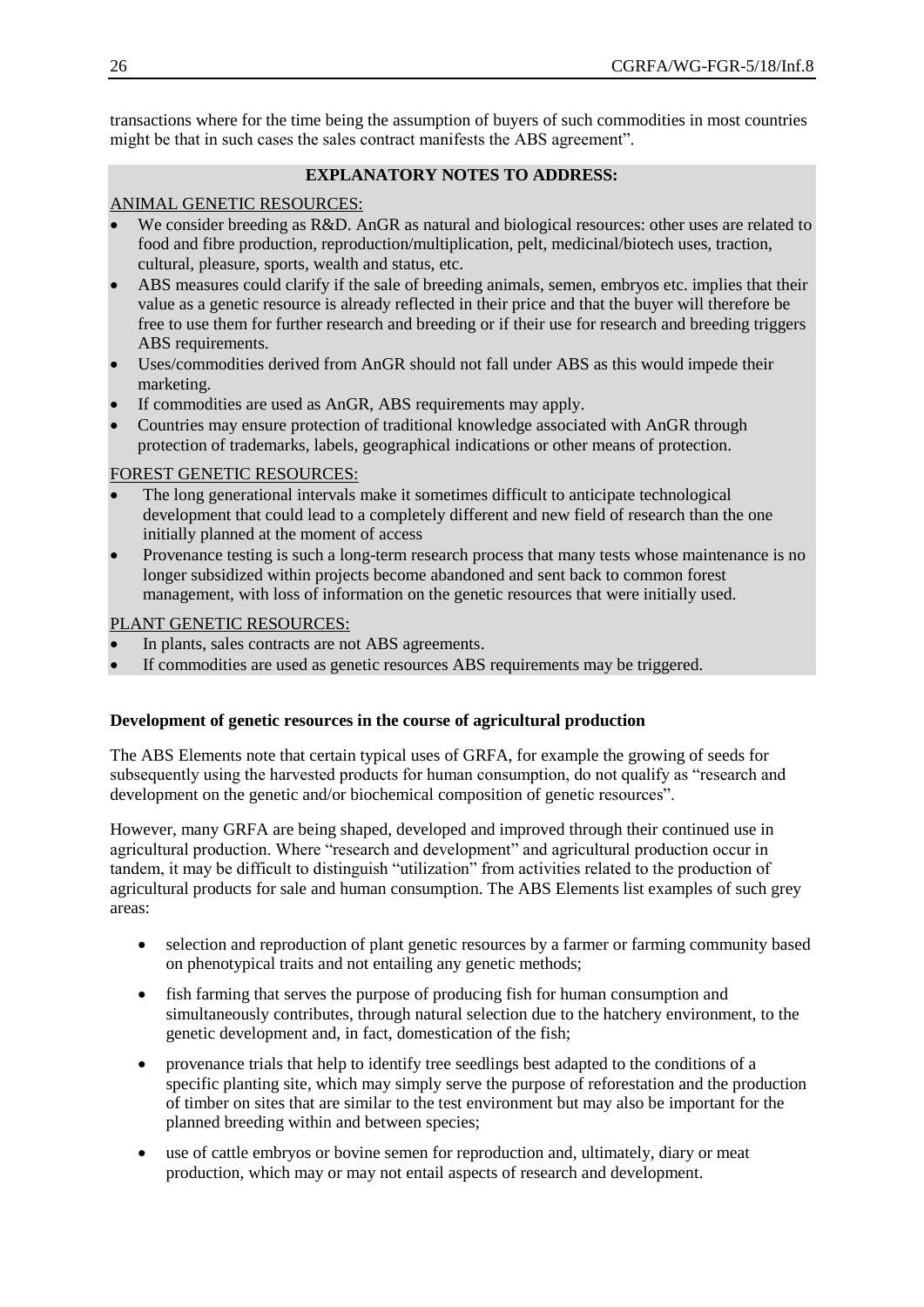transactions where for the time being the assumption of buyers of such commodities in most countries might be that in such cases the sales contract manifests the ABS agreement".

**EXPLANATORY NOTES TO ADDRESS:**

ANIMAL GENETIC RESOURCES:

- We consider breeding as R&D. AnGR as natural and biological resources: other uses are related to food and fibre production, reproduction/multiplication, pelt, medicinal/biotech uses, traction, cultural, pleasure, sports, wealth and status, etc.
- ABS measures could clarify if the sale of breeding animals, semen, embryos etc. implies that their value as a genetic resource is already reflected in their price and that the buyer will therefore be free to use them for further research and breeding or if their use for research and breeding triggers ABS requirements.
- Uses/commodities derived from AnGR should not fall under ABS as this would impede their marketing.
- If commodities are used as AnGR, ABS requirements may apply.
- Countries may ensure protection of traditional knowledge associated with AnGR through protection of trademarks, labels, geographical indications or other means of protection.

FOREST GENETIC RESOURCES:

- The long generational intervals make it sometimes difficult to anticipate technological development that could lead to a completely different and new field of research than the one initially planned at the moment of access
- Provenance testing is such a long-term research process that many tests whose maintenance is no longer subsidized within projects become abandoned and sent back to common forest management, with loss of information on the genetic resources that were initially used.

PLANT GENETIC RESOURCES:

- In plants, sales contracts are not ABS agreements.
- If commodities are used as genetic resources ABS requirements may be triggered.

**Development of genetic resources in the course of agricultural production**

The ABS Elements note that certain typical uses of GRFA, for example the growing of seeds for subsequently using the harvested products for human consumption, do not qualify as "research and development on the genetic and/or biochemical composition of genetic resources".

However, many GRFA are being shaped, developed and improved through their continued use in agricultural production. Where "research and development" and agricultural production occur in tandem, it may be difficult to distinguish "utilization" from activities related to the production of agricultural products for sale and human consumption. The ABS Elements list examples of such grey areas:

- selection and reproduction of plant genetic resources by a farmer or farming community based on phenotypical traits and not entailing any genetic methods;
- fish farming that serves the purpose of producing fish for human consumption and simultaneously contributes, through natural selection due to the hatchery environment, to the genetic development and, in fact, domestication of the fish;
- provenance trials that help to identify tree seedlings best adapted to the conditions of a specific planting site, which may simply serve the purpose of reforestation and the production of timber on sites that are similar to the test environment but may also be important for the planned breeding within and between species;
- use of cattle embryos or bovine semen for reproduction and, ultimately, diary or meat production, which may or may not entail aspects of research and development.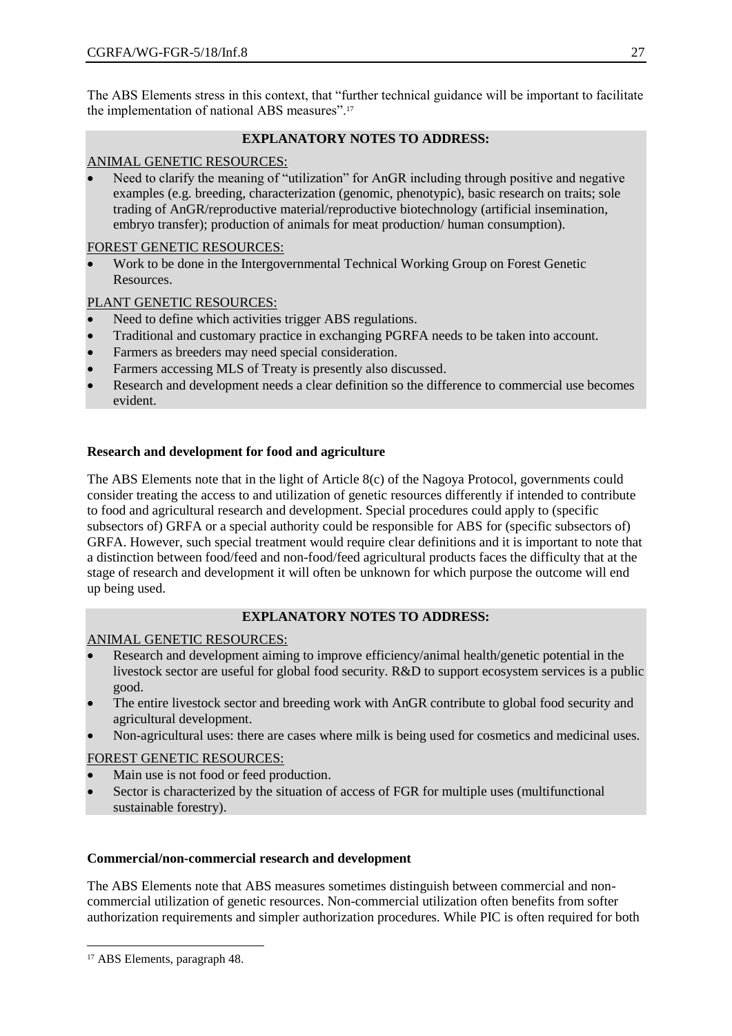The ABS Elements stress in this context, that "further technical guidance will be important to facilitate the implementation of national ABS measures".[17]

**EXPLANATORY NOTES TO ADDRESS:**

ANIMAL GENETIC RESOURCES:

- Need to clarify the meaning of "utilization" for AnGR including through positive and negative examples (e.g. breeding, characterization (genomic, phenotypic), basic research on traits; sole trading of AnGR/reproductive material/reproductive biotechnology (artificial insemination, embryo transfer); production of animals for meat production/ human consumption).

FOREST GENETIC RESOURCES:

- Work to be done in the Intergovernmental Technical Working Group on Forest Genetic Resources.

PLANT GENETIC RESOURCES:

- Need to define which activities trigger ABS regulations.
- Traditional and customary practice in exchanging PGRFA needs to be taken into account.
- Farmers as breeders may need special consideration.
- Farmers accessing MLS of Treaty is presently also discussed.
- Research and development needs a clear definition so the difference to commercial use becomes evident.

**Research and development for food and agriculture**

The ABS Elements note that in the light of Article 8(c) of the Nagoya Protocol, governments could consider treating the access to and utilization of genetic resources differently if intended to contribute to food and agricultural research and development. Special procedures could apply to (specific subsectors of) GRFA or a special authority could be responsible for ABS for (specific subsectors of) GRFA. However, such special treatment would require clear definitions and it is important to note that a distinction between food/feed and non-food/feed agricultural products faces the difficulty that at the stage of research and development it will often be unknown for which purpose the outcome will end up being used.

**EXPLANATORY NOTES TO ADDRESS:**

ANIMAL GENETIC RESOURCES:

- Research and development aiming to improve efficiency/animal health/genetic potential in the livestock sector are useful for global food security. R&D to support ecosystem services is a public good.
- The entire livestock sector and breeding work with AnGR contribute to global food security and agricultural development.
- Non-agricultural uses: there are cases where milk is being used for cosmetics and medicinal uses.

FOREST GENETIC RESOURCES:

- Main use is not food or feed production.
- Sector is characterized by the situation of access of FGR for multiple uses (multifunctional sustainable forestry).

**Commercial/non-commercial research and development**

The ABS Elements note that ABS measures sometimes distinguish between commercial and non-commercial utilization of genetic resources. Non-commercial utilization often benefits from softer authorization requirements and simpler authorization procedures. While PIC is often required for both

[17] ABS Elements, paragraph 48.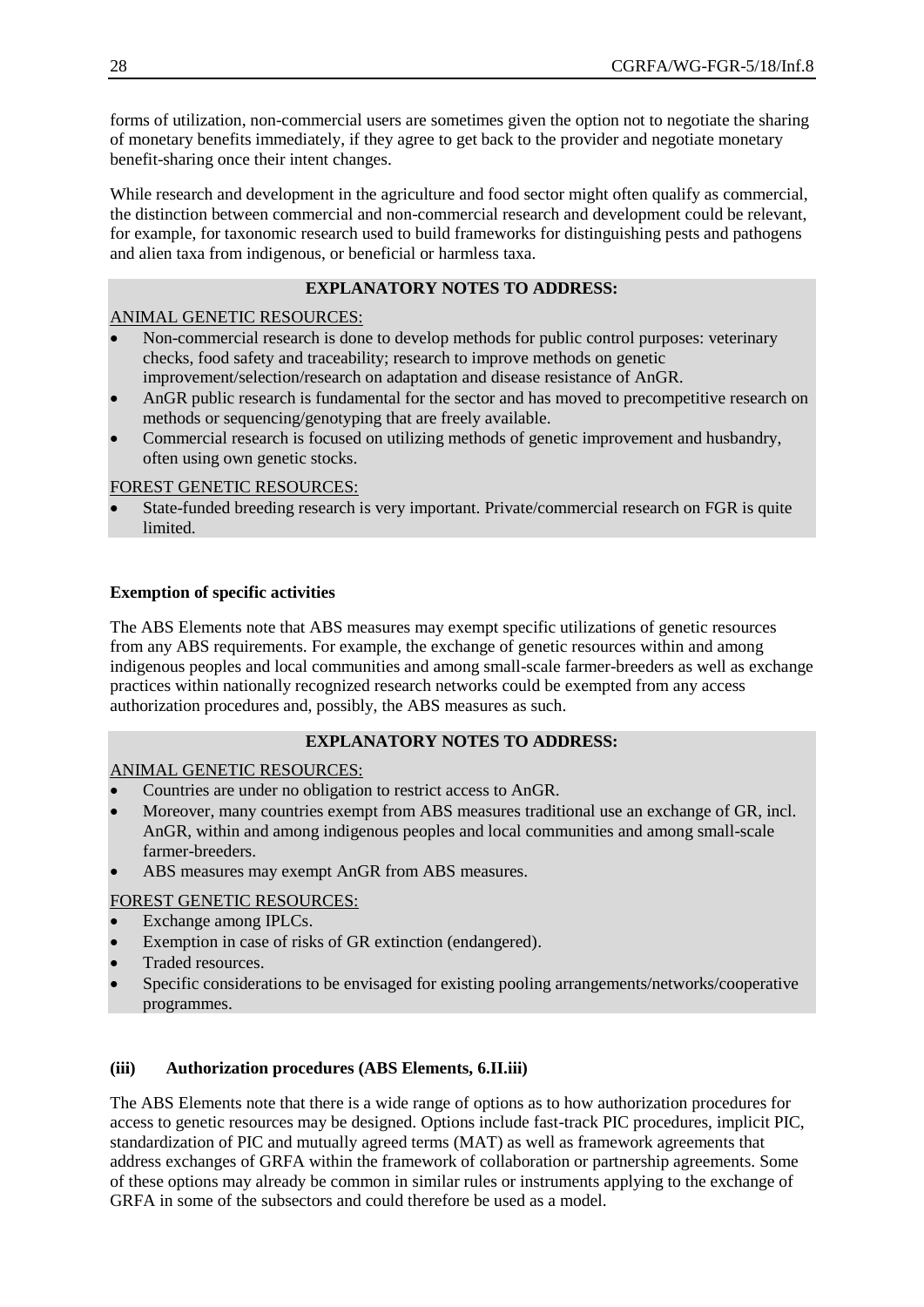forms of utilization, non-commercial users are sometimes given the option not to negotiate the sharing of monetary benefits immediately, if they agree to get back to the provider and negotiate monetary benefit-sharing once their intent changes.

While research and development in the agriculture and food sector might often qualify as commercial, the distinction between commercial and non-commercial research and development could be relevant, for example, for taxonomic research used to build frameworks for distinguishing pests and pathogens and alien taxa from indigenous, or beneficial or harmless taxa.

**EXPLANATORY NOTES TO ADDRESS:**

ANIMAL GENETIC RESOURCES:

- Non-commercial research is done to develop methods for public control purposes: veterinary checks, food safety and traceability; research to improve methods on genetic improvement/selection/research on adaptation and disease resistance of AnGR.
- AnGR public research is fundamental for the sector and has moved to precompetitive research on methods or sequencing/genotyping that are freely available.
- Commercial research is focused on utilizing methods of genetic improvement and husbandry, often using own genetic stocks.

FOREST GENETIC RESOURCES:

- State-funded breeding research is very important. Private/commercial research on FGR is quite limited.

**Exemption of specific activities**

The ABS Elements note that ABS measures may exempt specific utilizations of genetic resources from any ABS requirements. For example, the exchange of genetic resources within and among indigenous peoples and local communities and among small-scale farmer-breeders as well as exchange practices within nationally recognized research networks could be exempted from any access authorization procedures and, possibly, the ABS measures as such.

**EXPLANATORY NOTES TO ADDRESS:**

ANIMAL GENETIC RESOURCES:

- Countries are under no obligation to restrict access to AnGR.
- Moreover, many countries exempt from ABS measures traditional use an exchange of GR, incl. AnGR, within and among indigenous peoples and local communities and among small-scale farmer-breeders.
- ABS measures may exempt AnGR from ABS measures.

FOREST GENETIC RESOURCES:

- Exchange among IPLCs.
- Exemption in case of risks of GR extinction (endangered).
- Traded resources.
- Specific considerations to be envisaged for existing pooling arrangements/networks/cooperative programmes.

**(iii) Authorization procedures (ABS Elements, 6.II.iii)**

The ABS Elements note that there is a wide range of options as to how authorization procedures for access to genetic resources may be designed. Options include fast-track PIC procedures, implicit PIC, standardization of PIC and mutually agreed terms (MAT) as well as framework agreements that address exchanges of GRFA within the framework of collaboration or partnership agreements. Some of these options may already be common in similar rules or instruments applying to the exchange of GRFA in some of the subsectors and could therefore be used as a model.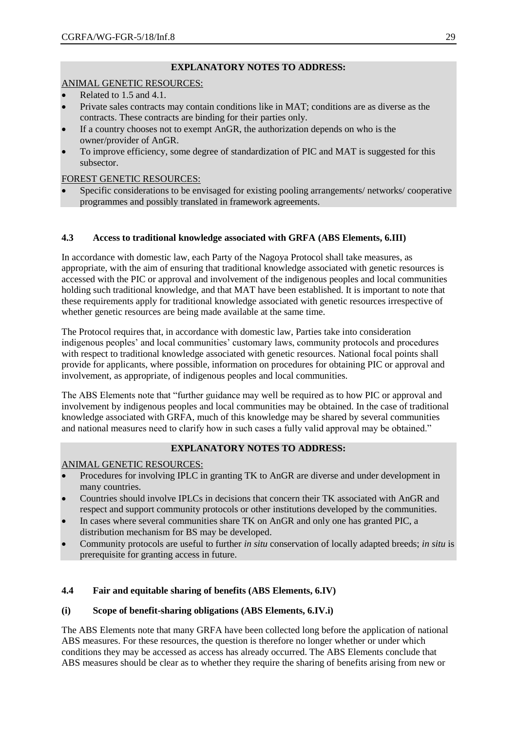**EXPLANATORY NOTES TO ADDRESS:**

ANIMAL GENETIC RESOURCES:

- Related to 1.5 and 4.1.
- Private sales contracts may contain conditions like in MAT; conditions are as diverse as the contracts. These contracts are binding for their parties only.
- If a country chooses not to exempt AnGR, the authorization depends on who is the owner/provider of AnGR.
- To improve efficiency, some degree of standardization of PIC and MAT is suggested for this subsector.

FOREST GENETIC RESOURCES:

- Specific considerations to be envisaged for existing pooling arrangements/ networks/ cooperative programmes and possibly translated in framework agreements.

### 4.3 Access to traditional knowledge associated with GRFA (ABS Elements, 6.III)

In accordance with domestic law, each Party of the Nagoya Protocol shall take measures, as appropriate, with the aim of ensuring that traditional knowledge associated with genetic resources is accessed with the PIC or approval and involvement of the indigenous peoples and local communities holding such traditional knowledge, and that MAT have been established. It is important to note that these requirements apply for traditional knowledge associated with genetic resources irrespective of whether genetic resources are being made available at the same time.

The Protocol requires that, in accordance with domestic law, Parties take into consideration indigenous peoples' and local communities' customary laws, community protocols and procedures with respect to traditional knowledge associated with genetic resources. National focal points shall provide for applicants, where possible, information on procedures for obtaining PIC or approval and involvement, as appropriate, of indigenous peoples and local communities.

The ABS Elements note that "further guidance may well be required as to how PIC or approval and involvement by indigenous peoples and local communities may be obtained. In the case of traditional knowledge associated with GRFA, much of this knowledge may be shared by several communities and national measures need to clarify how in such cases a fully valid approval may be obtained."

**EXPLANATORY NOTES TO ADDRESS:**

ANIMAL GENETIC RESOURCES:

- Procedures for involving IPLC in granting TK to AnGR are diverse and under development in many countries.
- Countries should involve IPLCs in decisions that concern their TK associated with AnGR and respect and support community protocols or other institutions developed by the communities.
- In cases where several communities share TK on AnGR and only one has granted PIC, a distribution mechanism for BS may be developed.
- Community protocols are useful to further *in situ* conservation of locally adapted breeds; *in situ* is prerequisite for granting access in future.

### 4.4 Fair and equitable sharing of benefits (ABS Elements, 6.IV)

#### (i) Scope of benefit-sharing obligations (ABS Elements, 6.IV.i)

The ABS Elements note that many GRFA have been collected long before the application of national ABS measures. For these resources, the question is therefore no longer whether or under which conditions they may be accessed as access has already occurred. The ABS Elements conclude that ABS measures should be clear as to whether they require the sharing of benefits arising from new or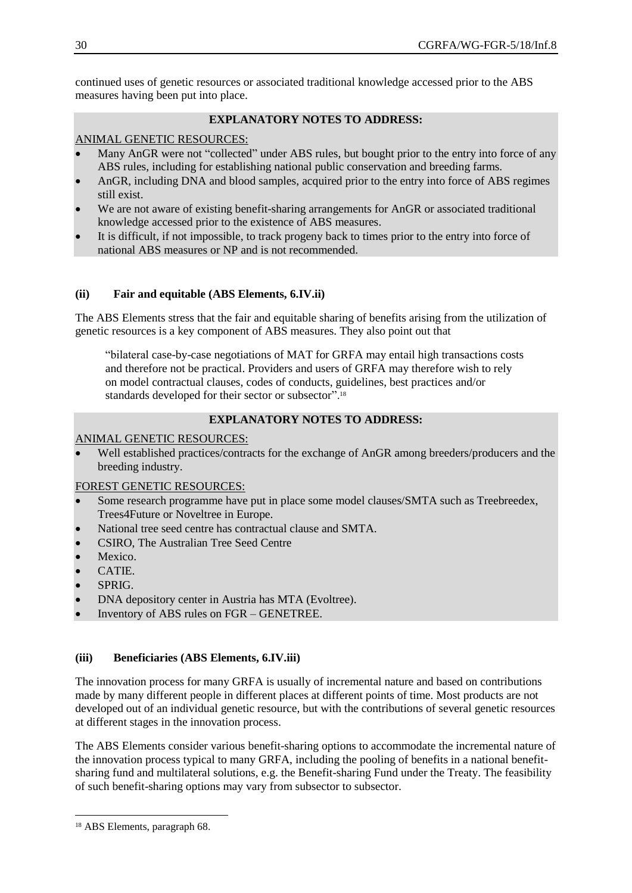continued uses of genetic resources or associated traditional knowledge accessed prior to the ABS measures having been put into place.

**EXPLANATORY NOTES TO ADDRESS:**

ANIMAL GENETIC RESOURCES:

- Many AnGR were not "collected" under ABS rules, but bought prior to the entry into force of any ABS rules, including for establishing national public conservation and breeding farms.
- AnGR, including DNA and blood samples, acquired prior to the entry into force of ABS regimes still exist.
- We are not aware of existing benefit-sharing arrangements for AnGR or associated traditional knowledge accessed prior to the existence of ABS measures.
- It is difficult, if not impossible, to track progeny back to times prior to the entry into force of national ABS measures or NP and is not recommended.

### (ii) Fair and equitable (ABS Elements, 6.IV.ii)

The ABS Elements stress that the fair and equitable sharing of benefits arising from the utilization of genetic resources is a key component of ABS measures. They also point out that

> "bilateral case-by-case negotiations of MAT for GRFA may entail high transactions costs and therefore not be practical. Providers and users of GRFA may therefore wish to rely on model contractual clauses, codes of conducts, guidelines, best practices and/or standards developed for their sector or subsector".[18]

**EXPLANATORY NOTES TO ADDRESS:**

ANIMAL GENETIC RESOURCES:

- Well established practices/contracts for the exchange of AnGR among breeders/producers and the breeding industry.

FOREST GENETIC RESOURCES:

- Some research programme have put in place some model clauses/SMTA such as Treebreedex, Trees4Future or Noveltree in Europe.
- National tree seed centre has contractual clause and SMTA.
- CSIRO, The Australian Tree Seed Centre
- Mexico.
- CATIE.
- SPRIG.
- DNA depository center in Austria has MTA (Evoltree).
- Inventory of ABS rules on FGR – GENETREE.

### (iii) Beneficiaries (ABS Elements, 6.IV.iii)

The innovation process for many GRFA is usually of incremental nature and based on contributions made by many different people in different places at different points of time. Most products are not developed out of an individual genetic resource, but with the contributions of several genetic resources at different stages in the innovation process.

The ABS Elements consider various benefit-sharing options to accommodate the incremental nature of the innovation process typical to many GRFA, including the pooling of benefits in a national benefit-sharing fund and multilateral solutions, e.g. the Benefit-sharing Fund under the Treaty. The feasibility of such benefit-sharing options may vary from subsector to subsector.

---

[18] ABS Elements, paragraph 68.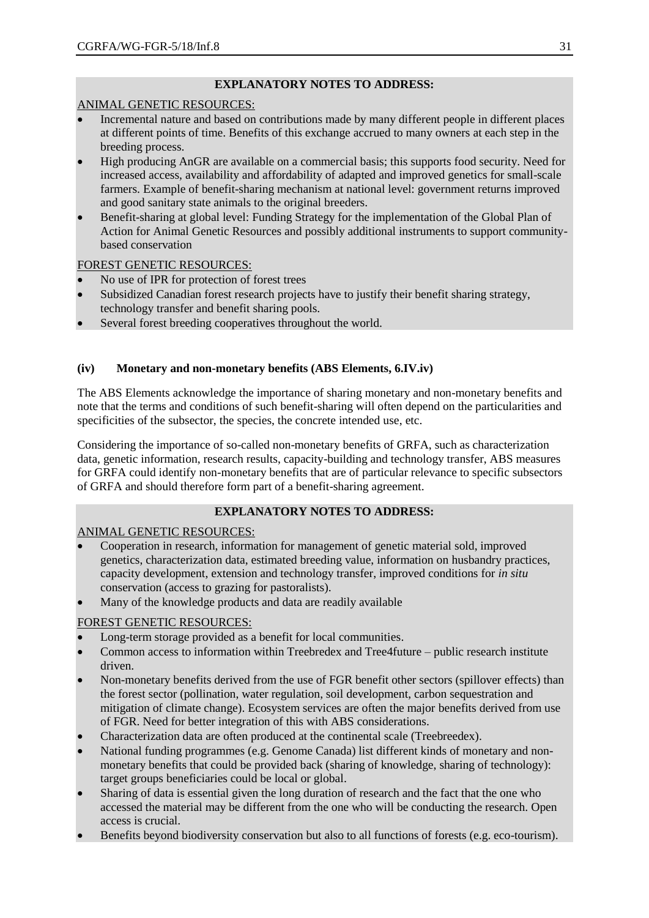**EXPLANATORY NOTES TO ADDRESS:**

ANIMAL GENETIC RESOURCES:

- Incremental nature and based on contributions made by many different people in different places at different points of time. Benefits of this exchange accrued to many owners at each step in the breeding process.
- High producing AnGR are available on a commercial basis; this supports food security. Need for increased access, availability and affordability of adapted and improved genetics for small-scale farmers. Example of benefit-sharing mechanism at national level: government returns improved and good sanitary state animals to the original breeders.
- Benefit-sharing at global level: Funding Strategy for the implementation of the Global Plan of Action for Animal Genetic Resources and possibly additional instruments to support community-based conservation

FOREST GENETIC RESOURCES:

- No use of IPR for protection of forest trees
- Subsidized Canadian forest research projects have to justify their benefit sharing strategy, technology transfer and benefit sharing pools.
- Several forest breeding cooperatives throughout the world.

**(iv) Monetary and non-monetary benefits (ABS Elements, 6.IV.iv)**

The ABS Elements acknowledge the importance of sharing monetary and non-monetary benefits and note that the terms and conditions of such benefit-sharing will often depend on the particularities and specificities of the subsector, the species, the concrete intended use, etc.

Considering the importance of so-called non-monetary benefits of GRFA, such as characterization data, genetic information, research results, capacity-building and technology transfer, ABS measures for GRFA could identify non-monetary benefits that are of particular relevance to specific subsectors of GRFA and should therefore form part of a benefit-sharing agreement.

**EXPLANATORY NOTES TO ADDRESS:**

ANIMAL GENETIC RESOURCES:

- Cooperation in research, information for management of genetic material sold, improved genetics, characterization data, estimated breeding value, information on husbandry practices, capacity development, extension and technology transfer, improved conditions for *in situ* conservation (access to grazing for pastoralists).
- Many of the knowledge products and data are readily available

FOREST GENETIC RESOURCES:

- Long-term storage provided as a benefit for local communities.
- Common access to information within Treebredex and Tree4future – public research institute driven.
- Non-monetary benefits derived from the use of FGR benefit other sectors (spillover effects) than the forest sector (pollination, water regulation, soil development, carbon sequestration and mitigation of climate change). Ecosystem services are often the major benefits derived from use of FGR. Need for better integration of this with ABS considerations.
- Characterization data are often produced at the continental scale (Treebreedex).
- National funding programmes (e.g. Genome Canada) list different kinds of monetary and non-monetary benefits that could be provided back (sharing of knowledge, sharing of technology): target groups beneficiaries could be local or global.
- Sharing of data is essential given the long duration of research and the fact that the one who accessed the material may be different from the one who will be conducting the research. Open access is crucial.
- Benefits beyond biodiversity conservation but also to all functions of forests (e.g. eco-tourism).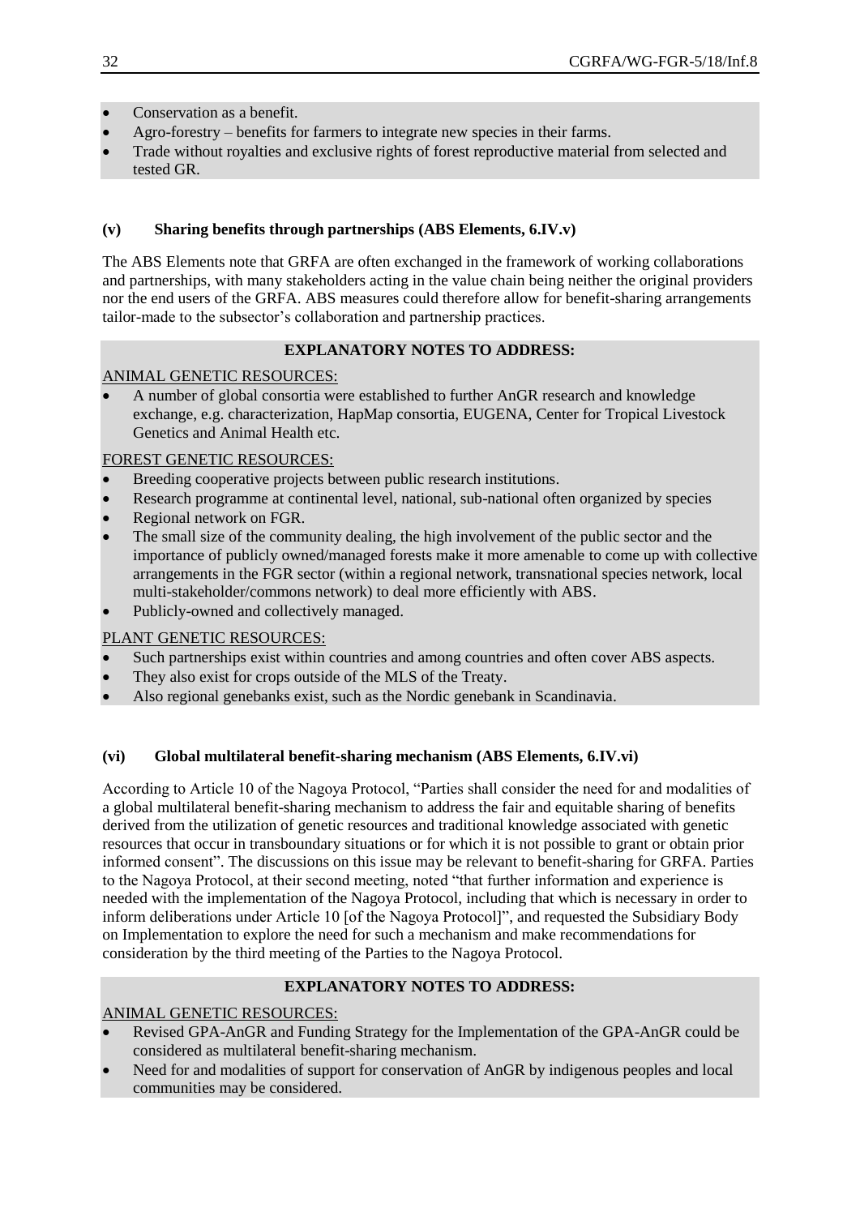- Conservation as a benefit.
- Agro-forestry – benefits for farmers to integrate new species in their farms.
- Trade without royalties and exclusive rights of forest reproductive material from selected and tested GR.

### (v) Sharing benefits through partnerships (ABS Elements, 6.IV.v)

The ABS Elements note that GRFA are often exchanged in the framework of working collaborations and partnerships, with many stakeholders acting in the value chain being neither the original providers nor the end users of the GRFA. ABS measures could therefore allow for benefit-sharing arrangements tailor-made to the subsector's collaboration and partnership practices.

**EXPLANATORY NOTES TO ADDRESS:**

ANIMAL GENETIC RESOURCES:

- A number of global consortia were established to further AnGR research and knowledge exchange, e.g. characterization, HapMap consortia, EUGENA, Center for Tropical Livestock Genetics and Animal Health etc.

FOREST GENETIC RESOURCES:

- Breeding cooperative projects between public research institutions.
- Research programme at continental level, national, sub-national often organized by species
- Regional network on FGR.
- The small size of the community dealing, the high involvement of the public sector and the importance of publicly owned/managed forests make it more amenable to come up with collective arrangements in the FGR sector (within a regional network, transnational species network, local multi-stakeholder/commons network) to deal more efficiently with ABS.
- Publicly-owned and collectively managed.

PLANT GENETIC RESOURCES:

- Such partnerships exist within countries and among countries and often cover ABS aspects.
- They also exist for crops outside of the MLS of the Treaty.
- Also regional genebanks exist, such as the Nordic genebank in Scandinavia.

### (vi) Global multilateral benefit-sharing mechanism (ABS Elements, 6.IV.vi)

According to Article 10 of the Nagoya Protocol, "Parties shall consider the need for and modalities of a global multilateral benefit-sharing mechanism to address the fair and equitable sharing of benefits derived from the utilization of genetic resources and traditional knowledge associated with genetic resources that occur in transboundary situations or for which it is not possible to grant or obtain prior informed consent". The discussions on this issue may be relevant to benefit-sharing for GRFA. Parties to the Nagoya Protocol, at their second meeting, noted "that further information and experience is needed with the implementation of the Nagoya Protocol, including that which is necessary in order to inform deliberations under Article 10 [of the Nagoya Protocol]", and requested the Subsidiary Body on Implementation to explore the need for such a mechanism and make recommendations for consideration by the third meeting of the Parties to the Nagoya Protocol.

**EXPLANATORY NOTES TO ADDRESS:**

ANIMAL GENETIC RESOURCES:

- Revised GPA-AnGR and Funding Strategy for the Implementation of the GPA-AnGR could be considered as multilateral benefit-sharing mechanism.
- Need for and modalities of support for conservation of AnGR by indigenous peoples and local communities may be considered.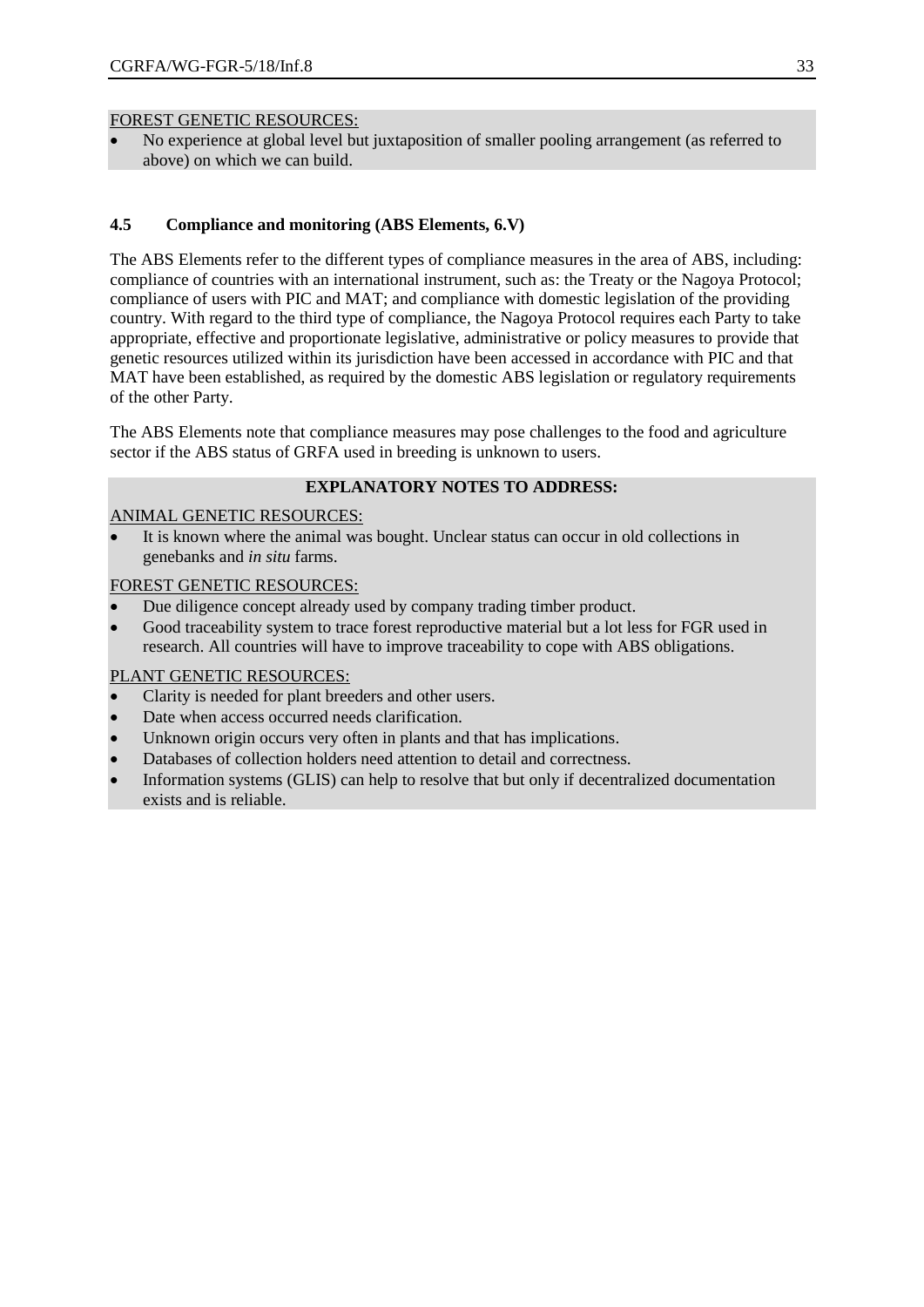<u>FOREST GENETIC RESOURCES:</u>

- No experience at global level but juxtaposition of smaller pooling arrangement (as referred to above) on which we can build.

### 4.5 Compliance and monitoring (ABS Elements, 6.V)

The ABS Elements refer to the different types of compliance measures in the area of ABS, including: compliance of countries with an international instrument, such as: the Treaty or the Nagoya Protocol; compliance of users with PIC and MAT; and compliance with domestic legislation of the providing country. With regard to the third type of compliance, the Nagoya Protocol requires each Party to take appropriate, effective and proportionate legislative, administrative or policy measures to provide that genetic resources utilized within its jurisdiction have been accessed in accordance with PIC and that MAT have been established, as required by the domestic ABS legislation or regulatory requirements of the other Party.

The ABS Elements note that compliance measures may pose challenges to the food and agriculture sector if the ABS status of GRFA used in breeding is unknown to users.

**EXPLANATORY NOTES TO ADDRESS:**

<u>ANIMAL GENETIC RESOURCES:</u>

- It is known where the animal was bought. Unclear status can occur in old collections in genebanks and *in situ* farms.

<u>FOREST GENETIC RESOURCES:</u>

- Due diligence concept already used by company trading timber product.
- Good traceability system to trace forest reproductive material but a lot less for FGR used in research. All countries will have to improve traceability to cope with ABS obligations.

<u>PLANT GENETIC RESOURCES:</u>

- Clarity is needed for plant breeders and other users.
- Date when access occurred needs clarification.
- Unknown origin occurs very often in plants and that has implications.
- Databases of collection holders need attention to detail and correctness.
- Information systems (GLIS) can help to resolve that but only if decentralized documentation exists and is reliable.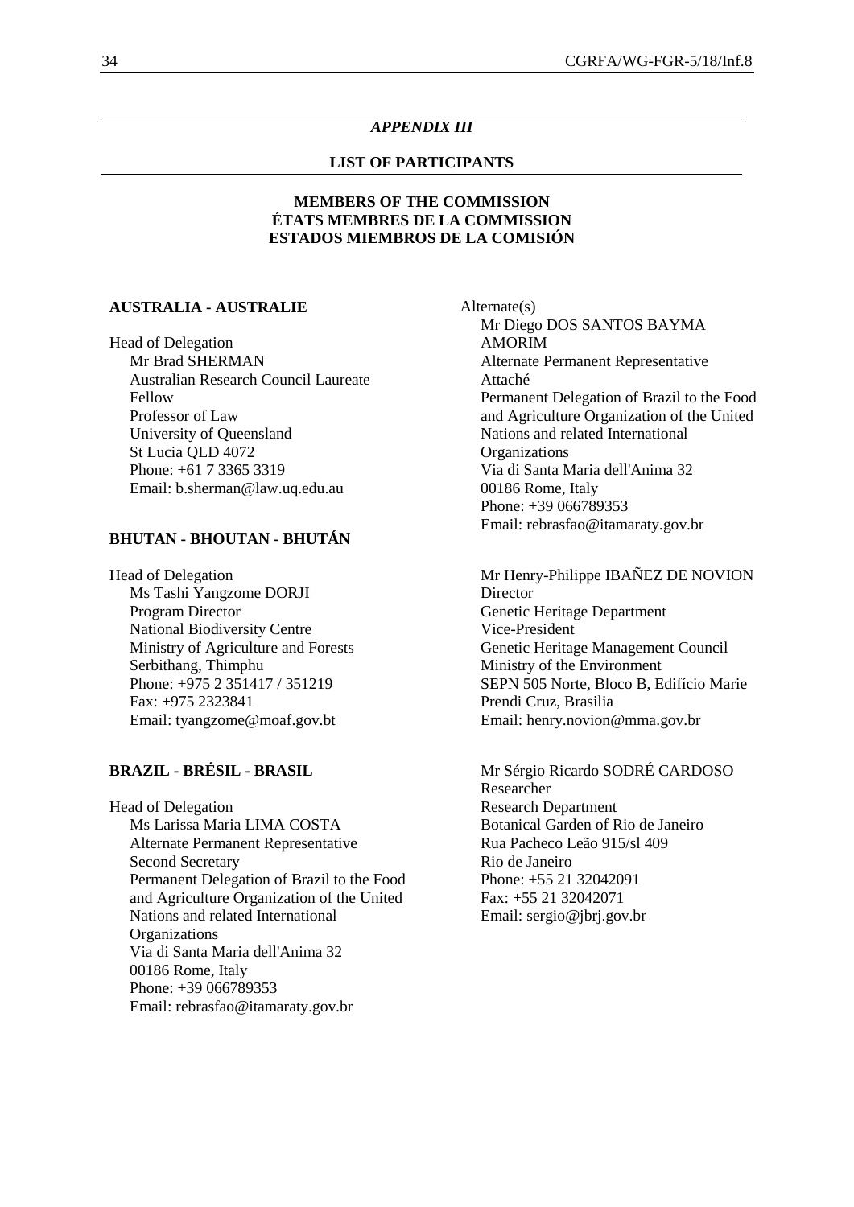*APPENDIX III*

## LIST OF PARTICIPANTS

### MEMBERS OF THE COMMISSION
### ÉTATS MEMBRES DE LA COMMISSION
### ESTADOS MIEMBROS DE LA COMISIÓN

**AUSTRALIA - AUSTRALIE**

Head of Delegation
Mr Brad SHERMAN
Australian Research Council Laureate Fellow
Professor of Law
University of Queensland
St Lucia QLD 4072
Phone: +61 7 3365 3319
Email: b.sherman@law.uq.edu.au

**BHUTAN - BHOUTAN - BHUTÁN**

Head of Delegation
Ms Tashi Yangzome DORJI
Program Director
National Biodiversity Centre
Ministry of Agriculture and Forests
Serbithang, Thimphu
Phone: +975 2 351417 / 351219
Fax: +975 2323841
Email: tyangzome@moaf.gov.bt

**BRAZIL - BRÉSIL - BRASIL**

Head of Delegation
Ms Larissa Maria LIMA COSTA
Alternate Permanent Representative
Second Secretary
Permanent Delegation of Brazil to the Food and Agriculture Organization of the United Nations and related International Organizations
Via di Santa Maria dell'Anima 32
00186 Rome, Italy
Phone: +39 066789353
Email: rebrasfao@itamaraty.gov.br

Alternate(s)
Mr Diego DOS SANTOS BAYMA AMORIM
Alternate Permanent Representative
Attaché
Permanent Delegation of Brazil to the Food and Agriculture Organization of the United Nations and related International Organizations
Via di Santa Maria dell'Anima 32
00186 Rome, Italy
Phone: +39 066789353
Email: rebrasfao@itamaraty.gov.br

Mr Henry-Philippe IBAÑEZ DE NOVION
Director
Genetic Heritage Department
Vice-President
Genetic Heritage Management Council
Ministry of the Environment
SEPN 505 Norte, Bloco B, Edifício Marie Prendi Cruz, Brasilia
Email: henry.novion@mma.gov.br

Mr Sérgio Ricardo SODRÉ CARDOSO
Researcher
Research Department
Botanical Garden of Rio de Janeiro
Rua Pacheco Leão 915/sl 409
Rio de Janeiro
Phone: +55 21 32042091
Fax: +55 21 32042071
Email: sergio@jbrj.gov.br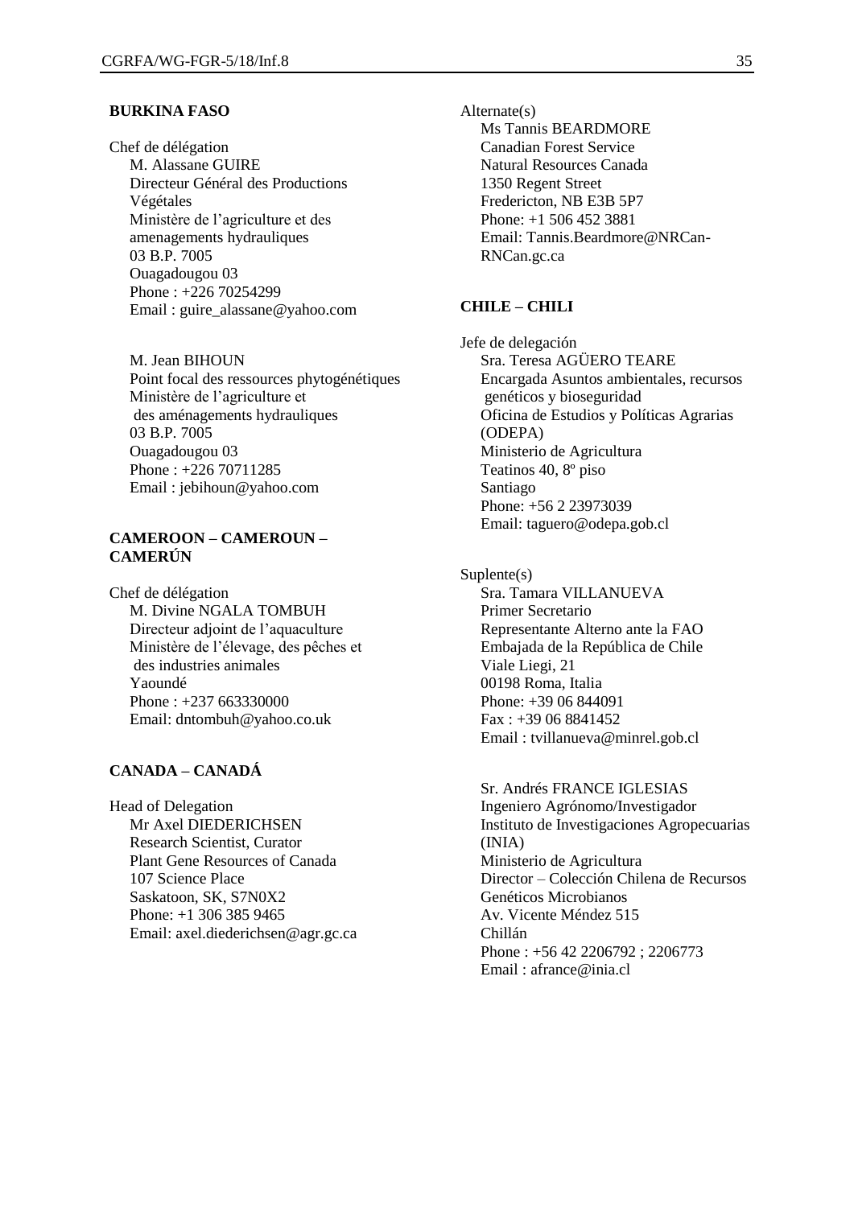**BURKINA FASO**

Chef de délégation
M. Alassane GUIRE
Directeur Général des Productions Végétales
Ministère de l'agriculture et des amenagements hydrauliques
03 B.P. 7005
Ouagadougou 03
Phone : +226 70254299
Email : guire_alassane@yahoo.com

M. Jean BIHOUN
Point focal des ressources phytogénétiques
Ministère de l'agriculture et des aménagements hydrauliques
03 B.P. 7005
Ouagadougou 03
Phone : +226 70711285
Email : jebihoun@yahoo.com

**CAMEROON – CAMEROUN – CAMERÚN**

Chef de délégation
M. Divine NGALA TOMBUH
Directeur adjoint de l'aquaculture
Ministère de l'élevage, des pêches et des industries animales
Yaoundé
Phone : +237 663330000
Email: dntombuh@yahoo.co.uk

**CANADA – CANADÁ**

Head of Delegation
Mr Axel DIEDERICHSEN
Research Scientist, Curator
Plant Gene Resources of Canada
107 Science Place
Saskatoon, SK, S7N0X2
Phone: +1 306 385 9465
Email: axel.diederichsen@agr.gc.ca

Alternate(s)
Ms Tannis BEARDMORE
Canadian Forest Service
Natural Resources Canada
1350 Regent Street
Fredericton, NB E3B 5P7
Phone: +1 506 452 3881
Email: Tannis.Beardmore@NRCan-RNCan.gc.ca

**CHILE – CHILI**

Jefe de delegación
Sra. Teresa AGÜERO TEARE
Encargada Asuntos ambientales, recursos genéticos y bioseguridad
Oficina de Estudios y Políticas Agrarias (ODEPA)
Ministerio de Agricultura
Teatinos 40, 8º piso
Santiago
Phone: +56 2 23973039
Email: taguero@odepa.gob.cl

Suplente(s)
Sra. Tamara VILLANUEVA
Primer Secretario
Representante Alterno ante la FAO
Embajada de la República de Chile
Viale Liegi, 21
00198 Roma, Italia
Phone: +39 06 844091
Fax : +39 06 8841452
Email : tvillanueva@minrel.gob.cl

Sr. Andrés FRANCE IGLESIAS
Ingeniero Agrónomo/Investigador
Instituto de Investigaciones Agropecuarias (INIA)
Ministerio de Agricultura
Director – Colección Chilena de Recursos Genéticos Microbianos
Av. Vicente Méndez 515
Chillán
Phone : +56 42 2206792 ; 2206773
Email : afrance@inia.cl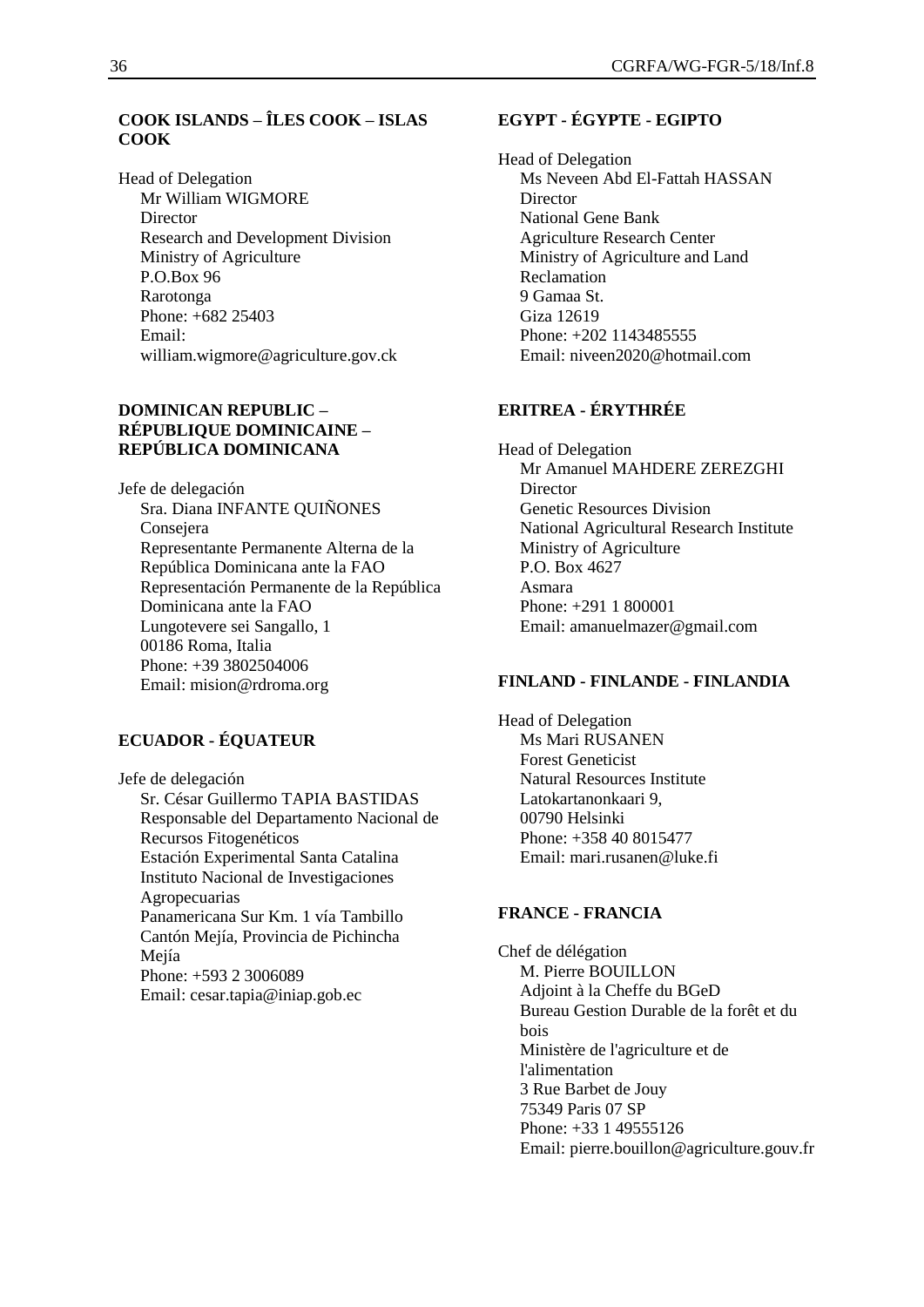**COOK ISLANDS – ÎLES COOK – ISLAS COOK**

Head of Delegation
Mr William WIGMORE
Director
Research and Development Division
Ministry of Agriculture
P.O.Box 96
Rarotonga
Phone: +682 25403
Email:
william.wigmore@agriculture.gov.ck

**DOMINICAN REPUBLIC – RÉPUBLIQUE DOMINICAINE – REPÚBLICA DOMINICANA**

Jefe de delegación
Sra. Diana INFANTE QUIÑONES
Consejera
Representante Permanente Alterna de la República Dominicana ante la FAO
Representación Permanente de la República Dominicana ante la FAO
Lungotevere sei Sangallo, 1
00186 Roma, Italia
Phone: +39 3802504006
Email: mision@rdroma.org

**ECUADOR - ÉQUATEUR**

Jefe de delegación
Sr. César Guillermo TAPIA BASTIDAS
Responsable del Departamento Nacional de Recursos Fitogenéticos
Estación Experimental Santa Catalina
Instituto Nacional de Investigaciones Agropecuarias
Panamericana Sur Km. 1 vía Tambillo
Cantón Mejía, Provincia de Pichincha
Mejía
Phone: +593 2 3006089
Email: cesar.tapia@iniap.gob.ec

**EGYPT - ÉGYPTE - EGIPTO**

Head of Delegation
Ms Neveen Abd El-Fattah HASSAN
Director
National Gene Bank
Agriculture Research Center
Ministry of Agriculture and Land Reclamation
9 Gamaa St.
Giza 12619
Phone: +202 1143485555
Email: niveen2020@hotmail.com

**ERITREA - ÉRYTHRÉE**

Head of Delegation
Mr Amanuel MAHDERE ZEREZGHI
Director
Genetic Resources Division
National Agricultural Research Institute
Ministry of Agriculture
P.O. Box 4627
Asmara
Phone: +291 1 800001
Email: amanuelmazer@gmail.com

**FINLAND - FINLANDE - FINLANDIA**

Head of Delegation
Ms Mari RUSANEN
Forest Geneticist
Natural Resources Institute
Latokartanonkaari 9,
00790 Helsinki
Phone: +358 40 8015477
Email: mari.rusanen@luke.fi

**FRANCE - FRANCIA**

Chef de délégation
M. Pierre BOUILLON
Adjoint à la Cheffe du BGeD
Bureau Gestion Durable de la forêt et du bois
Ministère de l'agriculture et de l'alimentation
3 Rue Barbet de Jouy
75349 Paris 07 SP
Phone: +33 1 49555126
Email: pierre.bouillon@agriculture.gouv.fr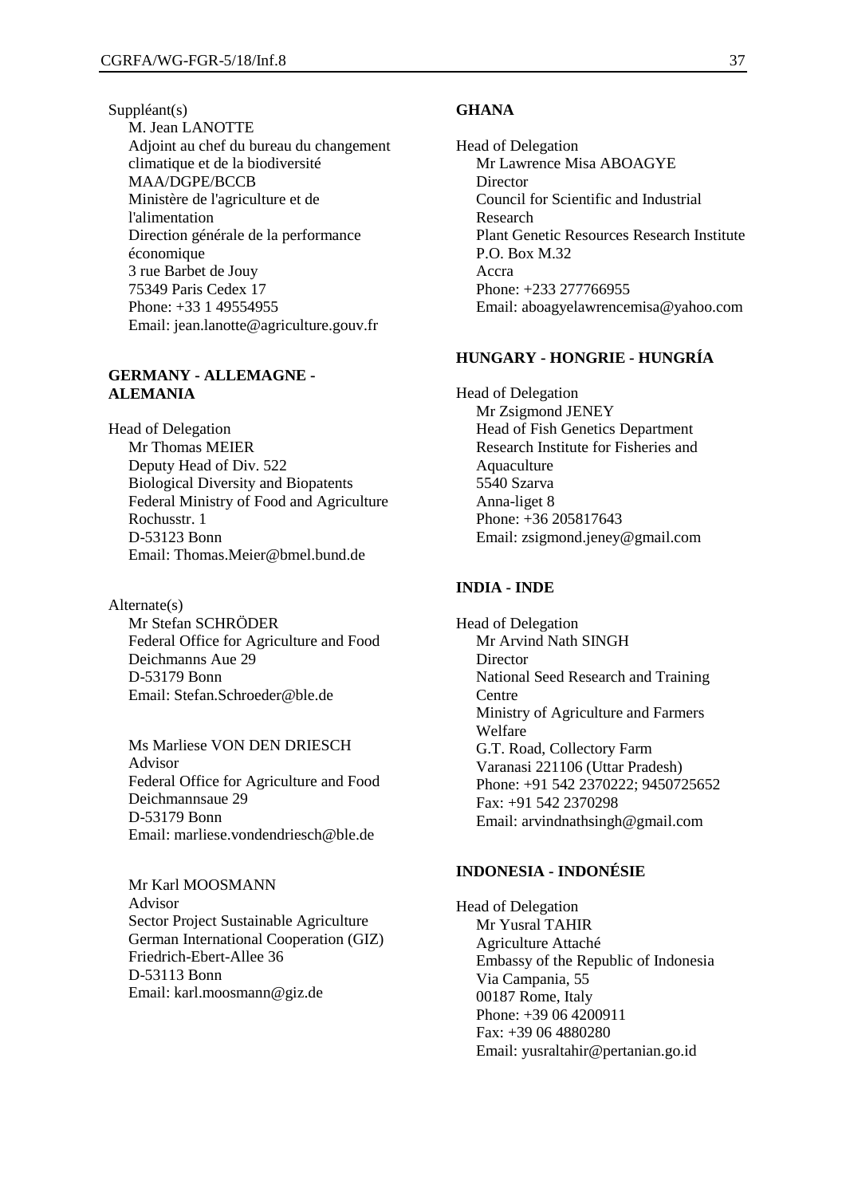Suppléant(s)

M. Jean LANOTTE
Adjoint au chef du bureau du changement climatique et de la biodiversité
MAA/DGPE/BCCB
Ministère de l'agriculture et de l'alimentation
Direction générale de la performance économique
3 rue Barbet de Jouy
75349 Paris Cedex 17
Phone: +33 1 49554955
Email: jean.lanotte@agriculture.gouv.fr

**GERMANY - ALLEMAGNE - ALEMANIA**

Head of Delegation

Mr Thomas MEIER
Deputy Head of Div. 522
Biological Diversity and Biopatents
Federal Ministry of Food and Agriculture
Rochusstr. 1
D-53123 Bonn
Email: Thomas.Meier@bmel.bund.de

Alternate(s)

Mr Stefan SCHRÖDER
Federal Office for Agriculture and Food
Deichmanns Aue 29
D-53179 Bonn
Email: Stefan.Schroeder@ble.de

Ms Marliese VON DEN DRIESCH
Advisor
Federal Office for Agriculture and Food
Deichmannsaue 29
D-53179 Bonn
Email: marliese.vondendriesch@ble.de

Mr Karl MOOSMANN
Advisor
Sector Project Sustainable Agriculture
German International Cooperation (GIZ)
Friedrich-Ebert-Allee 36
D-53113 Bonn
Email: karl.moosmann@giz.de

**GHANA**

Head of Delegation

Mr Lawrence Misa ABOAGYE
Director
Council for Scientific and Industrial Research
Plant Genetic Resources Research Institute
P.O. Box M.32
Accra
Phone: +233 277766955
Email: aboagyelawrencemisa@yahoo.com

**HUNGARY - HONGRIE - HUNGRÍA**

Head of Delegation

Mr Zsigmond JENEY
Head of Fish Genetics Department
Research Institute for Fisheries and Aquaculture
5540 Szarva
Anna-liget 8
Phone: +36 205817643
Email: zsigmond.jeney@gmail.com

**INDIA - INDE**

Head of Delegation

Mr Arvind Nath SINGH
Director
National Seed Research and Training Centre
Ministry of Agriculture and Farmers Welfare
G.T. Road, Collectory Farm
Varanasi 221106 (Uttar Pradesh)
Phone: +91 542 2370222; 9450725652
Fax: +91 542 2370298
Email: arvindnathsingh@gmail.com

**INDONESIA - INDONÉSIE**

Head of Delegation

Mr Yusral TAHIR
Agriculture Attaché
Embassy of the Republic of Indonesia
Via Campania, 55
00187 Rome, Italy
Phone: +39 06 4200911
Fax: +39 06 4880280
Email: yusraltahir@pertanian.go.id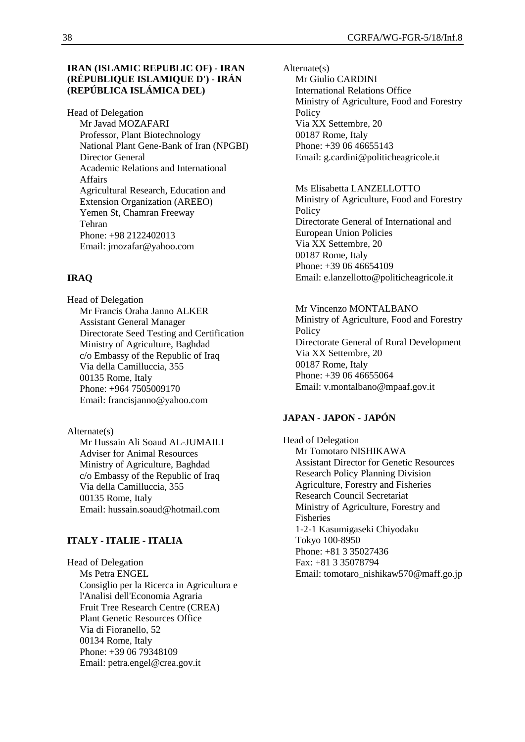**IRAN (ISLAMIC REPUBLIC OF) - IRAN (RÉPUBLIQUE ISLAMIQUE D') - IRÁN (REPÚBLICA ISLÁMICA DEL)**

Head of Delegation
Mr Javad MOZAFARI
Professor, Plant Biotechnology
National Plant Gene-Bank of Iran (NPGBI)
Director General
Academic Relations and International Affairs
Agricultural Research, Education and Extension Organization (AREEO)
Yemen St, Chamran Freeway
Tehran
Phone: +98 2122402013
Email: jmozafar@yahoo.com

**IRAQ**

Head of Delegation
Mr Francis Oraha Janno ALKER
Assistant General Manager
Directorate Seed Testing and Certification
Ministry of Agriculture, Baghdad
c/o Embassy of the Republic of Iraq
Via della Camilluccia, 355
00135 Rome, Italy
Phone: +964 7505009170
Email: francisjanno@yahoo.com

Alternate(s)
Mr Hussain Ali Soaud AL-JUMAILI
Adviser for Animal Resources
Ministry of Agriculture, Baghdad
c/o Embassy of the Republic of Iraq
Via della Camilluccia, 355
00135 Rome, Italy
Email: hussain.soaud@hotmail.com

**ITALY - ITALIE - ITALIA**

Head of Delegation
Ms Petra ENGEL
Consiglio per la Ricerca in Agricultura e l'Analisi dell'Economia Agraria
Fruit Tree Research Centre (CREA)
Plant Genetic Resources Office
Via di Fioranello, 52
00134 Rome, Italy
Phone: +39 06 79348109
Email: petra.engel@crea.gov.it

Alternate(s)
Mr Giulio CARDINI
International Relations Office
Ministry of Agriculture, Food and Forestry Policy
Via XX Settembre, 20
00187 Rome, Italy
Phone: +39 06 46655143
Email: g.cardini@politicheagricole.it

Ms Elisabetta LANZELLOTTO
Ministry of Agriculture, Food and Forestry Policy
Directorate General of International and European Union Policies
Via XX Settembre, 20
00187 Rome, Italy
Phone: +39 06 46654109
Email: e.lanzellotto@politicheagricole.it

Mr Vincenzo MONTALBANO
Ministry of Agriculture, Food and Forestry Policy
Directorate General of Rural Development
Via XX Settembre, 20
00187 Rome, Italy
Phone: +39 06 46655064
Email: v.montalbano@mpaaf.gov.it

**JAPAN - JAPON - JAPÓN**

Head of Delegation
Mr Tomotaro NISHIKAWA
Assistant Director for Genetic Resources
Research Policy Planning Division
Agriculture, Forestry and Fisheries Research Council Secretariat
Ministry of Agriculture, Forestry and Fisheries
1-2-1 Kasumigaseki Chiyodaku
Tokyo 100-8950
Phone: +81 3 35027436
Fax: +81 3 35078794
Email: tomotaro_nishikaw570@maff.go.jp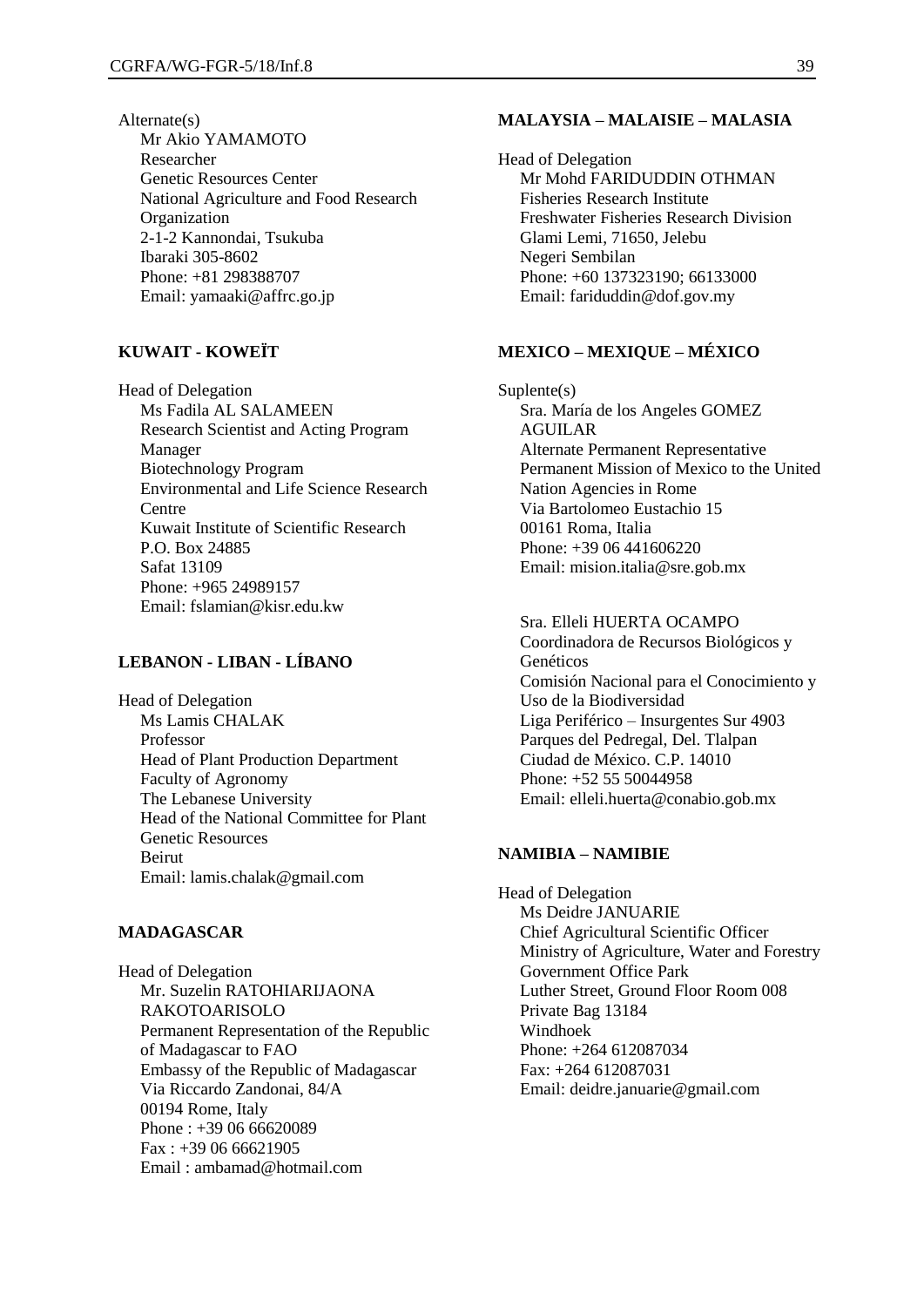Alternate(s)

Mr Akio YAMAMOTO
Researcher
Genetic Resources Center
National Agriculture and Food Research Organization
2-1-2 Kannondai, Tsukuba
Ibaraki 305-8602
Phone: +81 298388707
Email: yamaaki@affrc.go.jp

### KUWAIT - KOWEÏT

Head of Delegation

Ms Fadila AL SALAMEEN
Research Scientist and Acting Program Manager
Biotechnology Program
Environmental and Life Science Research Centre
Kuwait Institute of Scientific Research
P.O. Box 24885
Safat 13109
Phone: +965 24989157
Email: fslamian@kisr.edu.kw

### LEBANON - LIBAN - LÍBANO

Head of Delegation

Ms Lamis CHALAK
Professor
Head of Plant Production Department
Faculty of Agronomy
The Lebanese University
Head of the National Committee for Plant Genetic Resources
Beirut
Email: lamis.chalak@gmail.com

### MADAGASCAR

Head of Delegation

Mr. Suzelin RATOHIARIJAONA RAKOTOARISOLO
Permanent Representation of the Republic of Madagascar to FAO
Embassy of the Republic of Madagascar
Via Riccardo Zandonai, 84/A
00194 Rome, Italy
Phone : +39 06 66620089
Fax : +39 06 66621905
Email : ambamad@hotmail.com

### MALAYSIA – MALAISIE – MALASIA

Head of Delegation

Mr Mohd FARIDUDDIN OTHMAN
Fisheries Research Institute
Freshwater Fisheries Research Division
Glami Lemi, 71650, Jelebu
Negeri Sembilan
Phone: +60 137323190; 66133000
Email: fariduddin@dof.gov.my

### MEXICO – MEXIQUE – MÉXICO

Suplente(s)

Sra. María de los Angeles GOMEZ AGUILAR
Alternate Permanent Representative
Permanent Mission of Mexico to the United Nation Agencies in Rome
Via Bartolomeo Eustachio 15
00161 Roma, Italia
Phone: +39 06 441606220
Email: mision.italia@sre.gob.mx

Sra. Elleli HUERTA OCAMPO
Coordinadora de Recursos Biológicos y Genéticos
Comisión Nacional para el Conocimiento y Uso de la Biodiversidad
Liga Periférico – Insurgentes Sur 4903
Parques del Pedregal, Del. Tlalpan
Ciudad de México. C.P. 14010
Phone: +52 55 50044958
Email: elleli.huerta@conabio.gob.mx

### NAMIBIA – NAMIBIE

Head of Delegation

Ms Deidre JANUARIE
Chief Agricultural Scientific Officer
Ministry of Agriculture, Water and Forestry
Government Office Park
Luther Street, Ground Floor Room 008
Private Bag 13184
Windhoek
Phone: +264 612087034
Fax: +264 612087031
Email: deidre.januarie@gmail.com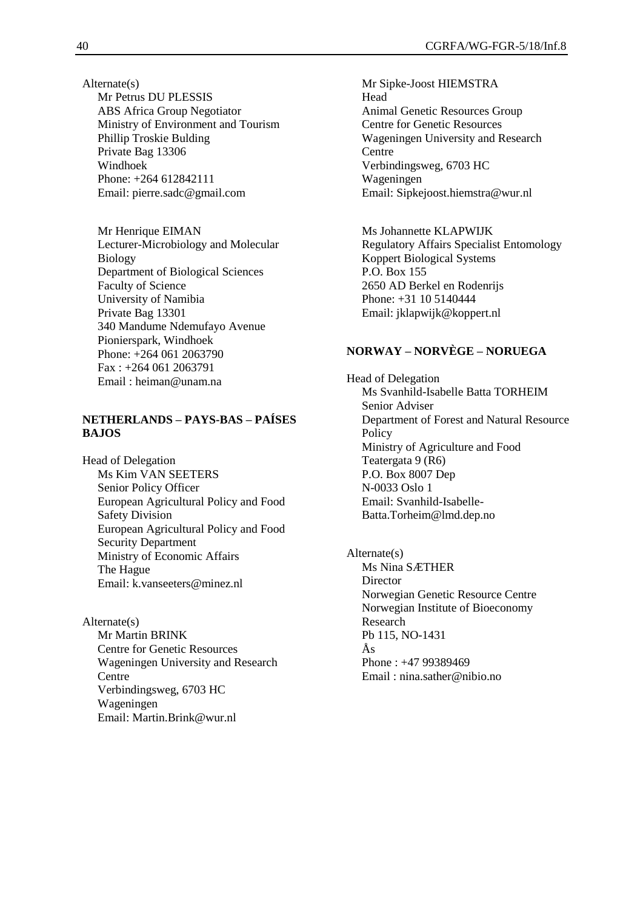Alternate(s)

Mr Petrus DU PLESSIS
ABS Africa Group Negotiator
Ministry of Environment and Tourism
Phillip Troskie Bulding
Private Bag 13306
Windhoek
Phone: +264 612842111
Email: pierre.sadc@gmail.com

Mr Henrique EIMAN
Lecturer-Microbiology and Molecular Biology
Department of Biological Sciences
Faculty of Science
University of Namibia
Private Bag 13301
340 Mandume Ndemufayo Avenue
Pionierspark, Windhoek
Phone: +264 061 2063790
Fax : +264 061 2063791
Email : heiman@unam.na

**NETHERLANDS – PAYS-BAS – PAÍSES BAJOS**

Head of Delegation

Ms Kim VAN SEETERS
Senior Policy Officer
European Agricultural Policy and Food Safety Division
European Agricultural Policy and Food Security Department
Ministry of Economic Affairs
The Hague
Email: k.vanseeters@minez.nl

Alternate(s)

Mr Martin BRINK
Centre for Genetic Resources
Wageningen University and Research Centre
Verbindingsweg, 6703 HC
Wageningen
Email: Martin.Brink@wur.nl

Mr Sipke-Joost HIEMSTRA
Head
Animal Genetic Resources Group
Centre for Genetic Resources
Wageningen University and Research Centre
Verbindingsweg, 6703 HC
Wageningen
Email: Sipkejoost.hiemstra@wur.nl

Ms Johannette KLAPWIJK
Regulatory Affairs Specialist Entomology
Koppert Biological Systems
P.O. Box 155
2650 AD Berkel en Rodenrijs
Phone: +31 10 5140444
Email: jklapwijk@koppert.nl

**NORWAY – NORVÈGE – NORUEGA**

Head of Delegation

Ms Svanhild-Isabelle Batta TORHEIM
Senior Adviser
Department of Forest and Natural Resource Policy
Ministry of Agriculture and Food
Teatergata 9 (R6)
P.O. Box 8007 Dep
N-0033 Oslo 1
Email: Svanhild-Isabelle-Batta.Torheim@lmd.dep.no

Alternate(s)

Ms Nina SÆTHER
Director
Norwegian Genetic Resource Centre
Norwegian Institute of Bioeconomy Research
Pb 115, NO-1431
Ås
Phone : +47 99389469
Email : nina.sather@nibio.no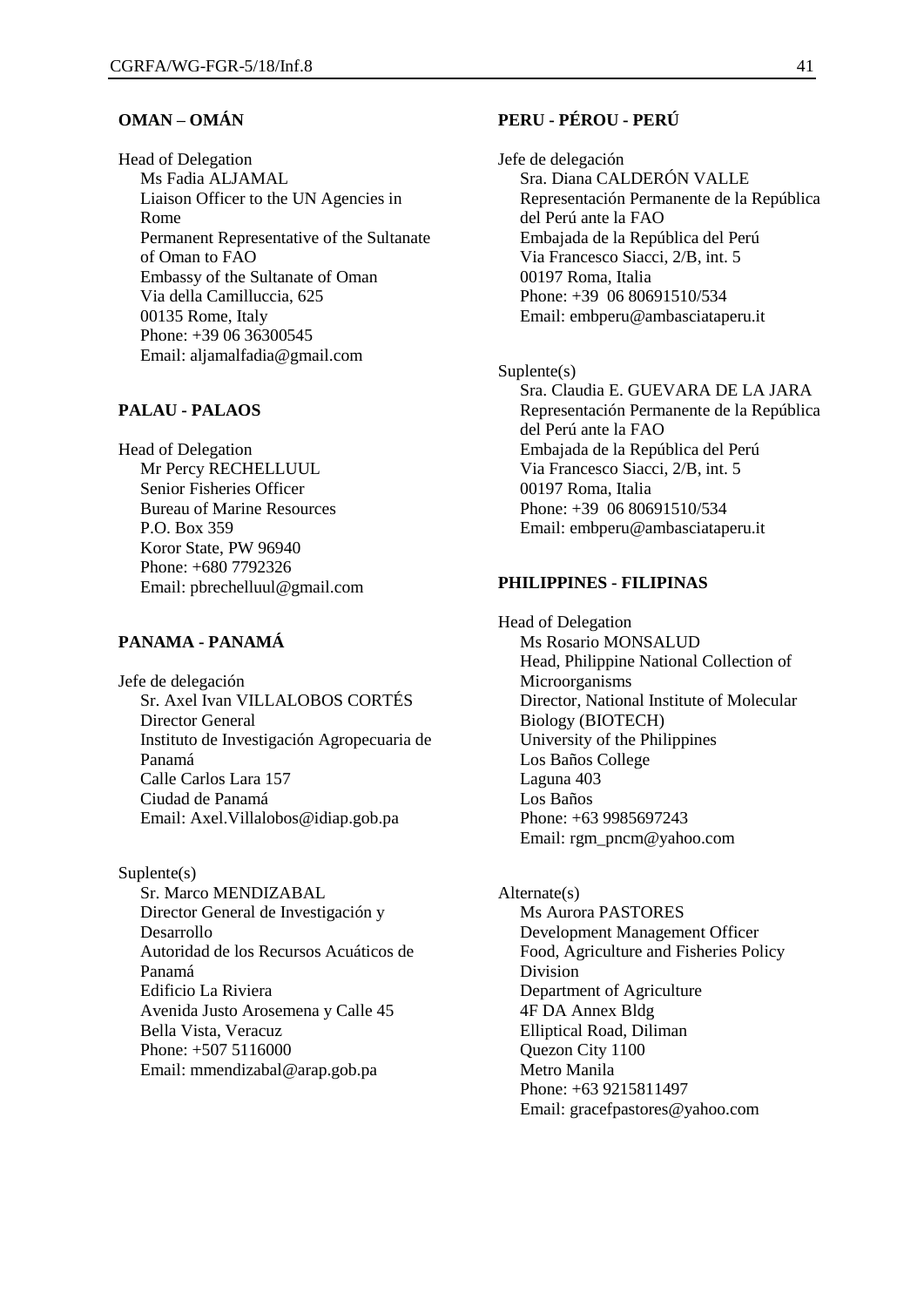## OMAN – OMÁN

Head of Delegation
Ms Fadia ALJAMAL
Liaison Officer to the UN Agencies in Rome
Permanent Representative of the Sultanate of Oman to FAO
Embassy of the Sultanate of Oman
Via della Camilluccia, 625
00135 Rome, Italy
Phone: +39 06 36300545
Email: aljamalfadia@gmail.com

## PALAU - PALAOS

Head of Delegation
Mr Percy RECHELLUUL
Senior Fisheries Officer
Bureau of Marine Resources
P.O. Box 359
Koror State, PW 96940
Phone: +680 7792326
Email: pbrechelluul@gmail.com

## PANAMA - PANAMÁ

Jefe de delegación
Sr. Axel Ivan VILLALOBOS CORTÉS
Director General
Instituto de Investigación Agropecuaria de Panamá
Calle Carlos Lara 157
Ciudad de Panamá
Email: Axel.Villalobos@idiap.gob.pa

Suplente(s)
Sr. Marco MENDIZABAL
Director General de Investigación y Desarrollo
Autoridad de los Recursos Acuáticos de Panamá
Edificio La Riviera
Avenida Justo Arosemena y Calle 45
Bella Vista, Veracuz
Phone: +507 5116000
Email: mmendizabal@arap.gob.pa

## PERU - PÉROU - PERÚ

Jefe de delegación
Sra. Diana CALDERÓN VALLE
Representación Permanente de la República del Perú ante la FAO
Embajada de la República del Perú
Via Francesco Siacci, 2/B, int. 5
00197 Roma, Italia
Phone: +39 06 80691510/534
Email: embperu@ambasciataperu.it

Suplente(s)
Sra. Claudia E. GUEVARA DE LA JARA
Representación Permanente de la República del Perú ante la FAO
Embajada de la República del Perú
Via Francesco Siacci, 2/B, int. 5
00197 Roma, Italia
Phone: +39 06 80691510/534
Email: embperu@ambasciataperu.it

## PHILIPPINES - FILIPINAS

Head of Delegation
Ms Rosario MONSALUD
Head, Philippine National Collection of Microorganisms
Director, National Institute of Molecular Biology (BIOTECH)
University of the Philippines
Los Baños College
Laguna 403
Los Baños
Phone: +63 9985697243
Email: rgm_pncm@yahoo.com

Alternate(s)
Ms Aurora PASTORES
Development Management Officer
Food, Agriculture and Fisheries Policy Division
Department of Agriculture
4F DA Annex Bldg
Elliptical Road, Diliman
Quezon City 1100
Metro Manila
Phone: +63 9215811497
Email: gracefpastores@yahoo.com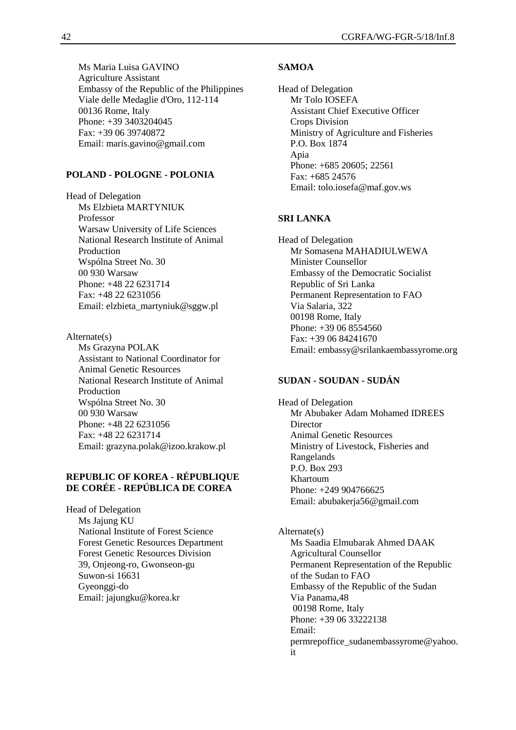Ms Maria Luisa GAVINO
Agriculture Assistant
Embassy of the Republic of the Philippines
Viale delle Medaglie d'Oro, 112-114
00136 Rome, Italy
Phone: +39 3403204045
Fax: +39 06 39740872
Email: maris.gavino@gmail.com

**POLAND - POLOGNE - POLONIA**

Head of Delegation
Ms Elzbieta MARTYNIUK
Professor
Warsaw University of Life Sciences
National Research Institute of Animal Production
Wspólna Street No. 30
00 930 Warsaw
Phone: +48 22 6231714
Fax: +48 22 6231056
Email: elzbieta_martyniuk@sggw.pl

Alternate(s)
Ms Grazyna POLAK
Assistant to National Coordinator for Animal Genetic Resources
National Research Institute of Animal Production
Wspólna Street No. 30
00 930 Warsaw
Phone: +48 22 6231056
Fax: +48 22 6231714
Email: grazyna.polak@izoo.krakow.pl

**REPUBLIC OF KOREA - RÉPUBLIQUE DE CORÉE - REPÚBLICA DE COREA**

Head of Delegation
Ms Jajung KU
National Institute of Forest Science
Forest Genetic Resources Department
Forest Genetic Resources Division
39, Onjeong-ro, Gwonseon-gu
Suwon-si 16631
Gyeonggi-do
Email: jajungku@korea.kr

**SAMOA**

Head of Delegation
Mr Tolo IOSEFA
Assistant Chief Executive Officer
Crops Division
Ministry of Agriculture and Fisheries
P.O. Box 1874
Apia
Phone: +685 20605; 22561
Fax: +685 24576
Email: tolo.iosefa@maf.gov.ws

**SRI LANKA**

Head of Delegation
Mr Somasena MAHADIULWEWA
Minister Counsellor
Embassy of the Democratic Socialist Republic of Sri Lanka
Permanent Representation to FAO
Via Salaria, 322
00198 Rome, Italy
Phone: +39 06 8554560
Fax: +39 06 84241670
Email: embassy@srilankaembassyrome.org

**SUDAN - SOUDAN - SUDÁN**

Head of Delegation
Mr Abubaker Adam Mohamed IDREES
Director
Animal Genetic Resources
Ministry of Livestock, Fisheries and Rangelands
P.O. Box 293
Khartoum
Phone: +249 904766625
Email: abubakerja56@gmail.com

Alternate(s)
Ms Saadia Elmubarak Ahmed DAAK
Agricultural Counsellor
Permanent Representation of the Republic of the Sudan to FAO
Embassy of the Republic of the Sudan
Via Panama,48
00198 Rome, Italy
Phone: +39 06 33222138
Email: permrepoffice_sudanembassyrome@yahoo.it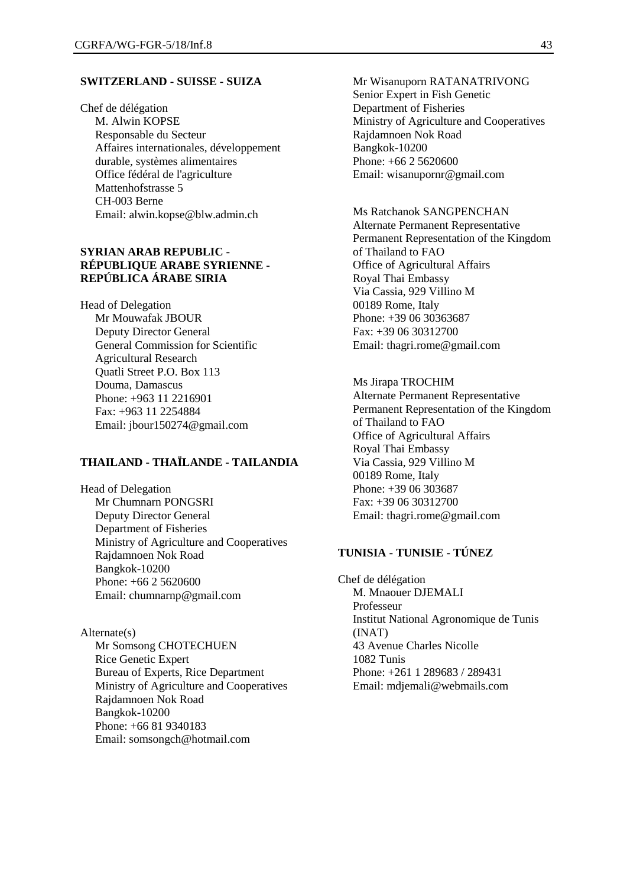**SWITZERLAND - SUISSE - SUIZA**

Chef de délégation
M. Alwin KOPSE
Responsable du Secteur
Affaires internationales, développement durable, systèmes alimentaires
Office fédéral de l'agriculture
Mattenhofstrasse 5
CH-003 Berne
Email: alwin.kopse@blw.admin.ch

**SYRIAN ARAB REPUBLIC - RÉPUBLIQUE ARABE SYRIENNE - REPÚBLICA ÁRABE SIRIA**

Head of Delegation
Mr Mouwafak JBOUR
Deputy Director General
General Commission for Scientific Agricultural Research
Quatli Street P.O. Box 113
Douma, Damascus
Phone: +963 11 2216901
Fax: +963 11 2254884
Email: jbour150274@gmail.com

**THAILAND - THAÏLANDE - TAILANDIA**

Head of Delegation
Mr Chumnarn PONGSRI
Deputy Director General
Department of Fisheries
Ministry of Agriculture and Cooperatives
Rajdamnoen Nok Road
Bangkok-10200
Phone: +66 2 5620600
Email: chumnarnp@gmail.com

Alternate(s)
Mr Somsong CHOTECHUEN
Rice Genetic Expert
Bureau of Experts, Rice Department
Ministry of Agriculture and Cooperatives
Rajdamnoen Nok Road
Bangkok-10200
Phone: +66 81 9340183
Email: somsongch@hotmail.com

Mr Wisanuporn RATANATRIVONG
Senior Expert in Fish Genetic
Department of Fisheries
Ministry of Agriculture and Cooperatives
Rajdamnoen Nok Road
Bangkok-10200
Phone: +66 2 5620600
Email: wisanupornr@gmail.com

Ms Ratchanok SANGPENCHAN
Alternate Permanent Representative
Permanent Representation of the Kingdom of Thailand to FAO
Office of Agricultural Affairs
Royal Thai Embassy
Via Cassia, 929 Villino M
00189 Rome, Italy
Phone: +39 06 30363687
Fax: +39 06 30312700
Email: thagri.rome@gmail.com

Ms Jirapa TROCHIM
Alternate Permanent Representative
Permanent Representation of the Kingdom of Thailand to FAO
Office of Agricultural Affairs
Royal Thai Embassy
Via Cassia, 929 Villino M
00189 Rome, Italy
Phone: +39 06 303687
Fax: +39 06 30312700
Email: thagri.rome@gmail.com

**TUNISIA - TUNISIE - TÚNEZ**

Chef de délégation
M. Mnaouer DJEMALI
Professeur
Institut National Agronomique de Tunis (INAT)
43 Avenue Charles Nicolle
1082 Tunis
Phone: +261 1 289683 / 289431
Email: mdjemali@webmails.com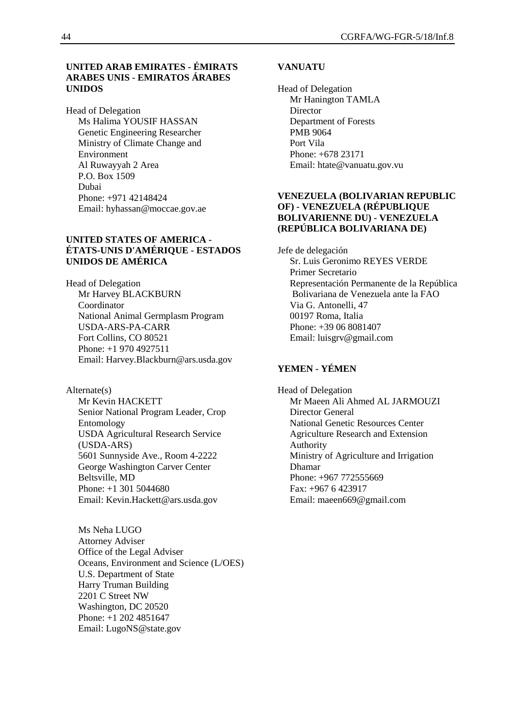**UNITED ARAB EMIRATES - ÉMIRATS ARABES UNIS - EMIRATOS ÁRABES UNIDOS**

Head of Delegation
Ms Halima YOUSIF HASSAN
Genetic Engineering Researcher
Ministry of Climate Change and Environment
Al Ruwayyah 2 Area
P.O. Box 1509
Dubai
Phone: +971 42148424
Email: hyhassan@moccae.gov.ae

**UNITED STATES OF AMERICA - ÉTATS-UNIS D'AMÉRIQUE - ESTADOS UNIDOS DE AMÉRICA**

Head of Delegation
Mr Harvey BLACKBURN
Coordinator
National Animal Germplasm Program
USDA-ARS-PA-CARR
Fort Collins, CO 80521
Phone: +1 970 4927511
Email: Harvey.Blackburn@ars.usda.gov

Alternate(s)
Mr Kevin HACKETT
Senior National Program Leader, Crop Entomology
USDA Agricultural Research Service (USDA-ARS)
5601 Sunnyside Ave., Room 4-2222
George Washington Carver Center
Beltsville, MD
Phone: +1 301 5044680
Email: Kevin.Hackett@ars.usda.gov

Ms Neha LUGO
Attorney Adviser
Office of the Legal Adviser
Oceans, Environment and Science (L/OES)
U.S. Department of State
Harry Truman Building
2201 C Street NW
Washington, DC 20520
Phone: +1 202 4851647
Email: LugoNS@state.gov

**VANUATU**

Head of Delegation
Mr Hanington TAMLA
Director
Department of Forests
PMB 9064
Port Vila
Phone: +678 23171
Email: htate@vanuatu.gov.vu

**VENEZUELA (BOLIVARIAN REPUBLIC OF) - VENEZUELA (RÉPUBLIQUE BOLIVARIENNE DU) - VENEZUELA (REPÚBLICA BOLIVARIANA DE)**

Jefe de delegación
Sr. Luis Geronimo REYES VERDE
Primer Secretario
Representación Permanente de la República Bolivariana de Venezuela ante la FAO
Via G. Antonelli, 47
00197 Roma, Italia
Phone: +39 06 8081407
Email: luisgrv@gmail.com

**YEMEN - YÉMEN**

Head of Delegation
Mr Maeen Ali Ahmed AL JARMOUZI
Director General
National Genetic Resources Center
Agriculture Research and Extension Authority
Ministry of Agriculture and Irrigation
Dhamar
Phone: +967 772555669
Fax: +967 6 423917
Email: maeen669@gmail.com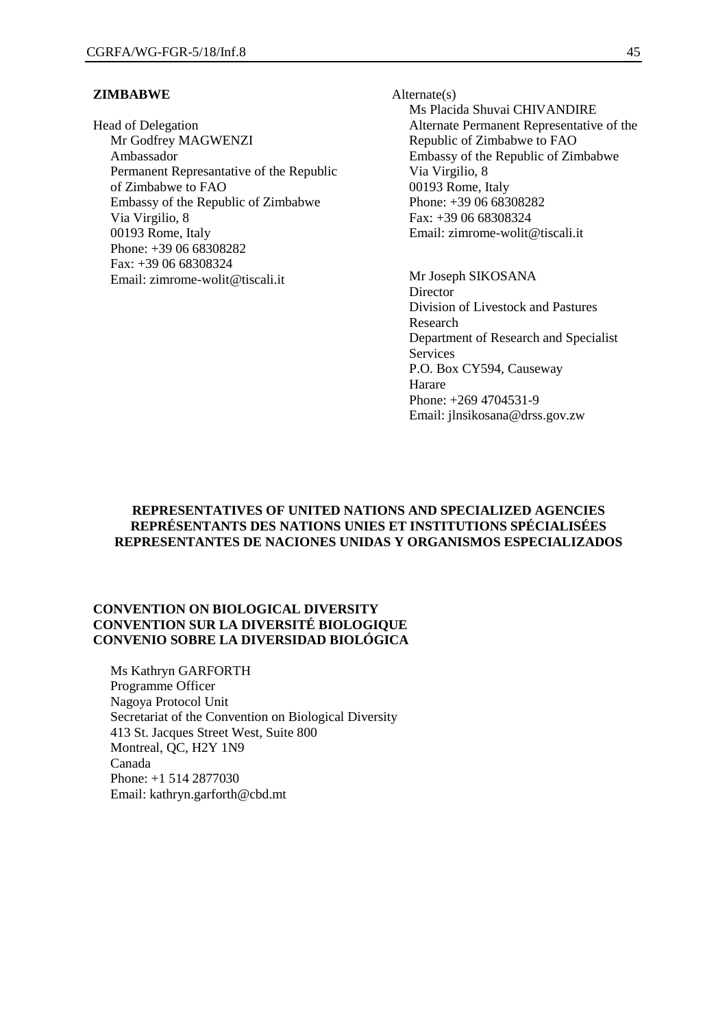**ZIMBABWE**

Head of Delegation
Mr Godfrey MAGWENZI
Ambassador
Permanent Represantative of the Republic of Zimbabwe to FAO
Embassy of the Republic of Zimbabwe
Via Virgilio, 8
00193 Rome, Italy
Phone: +39 06 68308282
Fax: +39 06 68308324
Email: zimrome-wolit@tiscali.it

Alternate(s)
Ms Placida Shuvai CHIVANDIRE
Alternate Permanent Representative of the Republic of Zimbabwe to FAO
Embassy of the Republic of Zimbabwe
Via Virgilio, 8
00193 Rome, Italy
Phone: +39 06 68308282
Fax: +39 06 68308324
Email: zimrome-wolit@tiscali.it

Mr Joseph SIKOSANA
Director
Division of Livestock and Pastures Research
Department of Research and Specialist Services
P.O. Box CY594, Causeway
Harare
Phone: +269 4704531-9
Email: jlnsikosana@drss.gov.zw

**REPRESENTATIVES OF UNITED NATIONS AND SPECIALIZED AGENCIES**
**REPRÉSENTANTS DES NATIONS UNIES ET INSTITUTIONS SPÉCIALISÉES**
**REPRESENTANTES DE NACIONES UNIDAS Y ORGANISMOS ESPECIALIZADOS**

**CONVENTION ON BIOLOGICAL DIVERSITY**
**CONVENTION SUR LA DIVERSITÉ BIOLOGIQUE**
**CONVENIO SOBRE LA DIVERSIDAD BIOLÓGICA**

Ms Kathryn GARFORTH
Programme Officer
Nagoya Protocol Unit
Secretariat of the Convention on Biological Diversity
413 St. Jacques Street West, Suite 800
Montreal, QC, H2Y 1N9
Canada
Phone: +1 514 2877030
Email: kathryn.garforth@cbd.mt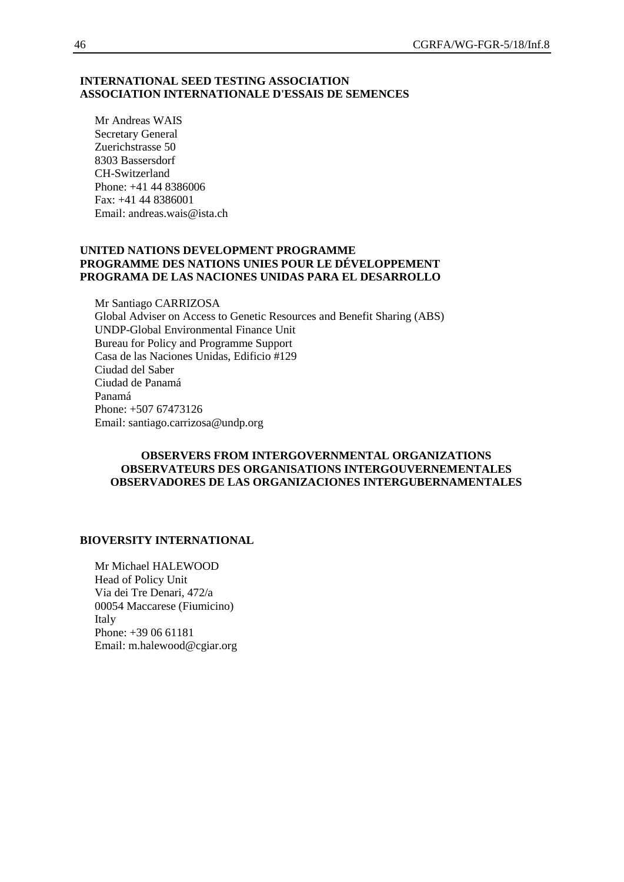**INTERNATIONAL SEED TESTING ASSOCIATION**
**ASSOCIATION INTERNATIONALE D'ESSAIS DE SEMENCES**

Mr Andreas WAIS
Secretary General
Zuerichstrasse 50
8303 Bassersdorf
CH-Switzerland
Phone: +41 44 8386006
Fax: +41 44 8386001
Email: andreas.wais@ista.ch

**UNITED NATIONS DEVELOPMENT PROGRAMME**
**PROGRAMME DES NATIONS UNIES POUR LE DÉVELOPPEMENT**
**PROGRAMA DE LAS NACIONES UNIDAS PARA EL DESARROLLO**

Mr Santiago CARRIZOSA
Global Adviser on Access to Genetic Resources and Benefit Sharing (ABS)
UNDP-Global Environmental Finance Unit
Bureau for Policy and Programme Support
Casa de las Naciones Unidas, Edificio #129
Ciudad del Saber
Ciudad de Panamá
Panamá
Phone: +507 67473126
Email: santiago.carrizosa@undp.org

## OBSERVERS FROM INTERGOVERNMENTAL ORGANIZATIONS
## OBSERVATEURS DES ORGANISATIONS INTERGOUVERNEMENTALES
## OBSERVADORES DE LAS ORGANIZACIONES INTERGUBERNAMENTALES

**BIOVERSITY INTERNATIONAL**

Mr Michael HALEWOOD
Head of Policy Unit
Via dei Tre Denari, 472/a
00054 Maccarese (Fiumicino)
Italy
Phone: +39 06 61181
Email: m.halewood@cgiar.org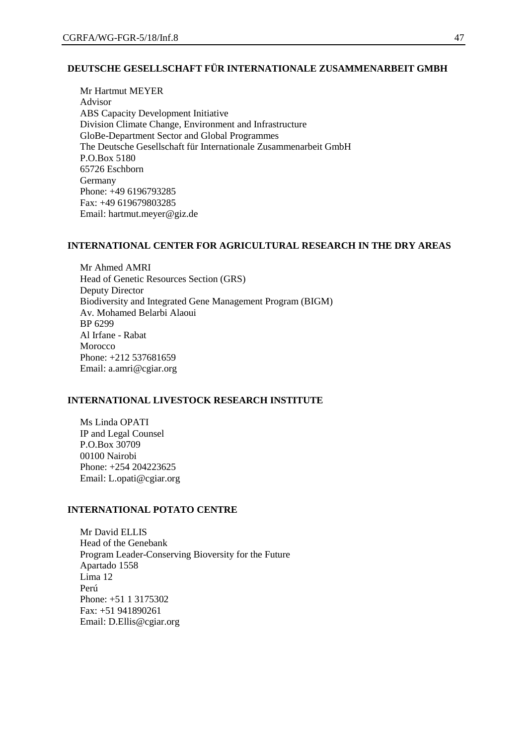**DEUTSCHE GESELLSCHAFT FÜR INTERNATIONALE ZUSAMMENARBEIT GMBH**

Mr Hartmut MEYER
Advisor
ABS Capacity Development Initiative
Division Climate Change, Environment and Infrastructure
GloBe-Department Sector and Global Programmes
The Deutsche Gesellschaft für Internationale Zusammenarbeit GmbH
P.O.Box 5180
65726 Eschborn
Germany
Phone: +49 6196793285
Fax: +49 619679803285
Email: hartmut.meyer@giz.de

**INTERNATIONAL CENTER FOR AGRICULTURAL RESEARCH IN THE DRY AREAS**

Mr Ahmed AMRI
Head of Genetic Resources Section (GRS)
Deputy Director
Biodiversity and Integrated Gene Management Program (BIGM)
Av. Mohamed Belarbi Alaoui
BP 6299
Al Irfane - Rabat
Morocco
Phone: +212 537681659
Email: a.amri@cgiar.org

**INTERNATIONAL LIVESTOCK RESEARCH INSTITUTE**

Ms Linda OPATI
IP and Legal Counsel
P.O.Box 30709
00100 Nairobi
Phone: +254 204223625
Email: L.opati@cgiar.org

**INTERNATIONAL POTATO CENTRE**

Mr David ELLIS
Head of the Genebank
Program Leader-Conserving Bioversity for the Future
Apartado 1558
Lima 12
Perú
Phone: +51 1 3175302
Fax: +51 941890261
Email: D.Ellis@cgiar.org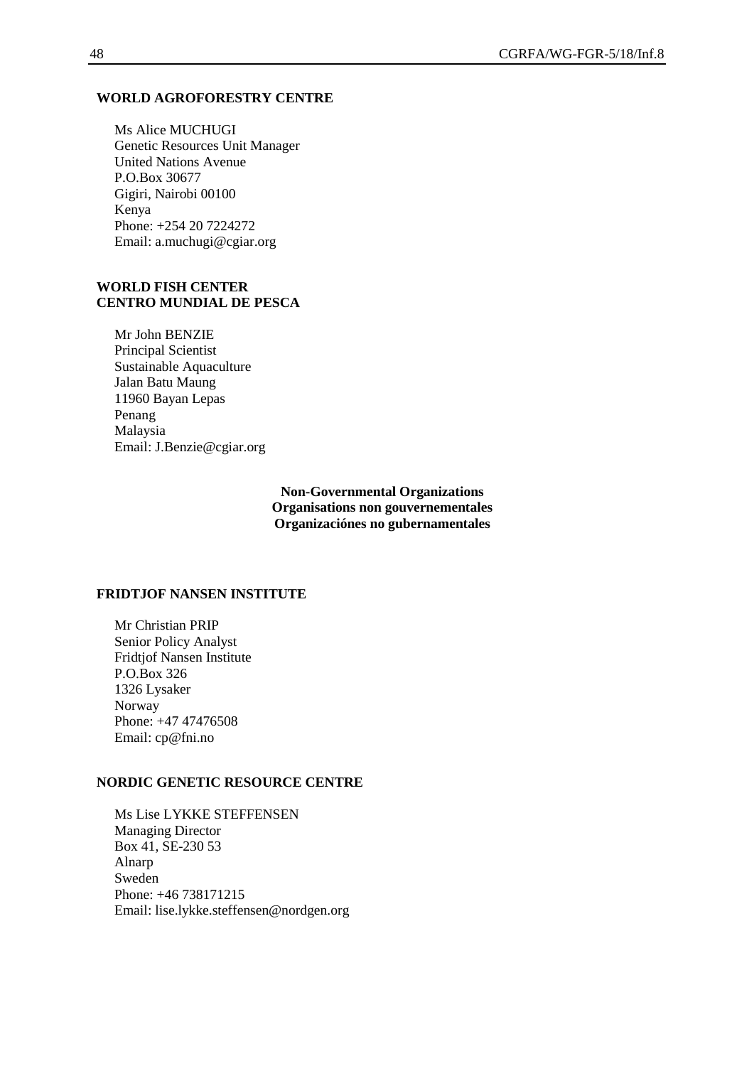**WORLD AGROFORESTRY CENTRE**

Ms Alice MUCHUGI
Genetic Resources Unit Manager
United Nations Avenue
P.O.Box 30677
Gigiri, Nairobi 00100
Kenya
Phone: +254 20 7224272
Email: a.muchugi@cgiar.org

**WORLD FISH CENTER**
**CENTRO MUNDIAL DE PESCA**

Mr John BENZIE
Principal Scientist
Sustainable Aquaculture
Jalan Batu Maung
11960 Bayan Lepas
Penang
Malaysia
Email: J.Benzie@cgiar.org

**Non-Governmental Organizations**
**Organisations non gouvernementales**
**Organizaciónes no gubernamentales**

**FRIDTJOF NANSEN INSTITUTE**

Mr Christian PRIP
Senior Policy Analyst
Fridtjof Nansen Institute
P.O.Box 326
1326 Lysaker
Norway
Phone: +47 47476508
Email: cp@fni.no

**NORDIC GENETIC RESOURCE CENTRE**

Ms Lise LYKKE STEFFENSEN
Managing Director
Box 41, SE-230 53
Alnarp
Sweden
Phone: +46 738171215
Email: lise.lykke.steffensen@nordgen.org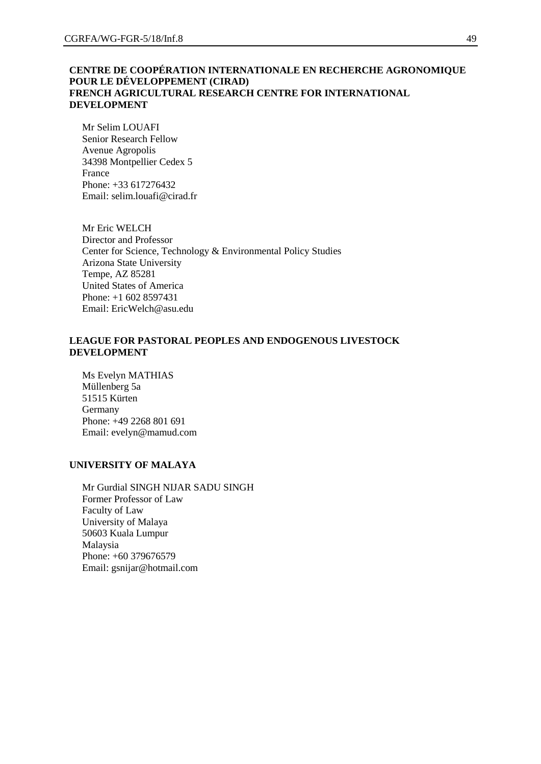**CENTRE DE COOPÉRATION INTERNATIONALE EN RECHERCHE AGRONOMIQUE POUR LE DÉVELOPPEMENT (CIRAD)**
**FRENCH AGRICULTURAL RESEARCH CENTRE FOR INTERNATIONAL DEVELOPMENT**

Mr Selim LOUAFI
Senior Research Fellow
Avenue Agropolis
34398 Montpellier Cedex 5
France
Phone: +33 617276432
Email: selim.louafi@cirad.fr

Mr Eric WELCH
Director and Professor
Center for Science, Technology & Environmental Policy Studies
Arizona State University
Tempe, AZ 85281
United States of America
Phone: +1 602 8597431
Email: EricWelch@asu.edu

**LEAGUE FOR PASTORAL PEOPLES AND ENDOGENOUS LIVESTOCK DEVELOPMENT**

Ms Evelyn MATHIAS
Müllenberg 5a
51515 Kürten
Germany
Phone: +49 2268 801 691
Email: evelyn@mamud.com

**UNIVERSITY OF MALAYA**

Mr Gurdial SINGH NIJAR SADU SINGH
Former Professor of Law
Faculty of Law
University of Malaya
50603 Kuala Lumpur
Malaysia
Phone: +60 379676579
Email: gsnijar@hotmail.com